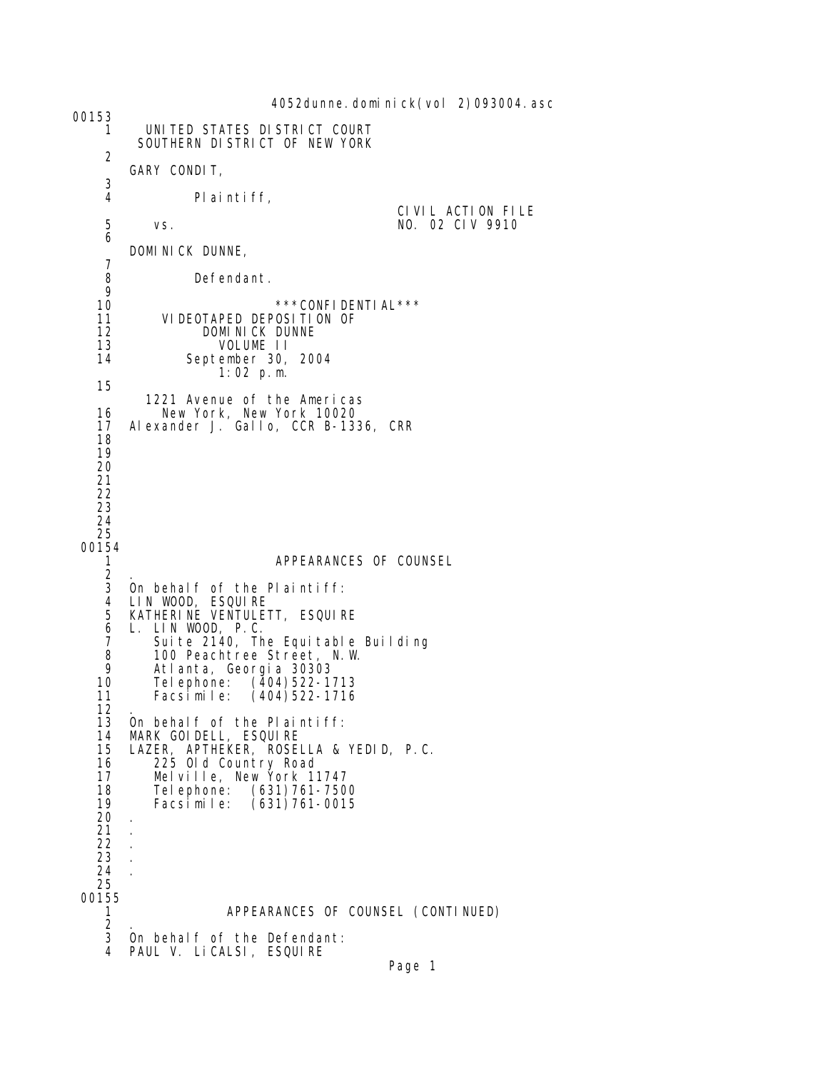00153

1 UNITED STATES DISTRICT COURT
SOUTHERN DISTRICT OF NEW YORK

2 GARY CONDIT,

3

4 Plaintiff,

CIVIL ACTION FILE

5 vs. NO. 02 CIV 9910

6 DOMINICK DUNNE,

7

8 Defendant.

9

10 \*\*\*CONFIDENTIAL\*\*\*

11 VIDEOTAPED DEPOSITION OF

12 DOMINICK DUNNE

13 VOLUME II

14 September 30, 2004
1:02 p.m.

15 1221 Avenue of the Americas

16 New York, New York 10020

17 Alexander J. Gallo, CCR B-1336, CRR

18

19

20

21

22

23

24

25

00154

1 APPEARANCES OF COUNSEL

2 .

3 On behalf of the Plaintiff:

4 LIN WOOD, ESQUIRE

5 KATHERINE VENTULETT, ESQUIRE

6 L. LIN WOOD, P.C.

7 Suite 2140, The Equitable Building

8 100 Peachtree Street, N.W.

9 Atlanta, Georgia 30303

10 Telephone: (404)522-1713

11 Facsimile: (404)522-1716

12 .

13 On behalf of the Plaintiff:

14 MARK GOIDELL, ESQUIRE

15 LAZER, APTHEKER, ROSELLA & YEDID, P.C.

16 225 Old Country Road

17 Melville, New York 11747

18 Telephone: (631)761-7500

19 Facsimile: (631)761-0015

20 .

21 .

22 .

23 .

24 .

25

00155

1 APPEARANCES OF COUNSEL (CONTINUED)

2 .

3 On behalf of the Defendant:

4 PAUL V. LiCALSI, ESQUIRE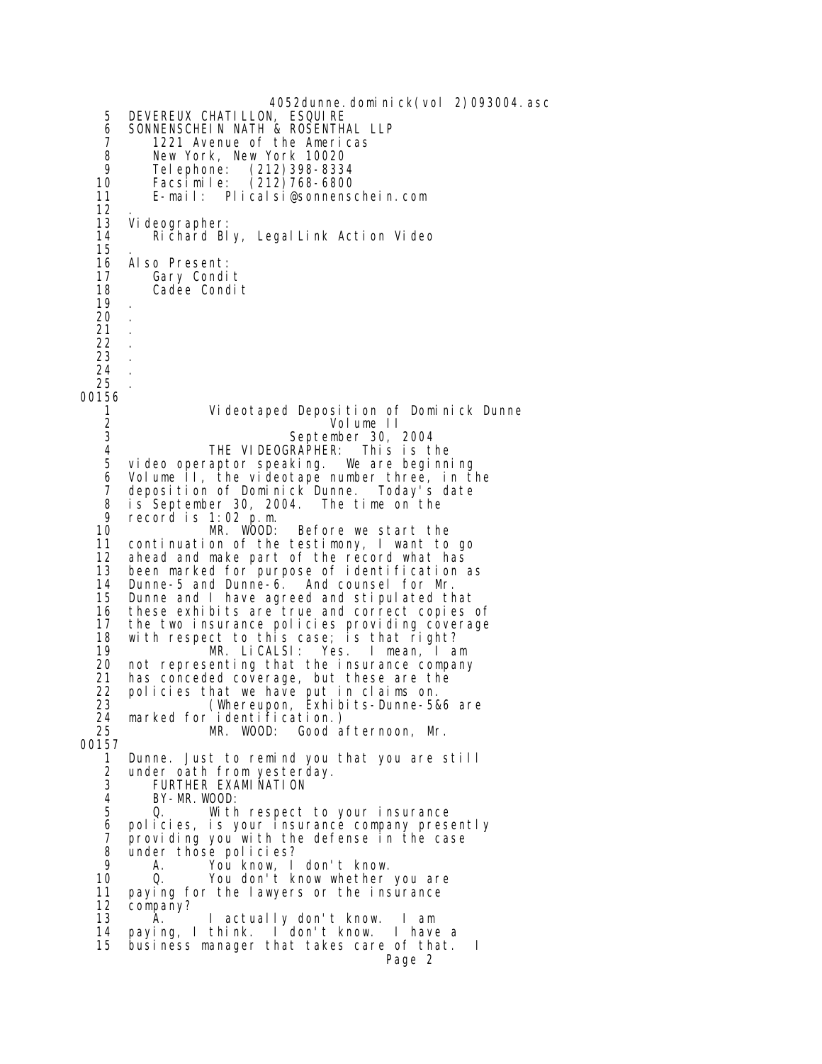```
5   DEVEREUX CHATILLON, ESQUIRE
6   SONNENSCHEIN NATH & ROSENTHAL LLP
7      1221 Avenue of the Americas
8      New York, New York 10020
9      Telephone:  (212)398-8334
10     Facsimile:  (212)768-6800
11     E-mail:  Plicalsi@sonnenschein.com
12  .
13  Videographer:
14     Richard Bly, LegalLink Action Video
15  .
16  Also Present:
17     Gary Condit
18     Cadee Condit
19  .
20  .
21  .
22  .
23  .
24  .
25  .
00156
1             Videotaped Deposition of Dominick Dunne
2                          Volume II
3                      September 30, 2004
4             THE VIDEOGRAPHER:  This is the
5   video operaptor speaking.  We are beginning
6   Volume II, the videotape number three, in the
7   deposition of Dominick Dunne.  Today's date
8   is September 30, 2004.  The time on the
9   record is 1:02 p.m.
10            MR. WOOD:  Before we start the
11  continuation of the testimony, I want to go
12  ahead and make part of the record what has
13  been marked for purpose of identification as
14  Dunne-5 and Dunne-6.  And counsel for Mr.
15  Dunne and I have agreed and stipulated that
16  these exhibits are true and correct copies of
17  the two insurance policies providing coverage
18  with respect to this case; is that right?
19            MR. LiCALSI:  Yes.  I mean, I am
20  not representing that the insurance company
21  has conceded coverage, but these are the
22  policies that we have put in claims on.
23            (Whereupon, Exhibits-Dunne-5&6 are
24  marked for identification.)
25            MR. WOOD:  Good afternoon, Mr.
00157
1   Dunne. Just to remind you that you are still
2   under oath from yesterday.
3      FURTHER EXAMINATION
4      BY-MR.WOOD:
5      Q.     With respect to your insurance
6   policies, is your insurance company presently
7   providing you with the defense in the case
8   under those policies?
9      A.     You know, I don't know.
10     Q.     You don't know whether you are
11  paying for the lawyers or the insurance
12  company?
13     A.     I actually don't know.  I am
14  paying, I think.  I don't know.  I have a
15  business manager that takes care of that.  I
```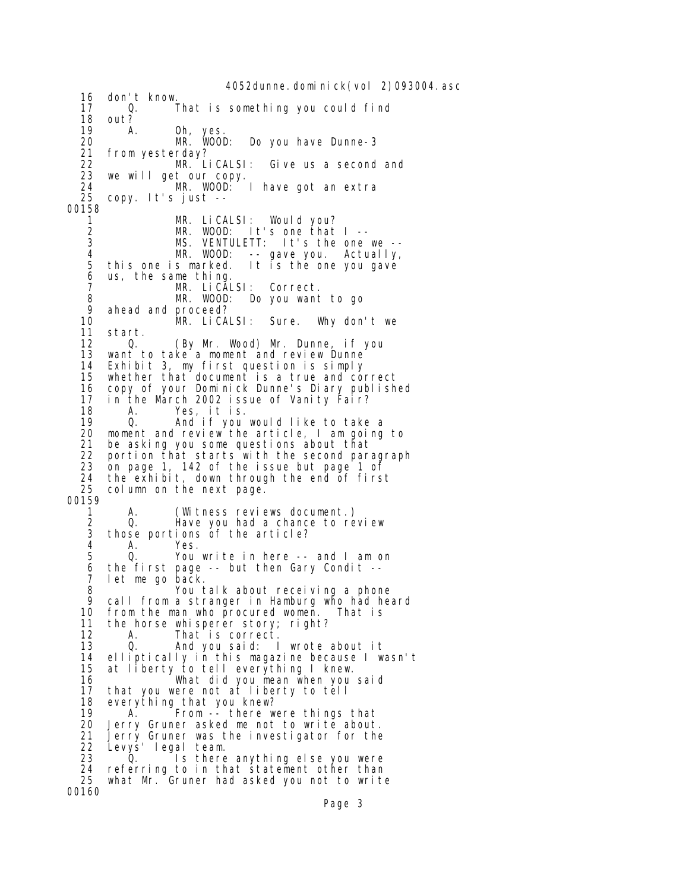16 don't know.
17 Q. That is something you could find
18 out?
19 A. Oh, yes.
20 MR. WOOD: Do you have Dunne-3
21 from yesterday?
22 MR. LiCALSI: Give us a second and
23 we will get our copy.
24 MR. WOOD: I have got an extra
25 copy. It's just --
00158
1 MR. LiCALSI: Would you?
2 MR. WOOD: It's one that I --
3 MS. VENTULETT: It's the one we --
4 MR. WOOD: -- gave you. Actually,
5 this one is marked. It is the one you gave
6 us, the same thing.
7 MR. LiCALSI: Correct.
8 MR. WOOD: Do you want to go
9 ahead and proceed?
10 MR. LiCALSI: Sure. Why don't we
11 start.
12 Q. (By Mr. Wood) Mr. Dunne, if you
13 want to take a moment and review Dunne
14 Exhibit 3, my first question is simply
15 whether that document is a true and correct
16 copy of your Dominick Dunne's Diary published
17 in the March 2002 issue of Vanity Fair?
18 A. Yes, it is.
19 Q. And if you would like to take a
20 moment and review the article, I am going to
21 be asking you some questions about that
22 portion that starts with the second paragraph
23 on page 1, 142 of the issue but page 1 of
24 the exhibit, down through the end of first
25 column on the next page.
00159
1 A. (Witness reviews document.)
2 Q. Have you had a chance to review
3 those portions of the article?
4 A. Yes.
5 Q. You write in here -- and I am on
6 the first page -- but then Gary Condit --
7 let me go back.
8 You talk about receiving a phone
9 call from a stranger in Hamburg who had heard
10 from the man who procured women. That is
11 the horse whisperer story; right?
12 A. That is correct.
13 Q. And you said: I wrote about it
14 elliptically in this magazine because I wasn't
15 at liberty to tell everything I knew.
16 What did you mean when you said
17 that you were not at liberty to tell
18 everything that you knew?
19 A. From -- there were things that
20 Jerry Gruner asked me not to write about.
21 Jerry Gruner was the investigator for the
22 Levys' legal team.
23 Q. Is there anything else you were
24 referring to in that statement other than
25 what Mr. Gruner had asked you not to write
00160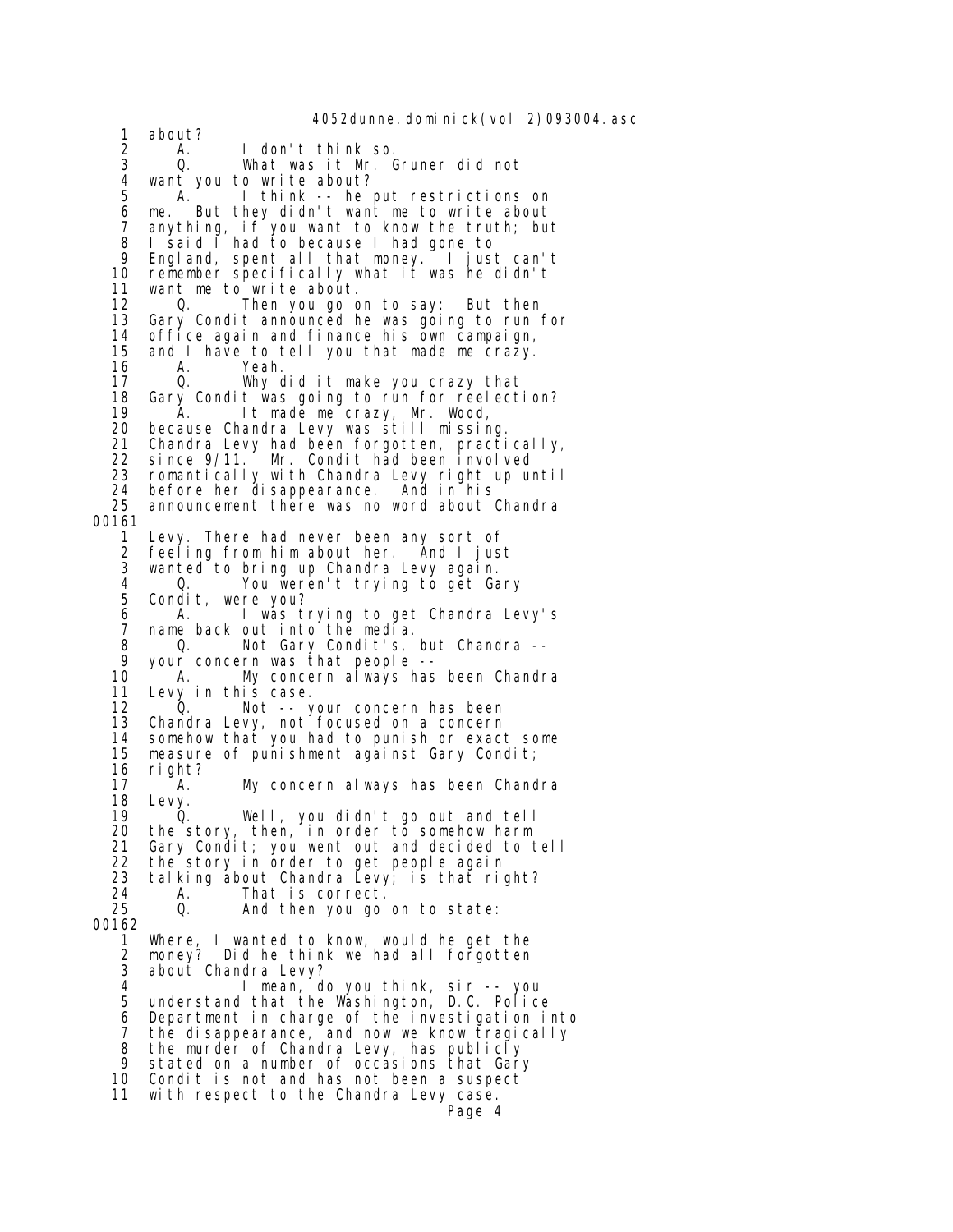1 about?
2 A. I don't think so.
3 Q. What was it Mr. Gruner did not
4 want you to write about?
5 A. I think -- he put restrictions on
6 me. But they didn't want me to write about
7 anything, if you want to know the truth; but
8 I said I had to because I had gone to
9 England, spent all that money. I just can't
10 remember specifically what it was he didn't
11 want me to write about.
12 Q. Then you go on to say: But then
13 Gary Condit announced he was going to run for
14 office again and finance his own campaign,
15 and I have to tell you that made me crazy.
16 A. Yeah.
17 Q. Why did it make you crazy that
18 Gary Condit was going to run for reelection?
19 A. It made me crazy, Mr. Wood,
20 because Chandra Levy was still missing.
21 Chandra Levy had been forgotten, practically,
22 since 9/11. Mr. Condit had been involved
23 romantically with Chandra Levy right up until
24 before her disappearance. And in his
25 announcement there was no word about Chandra

00161

1 Levy. There had never been any sort of
2 feeling from him about her. And I just
3 wanted to bring up Chandra Levy again.
4 Q. You weren't trying to get Gary
5 Condit, were you?
6 A. I was trying to get Chandra Levy's
7 name back out into the media.
8 Q. Not Gary Condit's, but Chandra --
9 your concern was that people --
10 A. My concern always has been Chandra
11 Levy in this case.
12 Q. Not -- your concern has been
13 Chandra Levy, not focused on a concern
14 somehow that you had to punish or exact some
15 measure of punishment against Gary Condit;
16 right?
17 A. My concern always has been Chandra
18 Levy.
19 Q. Well, you didn't go out and tell
20 the story, then, in order to somehow harm
21 Gary Condit; you went out and decided to tell
22 the story in order to get people again
23 talking about Chandra Levy; is that right?
24 A. That is correct.
25 Q. And then you go on to state:

00162

1 Where, I wanted to know, would he get the
2 money? Did he think we had all forgotten
3 about Chandra Levy?
4 I mean, do you think, sir -- you
5 understand that the Washington, D.C. Police
6 Department in charge of the investigation into
7 the disappearance, and now we know tragically
8 the murder of Chandra Levy, has publicly
9 stated on a number of occasions that Gary
10 Condit is not and has not been a suspect
11 with respect to the Chandra Levy case.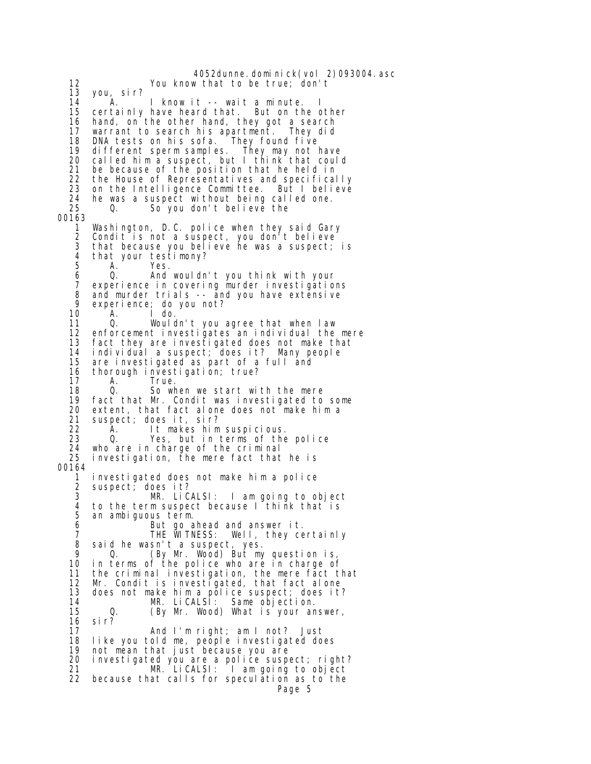12 You know that to be true; don't
13 you, sir?
14 A. I know it -- wait a minute. I
15 certainly have heard that. But on the other
16 hand, on the other hand, they got a search
17 warrant to search his apartment. They did
18 DNA tests on his sofa. They found five
19 different sperm samples. They may not have
20 called him a suspect, but I think that could
21 be because of the position that he held in
22 the House of Representatives and specifically
23 on the Intelligence Committee. But I believe
24 he was a suspect without being called one.
25 Q. So you don't believe the

00163

1 Washington, D.C. police when they said Gary
2 Condit is not a suspect, you don't believe
3 that because you believe he was a suspect; is
4 that your testimony?
5 A. Yes.
6 Q. And wouldn't you think with your
7 experience in covering murder investigations
8 and murder trials -- and you have extensive
9 experience; do you not?
10 A. I do.
11 Q. Wouldn't you agree that when law
12 enforcement investigates an individual the mere
13 fact they are investigated does not make that
14 individual a suspect; does it? Many people
15 are investigated as part of a full and
16 thorough investigation; true?
17 A. True.
18 Q. So when we start with the mere
19 fact that Mr. Condit was investigated to some
20 extent, that fact alone does not make him a
21 suspect; does it, sir?
22 A. It makes him suspicious.
23 Q. Yes, but in terms of the police
24 who are in charge of the criminal
25 investigation, the mere fact that he is

00164

1 investigated does not make him a police
2 suspect; does it?
3 MR. LiCALSI: I am going to object
4 to the term suspect because I think that is
5 an ambiguous term.
6 But go ahead and answer it.
7 THE WITNESS: Well, they certainly
8 said he wasn't a suspect, yes.
9 Q. (By Mr. Wood) But my question is,
10 in terms of the police who are in charge of
11 the criminal investigation, the mere fact that
12 Mr. Condit is investigated, that fact alone
13 does not make him a police suspect; does it?
14 MR. LiCALSI: Same objection.
15 Q. (By Mr. Wood) What is your answer,
16 sir?
17 And I'm right; am I not? Just
18 like you told me, people investigated does
19 not mean that just because you are
20 investigated you are a police suspect; right?
21 MR. LiCALSI: I am going to object
22 because that calls for speculation as to the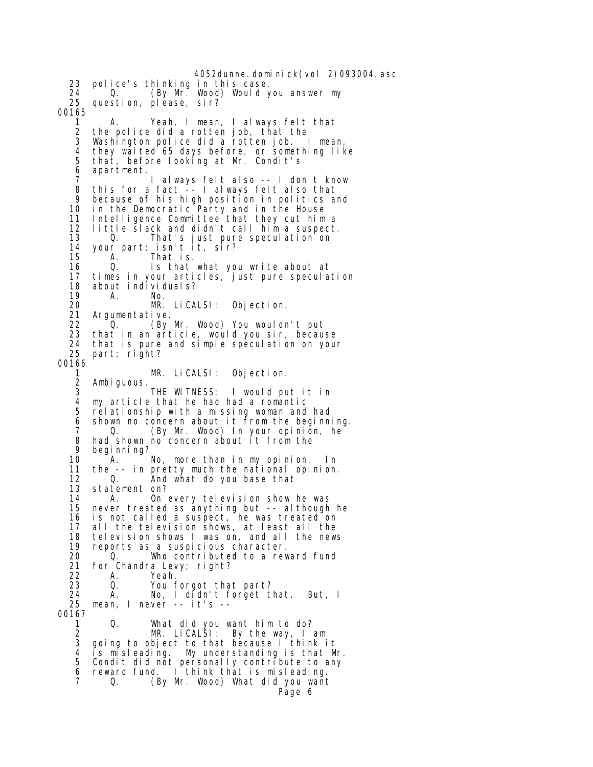```
23  police's thinking in this case.
24      Q.      (By Mr. Wood) Would you answer my
25  question, please, sir?
00165
 1      A.      Yeah, I mean, I always felt that
 2  the police did a rotten job, that the
 3  Washington police did a rotten job.  I mean,
 4  they waited 65 days before, or something like
 5  that, before looking at Mr. Condit's
 6  apartment.
 7              I always felt also -- I don't know
 8  this for a fact -- I always felt also that
 9  because of his high position in politics and
10  in the Democratic Party and in the House
11  Intelligence Committee that they cut him a
12  little slack and didn't call him a suspect.
13      Q.      That's just pure speculation on
14  your part; isn't it, sir?
15      A.      That is.
16      Q.      Is that what you write about at
17  times in your articles, just pure speculation
18  about individuals?
19      A.      No.
20              MR. LiCALSI:  Objection.
21  Argumentative.
22      Q.      (By Mr. Wood) You wouldn't put
23  that in an article, would you sir, because
24  that is pure and simple speculation on your
25  part; right?
00166
 1              MR. LiCALSI:  Objection.
 2  Ambiguous.
 3              THE WITNESS:  I would put it in
 4  my article that he had had a romantic
 5  relationship with a missing woman and had
 6  shown no concern about it from the beginning.
 7      Q.      (By Mr. Wood) In your opinion, he
 8  had shown no concern about it from the
 9  beginning?
10      A.      No, more than in my opinion.  In
11  the -- in pretty much the national opinion.
12      Q.      And what do you base that
13  statement on?
14      A.      On every television show he was
15  never treated as anything but -- although he
16  is not called a suspect, he was treated on
17  all the television shows, at least all the
18  television shows I was on, and all the news
19  reports as a suspicious character.
20      Q.      Who contributed to a reward fund
21  for Chandra Levy; right?
22      A.      Yeah.
23      Q.      You forgot that part?
24      A.      No, I didn't forget that.  But, I
25  mean, I never -- it's --
00167
 1      Q.      What did you want him to do?
 2              MR. LiCALSI:  By the way, I am
 3  going to object to that because I think it
 4  is misleading.  My understanding is that Mr.
 5  Condit did not personally contribute to any
 6  reward fund.  I think that is misleading.
 7      Q.      (By Mr. Wood) What did you want
```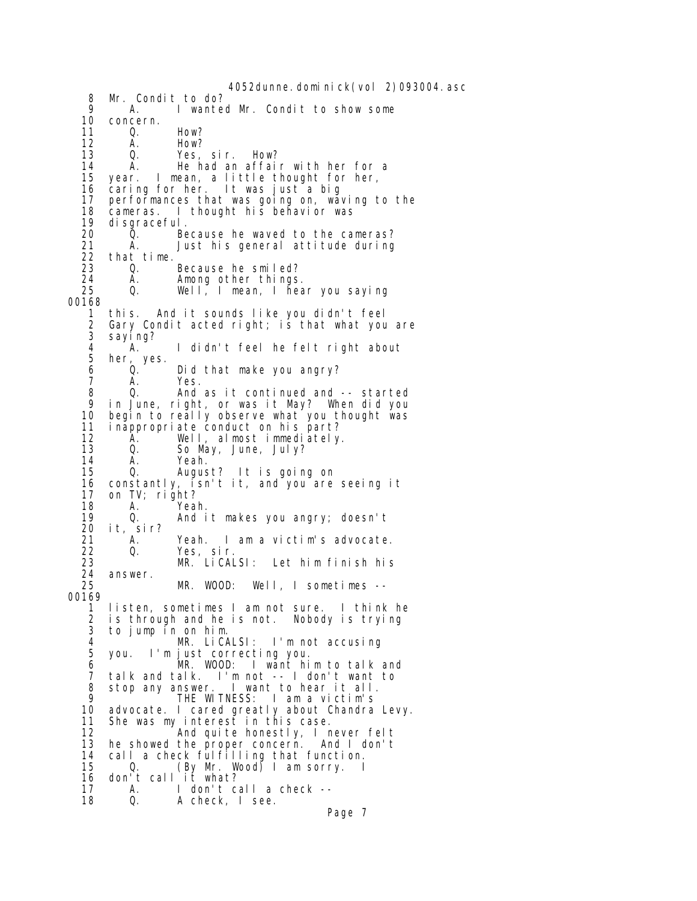8 Mr. Condit to do?
9 A. I wanted Mr. Condit to show some
10 concern.
11 Q. How?
12 A. How?
13 Q. Yes, sir. How?
14 A. He had an affair with her for a
15 year. I mean, a little thought for her,
16 caring for her. It was just a big
17 performances that was going on, waving to the
18 cameras. I thought his behavior was
19 disgraceful.
20 Q. Because he waved to the cameras?
21 A. Just his general attitude during
22 that time.
23 Q. Because he smiled?
24 A. Among other things.
25 Q. Well, I mean, I hear you saying
00168
1 this. And it sounds like you didn't feel
2 Gary Condit acted right; is that what you are
3 saying?
4 A. I didn't feel he felt right about
5 her, yes.
6 Q. Did that make you angry?
7 A. Yes.
8 Q. And as it continued and -- started
9 in June, right, or was it May? When did you
10 begin to really observe what you thought was
11 inappropriate conduct on his part?
12 A. Well, almost immediately.
13 Q. So May, June, July?
14 A. Yeah.
15 Q. August? It is going on
16 constantly, isn't it, and you are seeing it
17 on TV; right?
18 A. Yeah.
19 Q. And it makes you angry; doesn't
20 it, sir?
21 A. Yeah. I am a victim's advocate.
22 Q. Yes, sir.
23 MR. LiCALSI: Let him finish his
24 answer.
25 MR. WOOD: Well, I sometimes --
00169
1 listen, sometimes I am not sure. I think he
2 is through and he is not. Nobody is trying
3 to jump in on him.
4 MR. LiCALSI: I'm not accusing
5 you. I'm just correcting you.
6 MR. WOOD: I want him to talk and
7 talk and talk. I'm not -- I don't want to
8 stop any answer. I want to hear it all.
9 THE WITNESS: I am a victim's
10 advocate. I cared greatly about Chandra Levy.
11 She was my interest in this case.
12 And quite honestly, I never felt
13 he showed the proper concern. And I don't
14 call a check fulfilling that function.
15 Q. (By Mr. Wood) I am sorry. I
16 don't call it what?
17 A. I don't call a check --
18 Q. A check, I see.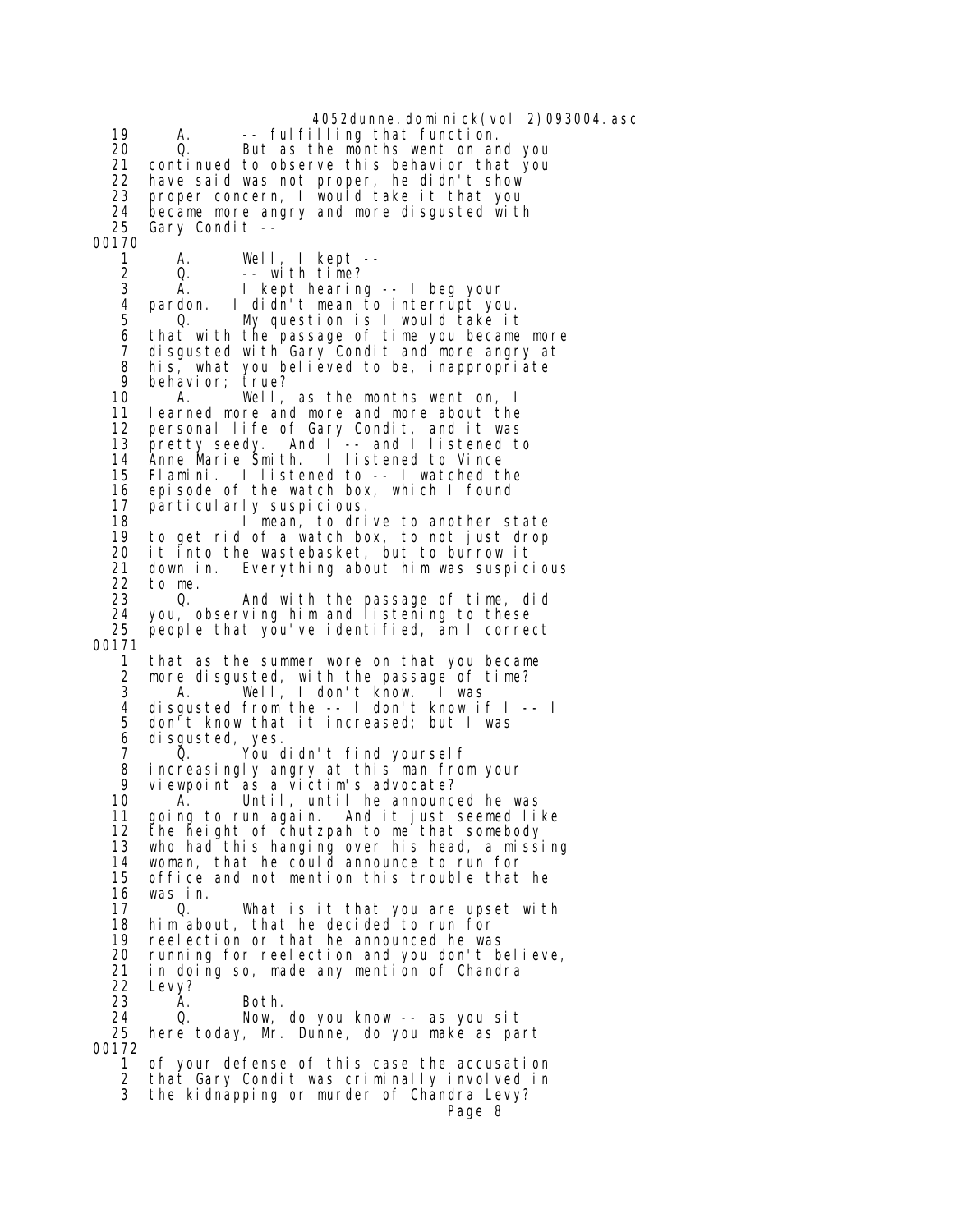19 A. -- fulfilling that function.
20 Q. But as the months went on and you
21 continued to observe this behavior that you
22 have said was not proper, he didn't show
23 proper concern, I would take it that you
24 became more angry and more disgusted with
25 Gary Condit --

00170

1 A. Well, I kept --
2 Q. -- with time?
3 A. I kept hearing -- I beg your
4 pardon. I didn't mean to interrupt you.
5 Q. My question is I would take it
6 that with the passage of time you became more
7 disgusted with Gary Condit and more angry at
8 his, what you believed to be, inappropriate
9 behavior; true?
10 A. Well, as the months went on, I
11 learned more and more and more about the
12 personal life of Gary Condit, and it was
13 pretty seedy. And I -- and I listened to
14 Anne Marie Smith. I listened to Vince
15 Flamini. I listened to -- I watched the
16 episode of the watch box, which I found
17 particularly suspicious.
18 I mean, to drive to another state
19 to get rid of a watch box, to not just drop
20 it into the wastebasket, but to burrow it
21 down in. Everything about him was suspicious
22 to me.
23 Q. And with the passage of time, did
24 you, observing him and listening to these
25 people that you've identified, am I correct

00171

1 that as the summer wore on that you became
2 more disgusted, with the passage of time?
3 A. Well, I don't know. I was
4 disgusted from the -- I don't know if I -- I
5 don't know that it increased; but I was
6 disgusted, yes.
7 Q. You didn't find yourself
8 increasingly angry at this man from your
9 viewpoint as a victim's advocate?
10 A. Until, until he announced he was
11 going to run again. And it just seemed like
12 the height of chutzpah to me that somebody
13 who had this hanging over his head, a missing
14 woman, that he could announce to run for
15 office and not mention this trouble that he
16 was in.
17 Q. What is it that you are upset with
18 him about, that he decided to run for
19 reelection or that he announced he was
20 running for reelection and you don't believe,
21 in doing so, made any mention of Chandra
22 Levy?
23 A. Both.
24 Q. Now, do you know -- as you sit
25 here today, Mr. Dunne, do you make as part

00172

1 of your defense of this case the accusation
2 that Gary Condit was criminally involved in
3 the kidnapping or murder of Chandra Levy?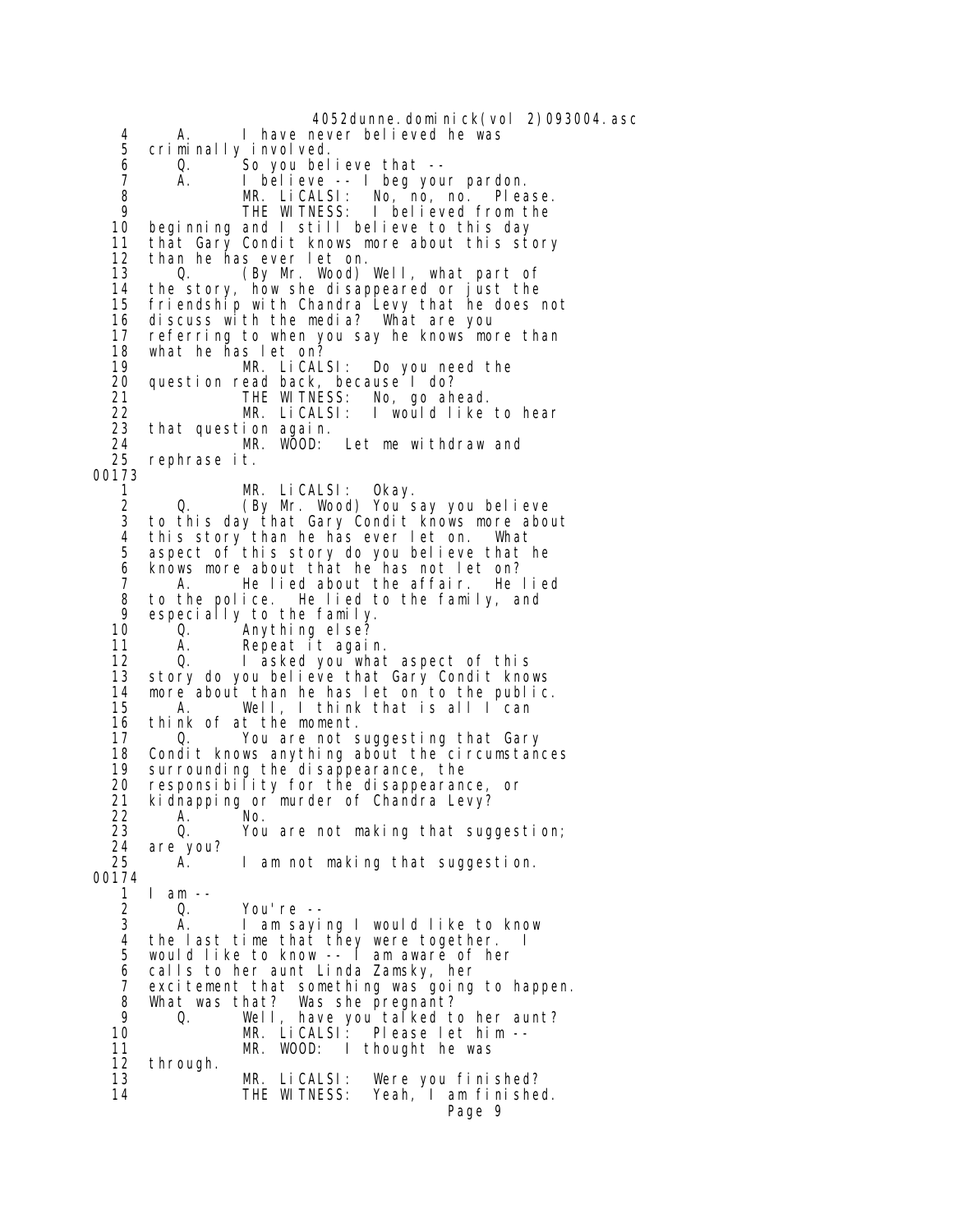```
   4        A.      I have never believed he was
   5    criminally involved.
   6        Q.      So you believe that --
   7        A.      I believe -- I beg your pardon.
   8               MR. LiCALSI:  No, no, no.  Please.
   9               THE WITNESS:  I believed from the
  10    beginning and I still believe to this day
  11    that Gary Condit knows more about this story
  12    than he has ever let on.
  13        Q.      (By Mr. Wood) Well, what part of
  14    the story, how she disappeared or just the
  15    friendship with Chandra Levy that he does not
  16    discuss with the media?  What are you
  17    referring to when you say he knows more than
  18    what he has let on?
  19               MR. LiCALSI:  Do you need the
  20    question read back, because I do?
  21               THE WITNESS:  No, go ahead.
  22               MR. LiCALSI:  I would like to hear
  23    that question again.
  24               MR. WOOD:  Let me withdraw and
  25    rephrase it.
00173
   1               MR. LiCALSI:  Okay.
   2        Q.      (By Mr. Wood) You say you believe
   3    to this day that Gary Condit knows more about
   4    this story than he has ever let on.  What
   5    aspect of this story do you believe that he
   6    knows more about that he has not let on?
   7        A.      He lied about the affair.  He lied
   8    to the police.  He lied to the family, and
   9    especially to the family.
  10        Q.      Anything else?
  11        A.      Repeat it again.
  12        Q.      I asked you what aspect of this
  13    story do you believe that Gary Condit knows
  14    more about than he has let on to the public.
  15        A.      Well, I think that is all I can
  16    think of at the moment.
  17        Q.      You are not suggesting that Gary
  18    Condit knows anything about the circumstances
  19    surrounding the disappearance, the
  20    responsibility for the disappearance, or
  21    kidnapping or murder of Chandra Levy?
  22        A.      No.
  23        Q.      You are not making that suggestion;
  24    are you?
  25        A.      I am not making that suggestion.
00174
   1    I am --
   2        Q.      You're --
   3        A.      I am saying I would like to know
   4    the last time that they were together.  I
   5    would like to know -- I am aware of her
   6    calls to her aunt Linda Zamsky, her
   7    excitement that something was going to happen.
   8    What was that?  Was she pregnant?
   9        Q.      Well, have you talked to her aunt?
  10               MR. LiCALSI:  Please let him --
  11               MR. WOOD:  I thought he was
  12    through.
  13               MR. LiCALSI:  Were you finished?
  14               THE WITNESS:  Yeah, I am finished.
```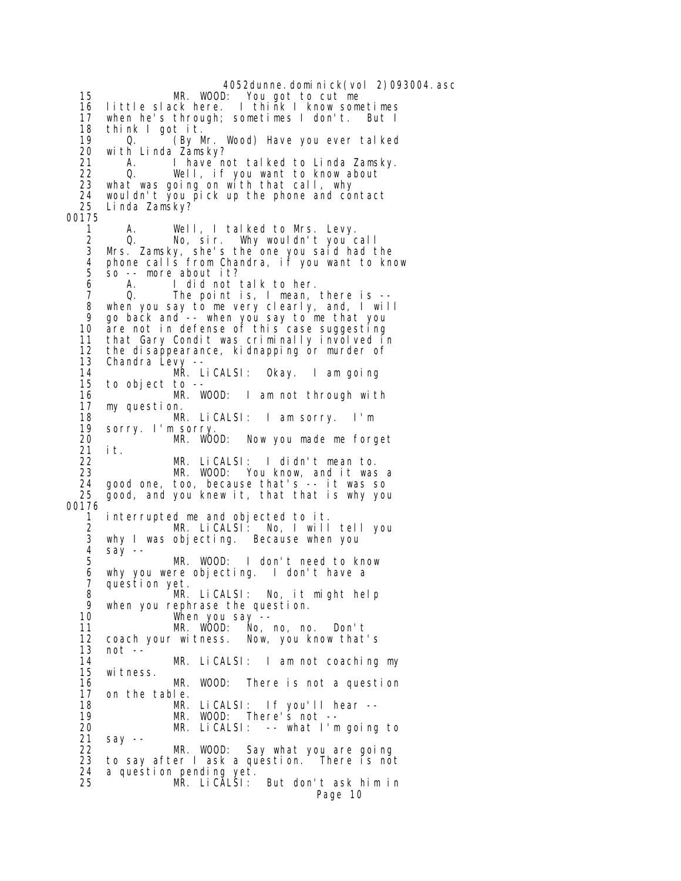15 MR. WOOD: You got to cut me
16 little slack here. I think I know sometimes
17 when he's through; sometimes I don't. But I
18 think I got it.
19 Q. (By Mr. Wood) Have you ever talked
20 with Linda Zamsky?
21 A. I have not talked to Linda Zamsky.
22 Q. Well, if you want to know about
23 what was going on with that call, why
24 wouldn't you pick up the phone and contact
25 Linda Zamsky?

00175

1 A. Well, I talked to Mrs. Levy.
2 Q. No, sir. Why wouldn't you call
3 Mrs. Zamsky, she's the one you said had the
4 phone calls from Chandra, if you want to know
5 so -- more about it?
6 A. I did not talk to her.
7 Q. The point is, I mean, there is --
8 when you say to me very clearly, and, I will
9 go back and -- when you say to me that you
10 are not in defense of this case suggesting
11 that Gary Condit was criminally involved in
12 the disappearance, kidnapping or murder of
13 Chandra Levy --
14 MR. LiCALSI: Okay. I am going
15 to object to --
16 MR. WOOD: I am not through with
17 my question.
18 MR. LiCALSI: I am sorry. I'm
19 sorry. I'm sorry.
20 MR. WOOD: Now you made me forget
21 it.
22 MR. LiCALSI: I didn't mean to.
23 MR. WOOD: You know, and it was a
24 good one, too, because that's -- it was so
25 good, and you knew it, that that is why you

00176

1 interrupted me and objected to it.
2 MR. LiCALSI: No, I will tell you
3 why I was objecting. Because when you
4 say --
5 MR. WOOD: I don't need to know
6 why you were objecting. I don't have a
7 question yet.
8 MR. LiCALSI: No, it might help
9 when you rephrase the question.
10 When you say --
11 MR. WOOD: No, no, no. Don't
12 coach your witness. Now, you know that's
13 not --
14 MR. LiCALSI: I am not coaching my
15 witness.
16 MR. WOOD: There is not a question
17 on the table.
18 MR. LiCALSI: If you'll hear --
19 MR. WOOD: There's not --
20 MR. LiCALSI: -- what I'm going to
21 say --
22 MR. WOOD: Say what you are going
23 to say after I ask a question. There is not
24 a question pending yet.
25 MR. LiCALSI: But don't ask him in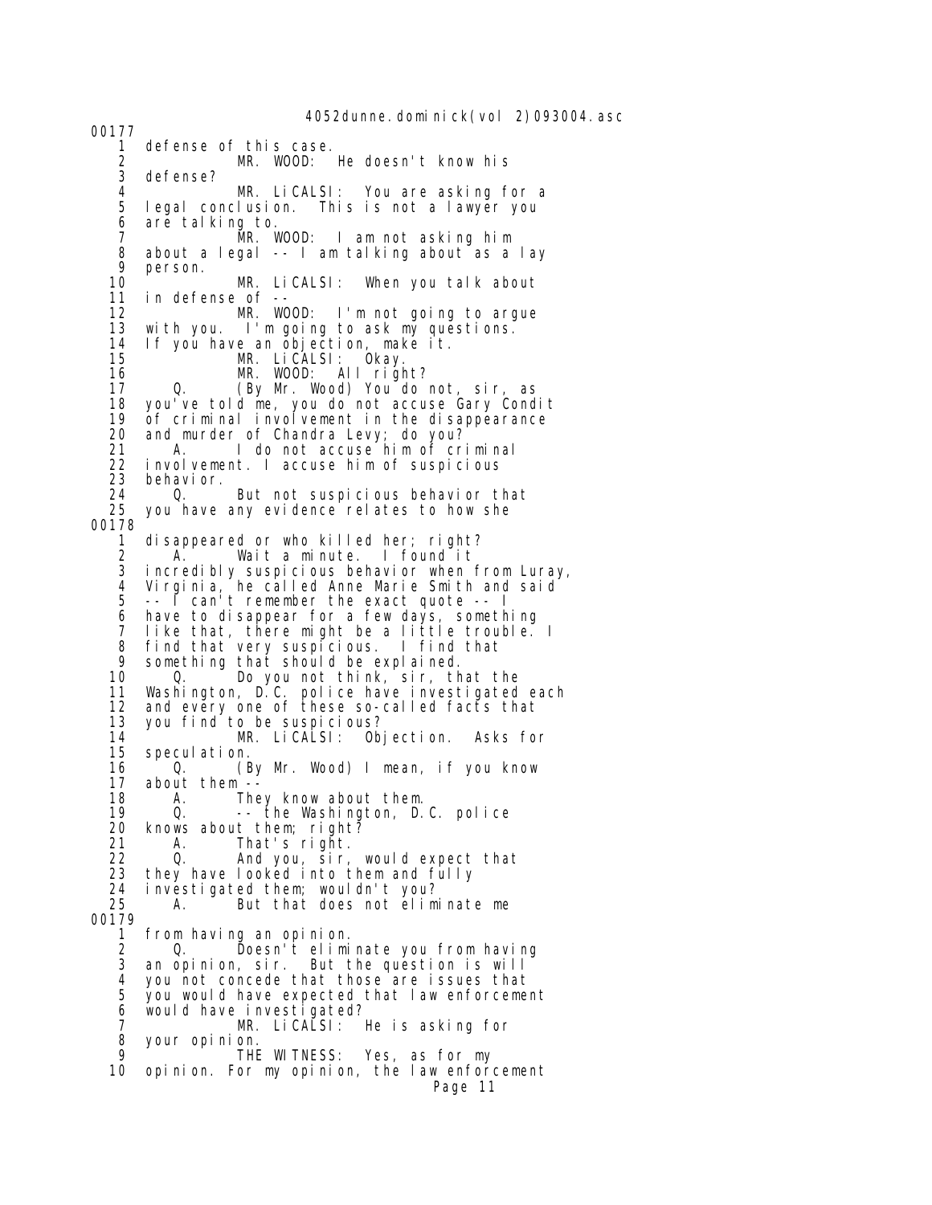00177

1 defense of this case.
2 MR. WOOD: He doesn't know his
3 defense?
4 MR. LiCALSI: You are asking for a
5 legal conclusion. This is not a lawyer you
6 are talking to.
7 MR. WOOD: I am not asking him
8 about a legal -- I am talking about as a lay
9 person.
10 MR. LiCALSI: When you talk about
11 in defense of --
12 MR. WOOD: I'm not going to argue
13 with you. I'm going to ask my questions.
14 If you have an objection, make it.
15 MR. LiCALSI: Okay.
16 MR. WOOD: All right?
17 Q. (By Mr. Wood) You do not, sir, as
18 you've told me, you do not accuse Gary Condit
19 of criminal involvement in the disappearance
20 and murder of Chandra Levy; do you?
21 A. I do not accuse him of criminal
22 involvement. I accuse him of suspicious
23 behavior.
24 Q. But not suspicious behavior that
25 you have any evidence relates to how she

00178

1 disappeared or who killed her; right?
2 A. Wait a minute. I found it
3 incredibly suspicious behavior when from Luray,
4 Virginia, he called Anne Marie Smith and said
5 -- I can't remember the exact quote -- I
6 have to disappear for a few days, something
7 like that, there might be a little trouble. I
8 find that very suspicious. I find that
9 something that should be explained.
10 Q. Do you not think, sir, that the
11 Washington, D.C. police have investigated each
12 and every one of these so-called facts that
13 you find to be suspicious?
14 MR. LiCALSI: Objection. Asks for
15 speculation.
16 Q. (By Mr. Wood) I mean, if you know
17 about them --
18 A. They know about them.
19 Q. -- the Washington, D.C. police
20 knows about them; right?
21 A. That's right.
22 Q. And you, sir, would expect that
23 they have looked into them and fully
24 investigated them; wouldn't you?
25 A. But that does not eliminate me

00179

1 from having an opinion.
2 Q. Doesn't eliminate you from having
3 an opinion, sir. But the question is will
4 you not concede that those are issues that
5 you would have expected that law enforcement
6 would have investigated?
7 MR. LiCALSI: He is asking for
8 your opinion.
9 THE WITNESS: Yes, as for my
10 opinion. For my opinion, the law enforcement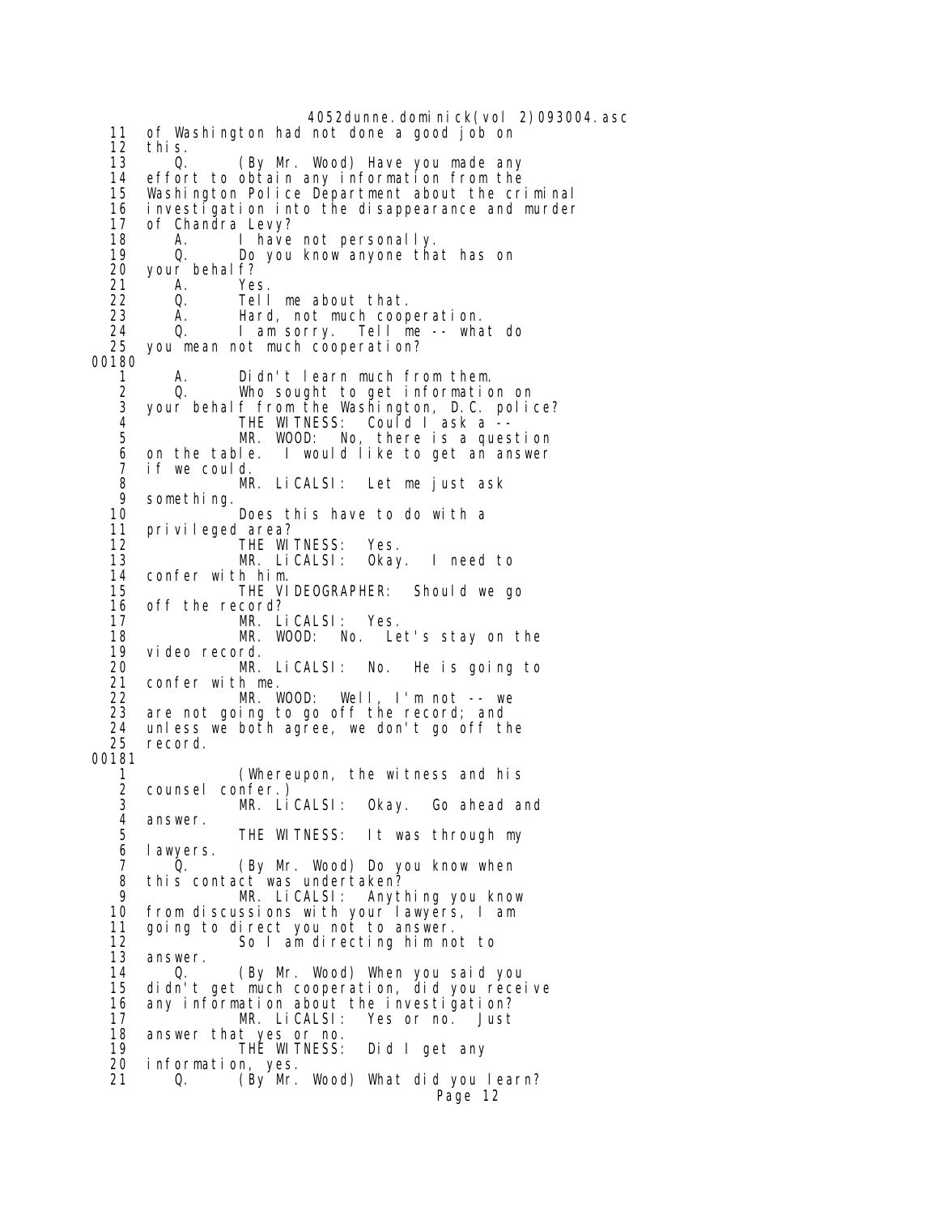```
 11   of Washington had not done a good job on
 12   this.
 13      Q.      (By Mr. Wood) Have you made any
 14   effort to obtain any information from the
 15   Washington Police Department about the criminal
 16   investigation into the disappearance and murder
 17   of Chandra Levy?
 18      A.      I have not personally.
 19      Q.      Do you know anyone that has on
 20   your behalf?
 21      A.      Yes.
 22      Q.      Tell me about that.
 23      A.      Hard, not much cooperation.
 24      Q.      I am sorry.  Tell me -- what do
 25   you mean not much cooperation?
00180
  1      A.      Didn't learn much from them.
  2      Q.      Who sought to get information on
  3   your behalf from the Washington, D.C. police?
  4              THE WITNESS:  Could I ask a --
  5              MR. WOOD:  No, there is a question
  6   on the table.  I would like to get an answer
  7   if we could.
  8              MR. LiCALSI:  Let me just ask
  9   something.
 10              Does this have to do with a
 11   privileged area?
 12              THE WITNESS:  Yes.
 13              MR. LiCALSI:  Okay.  I need to
 14   confer with him.
 15              THE VIDEOGRAPHER:  Should we go
 16   off the record?
 17              MR. LiCALSI:  Yes.
 18              MR. WOOD:  No.  Let's stay on the
 19   video record.
 20              MR. LiCALSI:  No.  He is going to
 21   confer with me.
 22              MR. WOOD:  Well, I'm not -- we
 23   are not going to go off the record; and
 24   unless we both agree, we don't go off the
 25   record.
00181
  1              (Whereupon, the witness and his
  2   counsel confer.)
  3              MR. LiCALSI:  Okay.  Go ahead and
  4   answer.
  5              THE WITNESS:  It was through my
  6   lawyers.
  7      Q.      (By Mr. Wood) Do you know when
  8   this contact was undertaken?
  9              MR. LiCALSI:  Anything you know
 10   from discussions with your lawyers, I am
 11   going to direct you not to answer.
 12              So I am directing him not to
 13   answer.
 14      Q.      (By Mr. Wood) When you said you
 15   didn't get much cooperation, did you receive
 16   any information about the investigation?
 17              MR. LiCALSI:  Yes or no.  Just
 18   answer that yes or no.
 19              THE WITNESS:  Did I get any
 20   information, yes.
 21      Q.      (By Mr. Wood) What did you learn?
```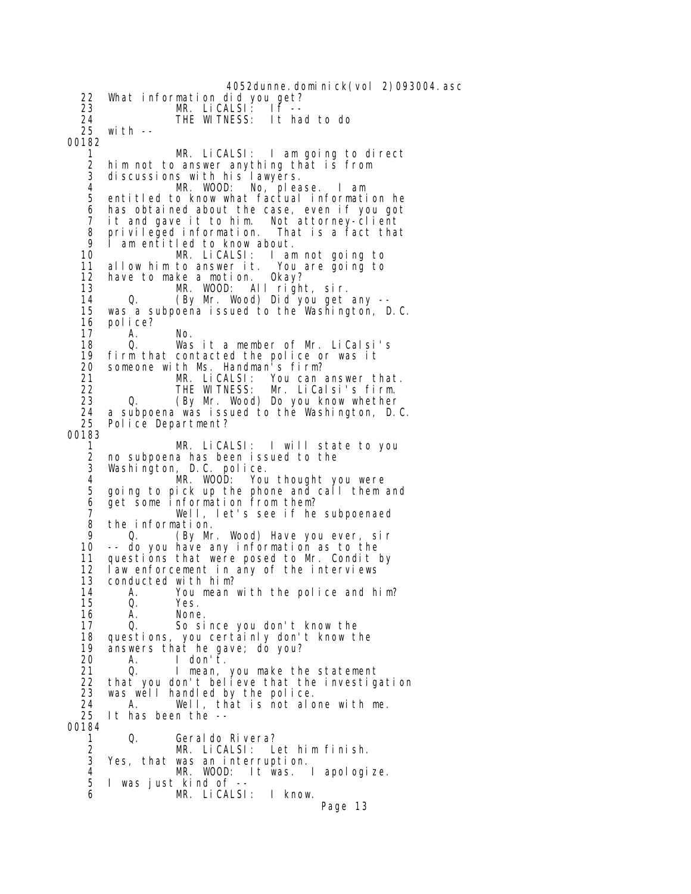22 What information did you get?
23 MR. LiCALSI: If --
24 THE WITNESS: It had to do
25 with --

00182

1 MR. LiCALSI: I am going to direct
2 him not to answer anything that is from
3 discussions with his lawyers.
4 MR. WOOD: No, please. I am
5 entitled to know what factual information he
6 has obtained about the case, even if you got
7 it and gave it to him. Not attorney-client
8 privileged information. That is a fact that
9 I am entitled to know about.
10 MR. LiCALSI: I am not going to
11 allow him to answer it. You are going to
12 have to make a motion. Okay?
13 MR. WOOD: All right, sir.
14 Q. (By Mr. Wood) Did you get any --
15 was a subpoena issued to the Washington, D.C.
16 police?
17 A. No.
18 Q. Was it a member of Mr. LiCalsi's
19 firm that contacted the police or was it
20 someone with Ms. Handman's firm?
21 MR. LiCALSI: You can answer that.
22 THE WITNESS: Mr. LiCalsi's firm.
23 Q. (By Mr. Wood) Do you know whether
24 a subpoena was issued to the Washington, D.C.
25 Police Department?

00183

1 MR. LiCALSI: I will state to you
2 no subpoena has been issued to the
3 Washington, D.C. police.
4 MR. WOOD: You thought you were
5 going to pick up the phone and call them and
6 get some information from them?
7 Well, let's see if he subpoenaed
8 the information.
9 Q. (By Mr. Wood) Have you ever, sir
10 -- do you have any information as to the
11 questions that were posed to Mr. Condit by
12 law enforcement in any of the interviews
13 conducted with him?
14 A. You mean with the police and him?
15 Q. Yes.
16 A. None.
17 Q. So since you don't know the
18 questions, you certainly don't know the
19 answers that he gave; do you?
20 A. I don't.
21 Q. I mean, you make the statement
22 that you don't believe that the investigation
23 was well handled by the police.
24 A. Well, that is not alone with me.
25 It has been the --

00184

1 Q. Geraldo Rivera?
2 MR. LiCALSI: Let him finish.
3 Yes, that was an interruption.
4 MR. WOOD: It was. I apologize.
5 I was just kind of --
6 MR. LiCALSI: I know.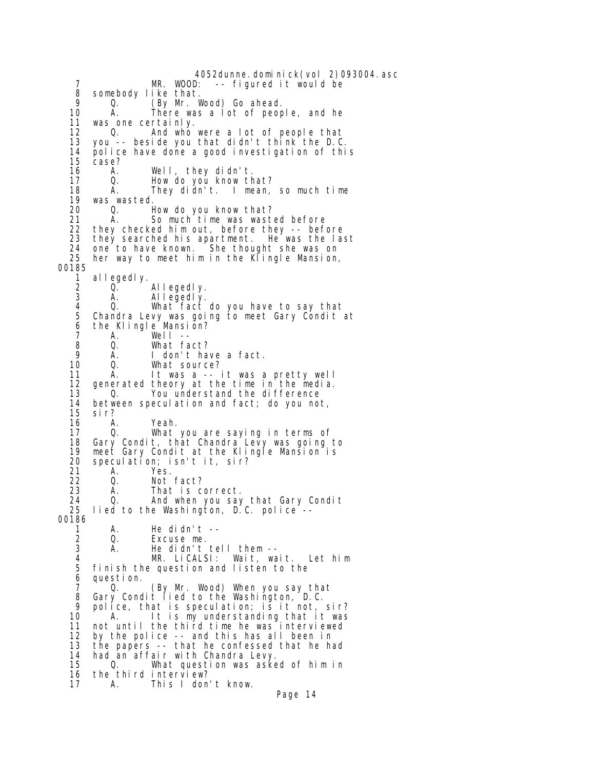```
  7             MR. WOOD:  -- figured it would be
  8   somebody like that.
  9      Q.     (By Mr. Wood) Go ahead.
 10      A.     There was a lot of people, and he
 11   was one certainly.
 12      Q.     And who were a lot of people that
 13   you -- beside you that didn't think the D.C.
 14   police have done a good investigation of this
 15   case?
 16      A.     Well, they didn't.
 17      Q.     How do you know that?
 18      A.     They didn't.  I mean, so much time
 19   was wasted.
 20      Q.     How do you know that?
 21      A.     So much time was wasted before
 22   they checked him out, before they -- before
 23   they searched his apartment.  He was the last
 24   one to have known.  She thought she was on
 25   her way to meet him in the Klingle Mansion,
00185
  1   allegedly.
  2      Q.     Allegedly.
  3      A.     Allegedly.
  4      Q.     What fact do you have to say that
  5   Chandra Levy was going to meet Gary Condit at
  6   the Klingle Mansion?
  7      A.     Well --
  8      Q.     What fact?
  9      A.     I don't have a fact.
 10      Q.     What source?
 11      A.     It was a -- it was a pretty well
 12   generated theory at the time in the media.
 13      Q.     You understand the difference
 14   between speculation and fact; do you not,
 15   sir?
 16      A.     Yeah.
 17      Q.     What you are saying in terms of
 18   Gary Condit, that Chandra Levy was going to
 19   meet Gary Condit at the Klingle Mansion is
 20   speculation; isn't it, sir?
 21      A.     Yes.
 22      Q.     Not fact?
 23      A.     That is correct.
 24      Q.     And when you say that Gary Condit
 25   lied to the Washington, D.C. police --
00186
  1      A.     He didn't --
  2      Q.     Excuse me.
  3      A.     He didn't tell them --
  4             MR. LiCALSI:  Wait, wait.  Let him
  5   finish the question and listen to the
  6   question.
  7      Q.     (By Mr. Wood) When you say that
  8   Gary Condit lied to the Washington, D.C.
  9   police, that is speculation; is it not, sir?
 10      A.     It is my understanding that it was
 11   not until the third time he was interviewed
 12   by the police -- and this has all been in
 13   the papers -- that he confessed that he had
 14   had an affair with Chandra Levy.
 15      Q.     What question was asked of him in
 16   the third interview?
 17      A.     This I don't know.
```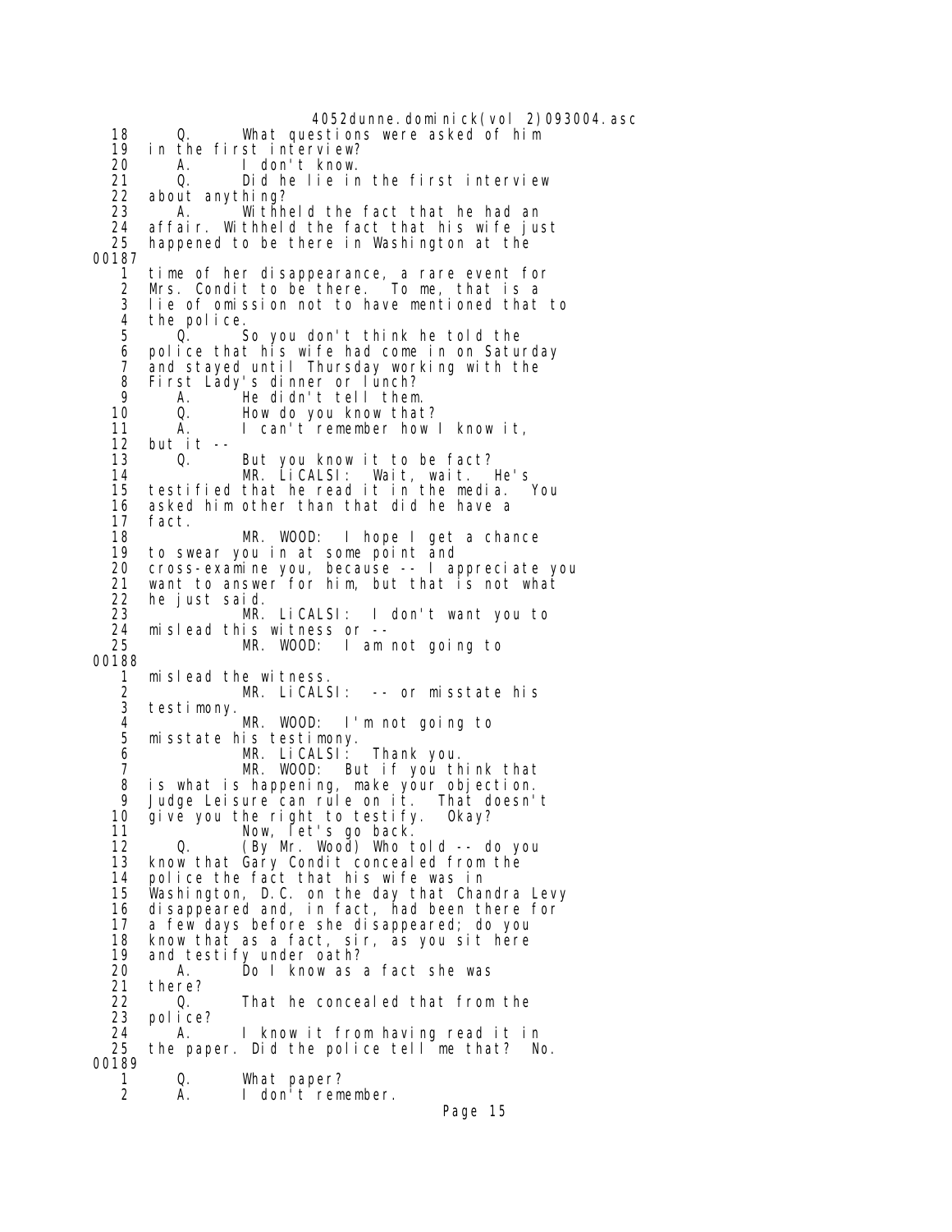18 Q. What questions were asked of him
19 in the first interview?
20 A. I don't know.
21 Q. Did he lie in the first interview
22 about anything?
23 A. Withheld the fact that he had an
24 affair. Withheld the fact that his wife just
25 happened to be there in Washington at the

00187

1 time of her disappearance, a rare event for
2 Mrs. Condit to be there. To me, that is a
3 lie of omission not to have mentioned that to
4 the police.
5 Q. So you don't think he told the
6 police that his wife had come in on Saturday
7 and stayed until Thursday working with the
8 First Lady's dinner or lunch?
9 A. He didn't tell them.
10 Q. How do you know that?
11 A. I can't remember how I know it,
12 but it --
13 Q. But you know it to be fact?
14 MR. LiCALSI: Wait, wait. He's
15 testified that he read it in the media. You
16 asked him other than that did he have a
17 fact.
18 MR. WOOD: I hope I get a chance
19 to swear you in at some point and
20 cross-examine you, because -- I appreciate you
21 want to answer for him, but that is not what
22 he just said.
23 MR. LiCALSI: I don't want you to
24 mislead this witness or --
25 MR. WOOD: I am not going to

00188

1 mislead the witness.
2 MR. LiCALSI: -- or misstate his
3 testimony.
4 MR. WOOD: I'm not going to
5 misstate his testimony.
6 MR. LiCALSI: Thank you.
7 MR. WOOD: But if you think that
8 is what is happening, make your objection.
9 Judge Leisure can rule on it. That doesn't
10 give you the right to testify. Okay?
11 Now, let's go back.
12 Q. (By Mr. Wood) Who told -- do you
13 know that Gary Condit concealed from the
14 police the fact that his wife was in
15 Washington, D.C. on the day that Chandra Levy
16 disappeared and, in fact, had been there for
17 a few days before she disappeared; do you
18 know that as a fact, sir, as you sit here
19 and testify under oath?
20 A. Do I know as a fact she was
21 there?
22 Q. That he concealed that from the
23 police?
24 A. I know it from having read it in
25 the paper. Did the police tell me that? No.

00189

1 Q. What paper?
2 A. I don't remember.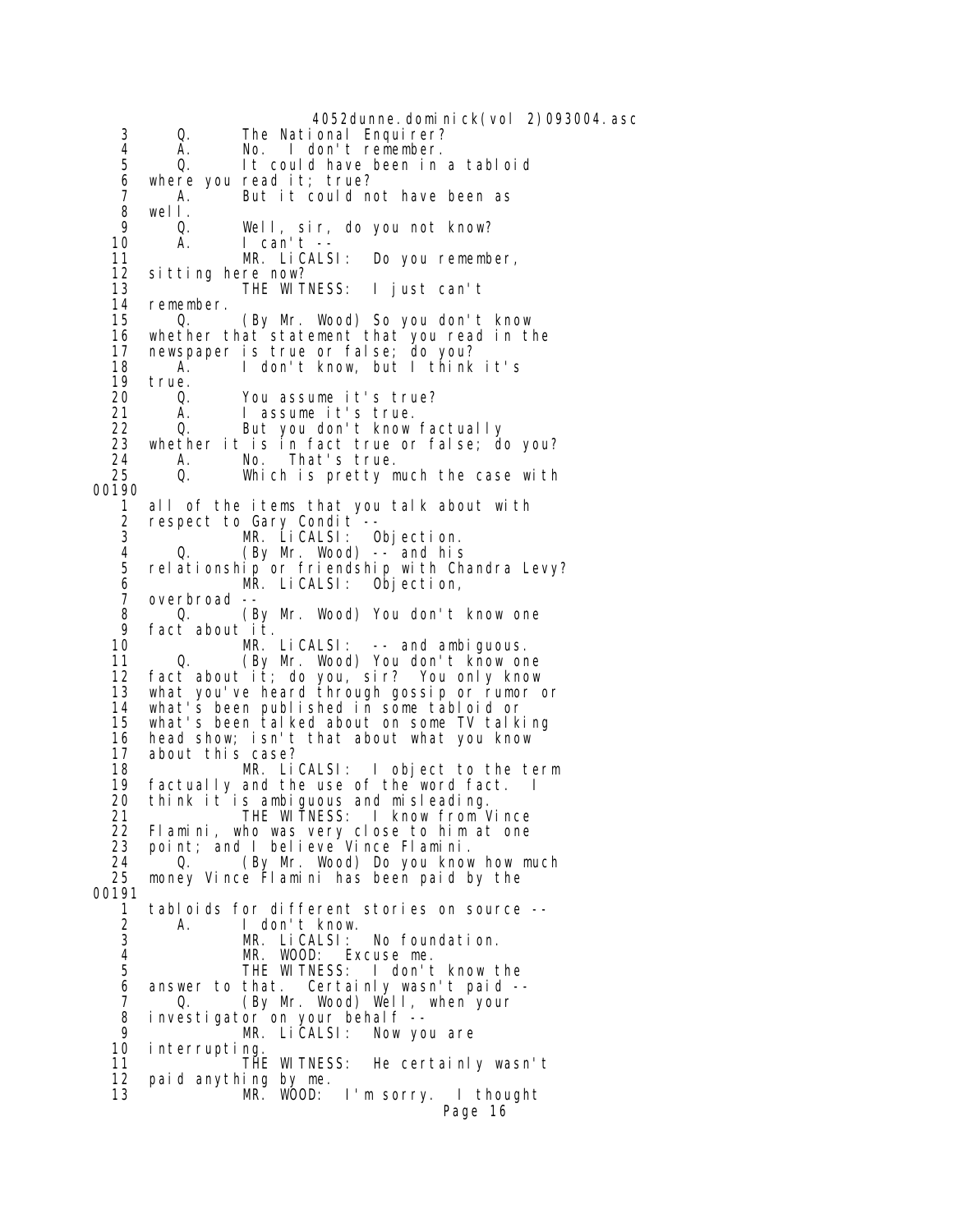```
 3       Q.      The National Enquirer?
 4       A.      No.  I don't remember.
 5       Q.      It could have been in a tabloid
 6   where you read it; true?
 7       A.      But it could not have been as
 8   well.
 9       Q.      Well, sir, do you not know?
10       A.      I can't --
11               MR. LiCALSI:  Do you remember,
12   sitting here now?
13               THE WITNESS:  I just can't
14   remember.
15       Q.      (By Mr. Wood) So you don't know
16   whether that statement that you read in the
17   newspaper is true or false; do you?
18       A.      I don't know, but I think it's
19   true.
20       Q.      You assume it's true?
21       A.      I assume it's true.
22       Q.      But you don't know factually
23   whether it is in fact true or false; do you?
24       A.      No.  That's true.
25       Q.      Which is pretty much the case with
00190
 1   all of the items that you talk about with
 2   respect to Gary Condit --
 3               MR. LiCALSI:  Objection.
 4       Q.      (By Mr. Wood) -- and his
 5   relationship or friendship with Chandra Levy?
 6               MR. LiCALSI:  Objection,
 7   overbroad --
 8       Q.      (By Mr. Wood) You don't know one
 9   fact about it.
10               MR. LiCALSI:  -- and ambiguous.
11       Q.      (By Mr. Wood) You don't know one
12   fact about it; do you, sir?  You only know
13   what you've heard through gossip or rumor or
14   what's been published in some tabloid or
15   what's been talked about on some TV talking
16   head show; isn't that about what you know
17   about this case?
18               MR. LiCALSI:  I object to the term
19   factually and the use of the word fact.  I
20   think it is ambiguous and misleading.
21               THE WITNESS:  I know from Vince
22   Flamini, who was very close to him at one
23   point; and I believe Vince Flamini.
24       Q.      (By Mr. Wood) Do you know how much
25   money Vince Flamini has been paid by the
00191
 1   tabloids for different stories on source --
 2       A.      I don't know.
 3               MR. LiCALSI:  No foundation.
 4               MR. WOOD:  Excuse me.
 5               THE WITNESS:  I don't know the
 6   answer to that.  Certainly wasn't paid --
 7       Q.      (By Mr. Wood) Well, when your
 8   investigator on your behalf --
 9               MR. LiCALSI:  Now you are
10   interrupting.
11               THE WITNESS:  He certainly wasn't
12   paid anything by me.
13               MR. WOOD:  I'm sorry.  I thought
```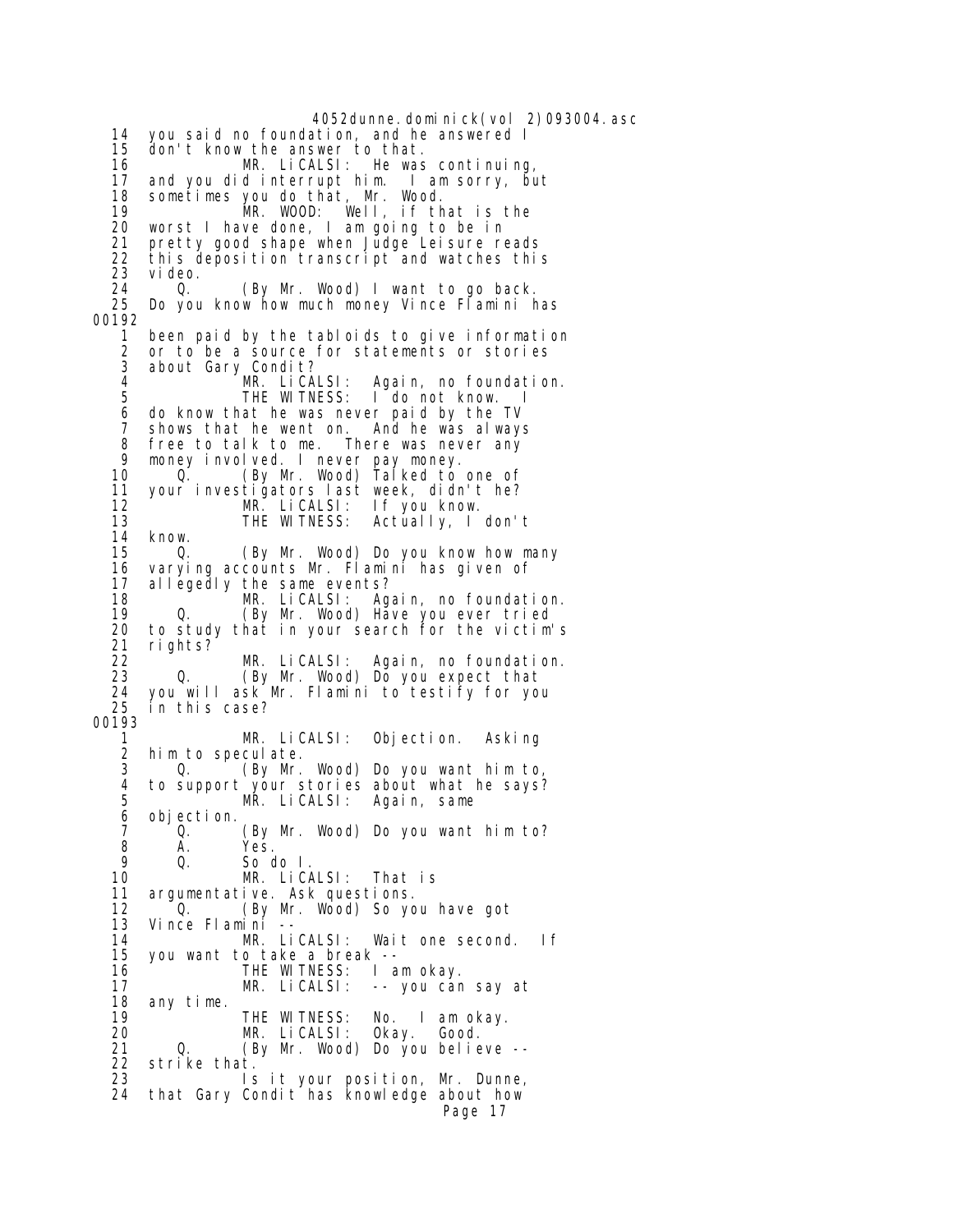14 you said no foundation, and he answered I
15 don't know the answer to that.
16 MR. LiCALSI: He was continuing,
17 and you did interrupt him. I am sorry, but
18 sometimes you do that, Mr. Wood.
19 MR. WOOD: Well, if that is the
20 worst I have done, I am going to be in
21 pretty good shape when Judge Leisure reads
22 this deposition transcript and watches this
23 video.
24 Q. (By Mr. Wood) I want to go back.
25 Do you know how much money Vince Flamini has

00192

1 been paid by the tabloids to give information
2 or to be a source for statements or stories
3 about Gary Condit?
4 MR. LiCALSI: Again, no foundation.
5 THE WITNESS: I do not know. I
6 do know that he was never paid by the TV
7 shows that he went on. And he was always
8 free to talk to me. There was never any
9 money involved. I never pay money.
10 Q. (By Mr. Wood) Talked to one of
11 your investigators last week, didn't he?
12 MR. LiCALSI: If you know.
13 THE WITNESS: Actually, I don't
14 know.
15 Q. (By Mr. Wood) Do you know how many
16 varying accounts Mr. Flamini has given of
17 allegedly the same events?
18 MR. LiCALSI: Again, no foundation.
19 Q. (By Mr. Wood) Have you ever tried
20 to study that in your search for the victim's
21 rights?
22 MR. LiCALSI: Again, no foundation.
23 Q. (By Mr. Wood) Do you expect that
24 you will ask Mr. Flamini to testify for you
25 in this case?

00193

1 MR. LiCALSI: Objection. Asking
2 him to speculate.
3 Q. (By Mr. Wood) Do you want him to,
4 to support your stories about what he says?
5 MR. LiCALSI: Again, same
6 objection.
7 Q. (By Mr. Wood) Do you want him to?
8 A. Yes.
9 Q. So do I.
10 MR. LiCALSI: That is
11 argumentative. Ask questions.
12 Q. (By Mr. Wood) So you have got
13 Vince Flamini --
14 MR. LiCALSI: Wait one second. If
15 you want to take a break --
16 THE WITNESS: I am okay.
17 MR. LiCALSI: -- you can say at
18 any time.
19 THE WITNESS: No. I am okay.
20 MR. LiCALSI: Okay. Good.
21 Q. (By Mr. Wood) Do you believe --
22 strike that.
23 Is it your position, Mr. Dunne,
24 that Gary Condit has knowledge about how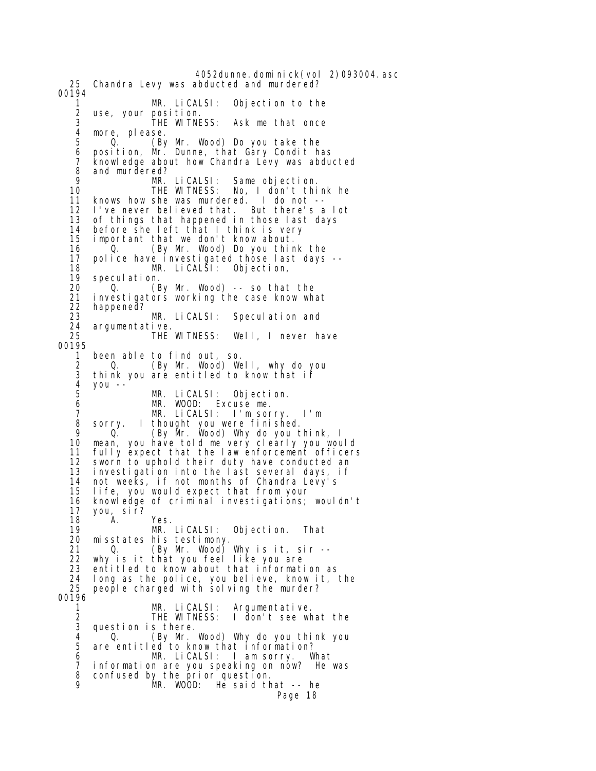25 Chandra Levy was abducted and murdered?

00194

1 MR. LiCALSI: Objection to the
2 use, your position.
3 THE WITNESS: Ask me that once
4 more, please.
5 Q. (By Mr. Wood) Do you take the
6 position, Mr. Dunne, that Gary Condit has
7 knowledge about how Chandra Levy was abducted
8 and murdered?
9 MR. LiCALSI: Same objection.
10 THE WITNESS: No, I don't think he
11 knows how she was murdered. I do not --
12 I've never believed that. But there's a lot
13 of things that happened in those last days
14 before she left that I think is very
15 important that we don't know about.
16 Q. (By Mr. Wood) Do you think the
17 police have investigated those last days --
18 MR. LiCALSI: Objection,
19 speculation.
20 Q. (By Mr. Wood) -- so that the
21 investigators working the case know what
22 happened?
23 MR. LiCALSI: Speculation and
24 argumentative.
25 THE WITNESS: Well, I never have

00195

1 been able to find out, so.
2 Q. (By Mr. Wood) Well, why do you
3 think you are entitled to know that if
4 you --
5 MR. LiCALSI: Objection.
6 MR. WOOD: Excuse me.
7 MR. LiCALSI: I'm sorry. I'm
8 sorry. I thought you were finished.
9 Q. (By Mr. Wood) Why do you think, I
10 mean, you have told me very clearly you would
11 fully expect that the law enforcement officers
12 sworn to uphold their duty have conducted an
13 investigation into the last several days, if
14 not weeks, if not months of Chandra Levy's
15 life, you would expect that from your
16 knowledge of criminal investigations; wouldn't
17 you, sir?
18 A. Yes.
19 MR. LiCALSI: Objection. That
20 misstates his testimony.
21 Q. (By Mr. Wood) Why is it, sir --
22 why is it that you feel like you are
23 entitled to know about that information as
24 long as the police, you believe, know it, the
25 people charged with solving the murder?

00196

1 MR. LiCALSI: Argumentative.
2 THE WITNESS: I don't see what the
3 question is there.
4 Q. (By Mr. Wood) Why do you think you
5 are entitled to know that information?
6 MR. LiCALSI: I am sorry. What
7 information are you speaking on now? He was
8 confused by the prior question.
9 MR. WOOD: He said that -- he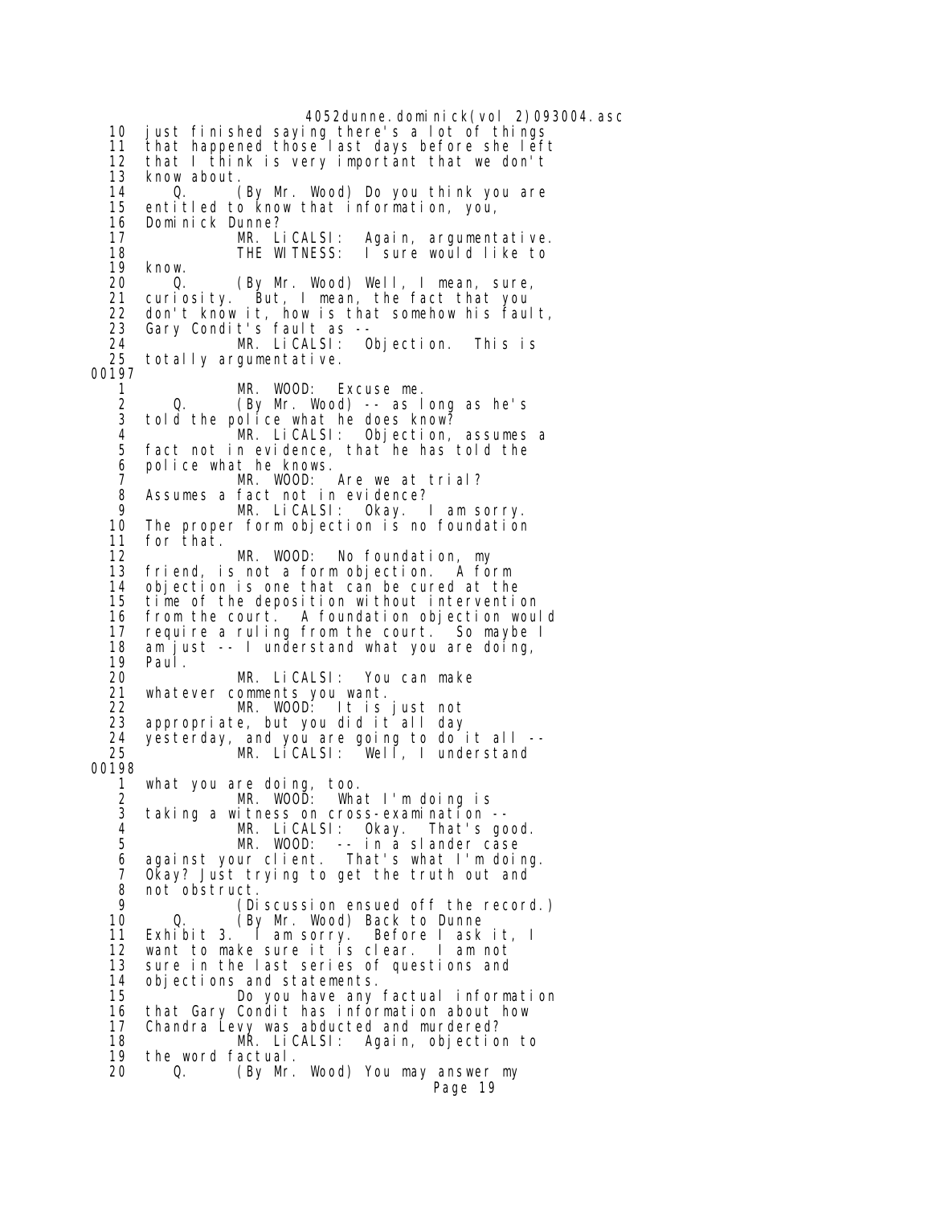```
   10   just finished saying there's a lot of things
   11   that happened those last days before she left
   12   that I think is very important that we don't
   13   know about.
   14       Q.     (By Mr. Wood) Do you think you are
   15   entitled to know that information, you,
   16   Dominick Dunne?
   17              MR. LiCALSI:  Again, argumentative.
   18              THE WITNESS:  I sure would like to
   19   know.
   20       Q.     (By Mr. Wood) Well, I mean, sure,
   21   curiosity.  But, I mean, the fact that you
   22   don't know it, how is that somehow his fault,
   23   Gary Condit's fault as --
   24              MR. LiCALSI:  Objection.  This is
   25   totally argumentative.
00197
    1              MR. WOOD:  Excuse me.
    2       Q.     (By Mr. Wood) -- as long as he's
    3   told the police what he does know?
    4              MR. LiCALSI:  Objection, assumes a
    5   fact not in evidence, that he has told the
    6   police what he knows.
    7              MR. WOOD:  Are we at trial?
    8   Assumes a fact not in evidence?
    9              MR. LiCALSI:  Okay.  I am sorry.
   10   The proper form objection is no foundation
   11   for that.
   12              MR. WOOD:  No foundation, my
   13   friend, is not a form objection.  A form
   14   objection is one that can be cured at the
   15   time of the deposition without intervention
   16   from the court.  A foundation objection would
   17   require a ruling from the court.  So maybe I
   18   am just -- I understand what you are doing,
   19   Paul.
   20              MR. LiCALSI:  You can make
   21   whatever comments you want.
   22              MR. WOOD:  It is just not
   23   appropriate, but you did it all day
   24   yesterday, and you are going to do it all --
   25              MR. LiCALSI:  Well, I understand
00198
    1   what you are doing, too.
    2              MR. WOOD:  What I'm doing is
    3   taking a witness on cross-examination --
    4              MR. LiCALSI:  Okay.  That's good.
    5              MR. WOOD:  -- in a slander case
    6   against your client.  That's what I'm doing.
    7   Okay? Just trying to get the truth out and
    8   not obstruct.
    9              (Discussion ensued off the record.)
   10       Q.     (By Mr. Wood) Back to Dunne
   11   Exhibit 3.  I am sorry.  Before I ask it, I
   12   want to make sure it is clear.  I am not
   13   sure in the last series of questions and
   14   objections and statements.
   15              Do you have any factual information
   16   that Gary Condit has information about how
   17   Chandra Levy was abducted and murdered?
   18              MR. LiCALSI:  Again, objection to
   19   the word factual.
   20       Q.     (By Mr. Wood) You may answer my
```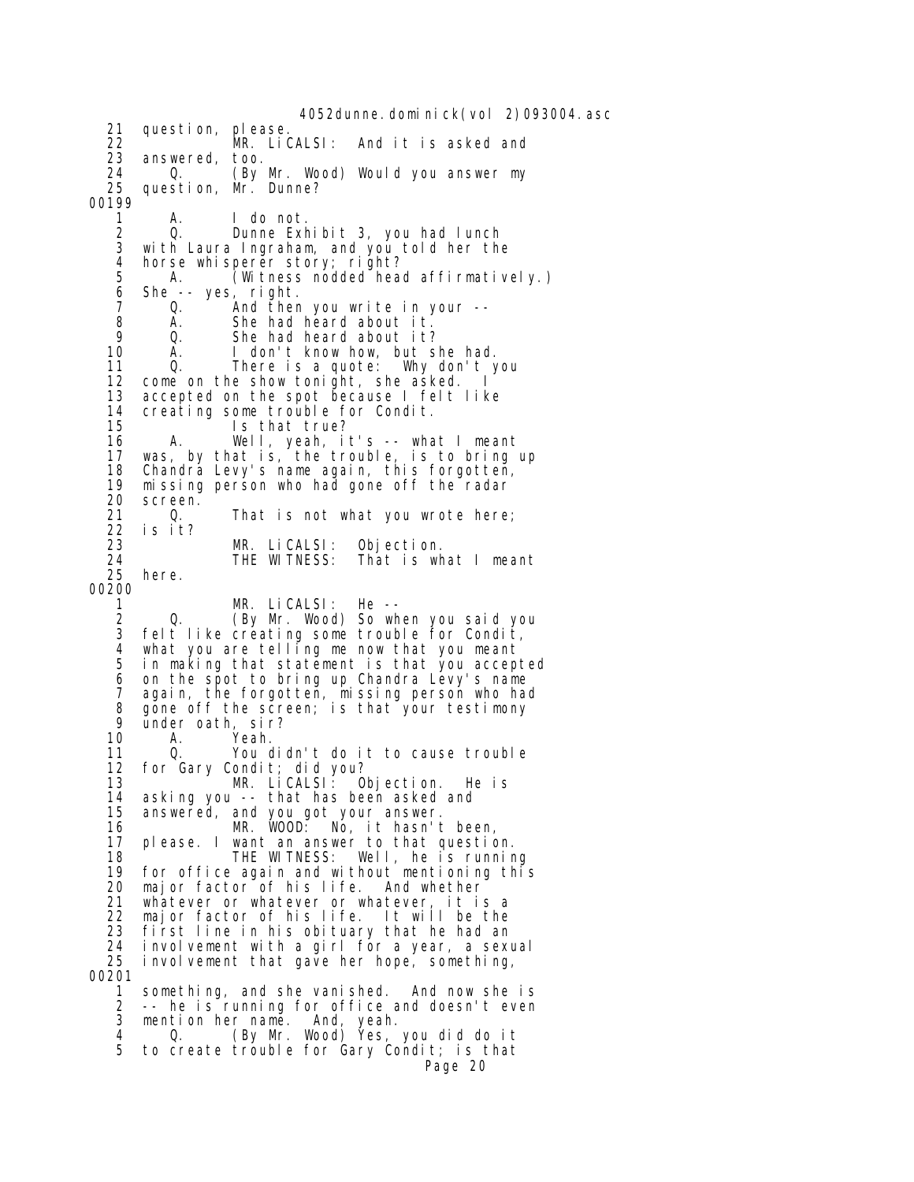21 question, please.
22 MR. LiCALSI: And it is asked and
23 answered, too.
24 Q. (By Mr. Wood) Would you answer my
25 question, Mr. Dunne?
00199
1 A. I do not.
2 Q. Dunne Exhibit 3, you had lunch
3 with Laura Ingraham, and you told her the
4 horse whisperer story; right?
5 A. (Witness nodded head affirmatively.)
6 She -- yes, right.
7 Q. And then you write in your --
8 A. She had heard about it.
9 Q. She had heard about it?
10 A. I don't know how, but she had.
11 Q. There is a quote: Why don't you
12 come on the show tonight, she asked. I
13 accepted on the spot because I felt like
14 creating some trouble for Condit.
15 Is that true?
16 A. Well, yeah, it's -- what I meant
17 was, by that is, the trouble, is to bring up
18 Chandra Levy's name again, this forgotten,
19 missing person who had gone off the radar
20 screen.
21 Q. That is not what you wrote here;
22 is it?
23 MR. LiCALSI: Objection.
24 THE WITNESS: That is what I meant
25 here.
00200
1 MR. LiCALSI: He --
2 Q. (By Mr. Wood) So when you said you
3 felt like creating some trouble for Condit,
4 what you are telling me now that you meant
5 in making that statement is that you accepted
6 on the spot to bring up Chandra Levy's name
7 again, the forgotten, missing person who had
8 gone off the screen; is that your testimony
9 under oath, sir?
10 A. Yeah.
11 Q. You didn't do it to cause trouble
12 for Gary Condit; did you?
13 MR. LiCALSI: Objection. He is
14 asking you -- that has been asked and
15 answered, and you got your answer.
16 MR. WOOD: No, it hasn't been,
17 please. I want an answer to that question.
18 THE WITNESS: Well, he is running
19 for office again and without mentioning this
20 major factor of his life. And whether
21 whatever or whatever or whatever, it is a
22 major factor of his life. It will be the
23 first line in his obituary that he had an
24 involvement with a girl for a year, a sexual
25 involvement that gave her hope, something,
00201
1 something, and she vanished. And now she is
2 -- he is running for office and doesn't even
3 mention her name. And, yeah.
4 Q. (By Mr. Wood) Yes, you did do it
5 to create trouble for Gary Condit; is that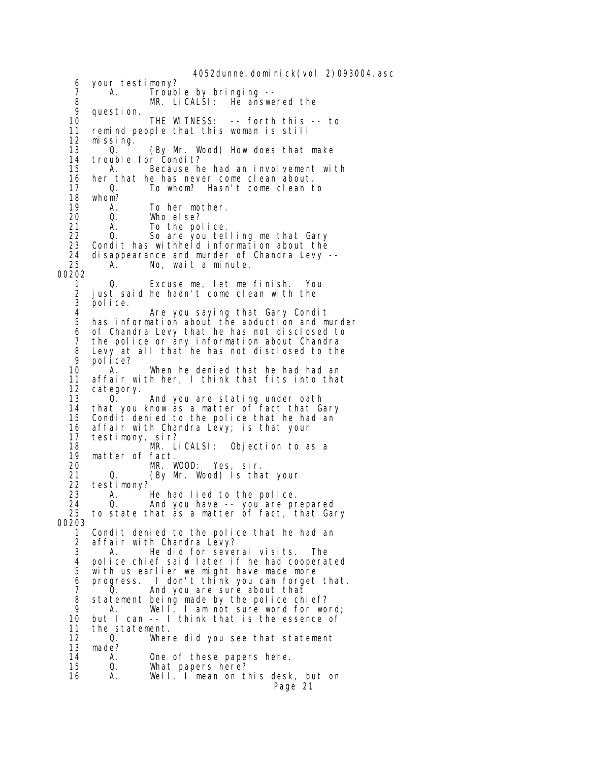6 your testimony?
7 A. Trouble by bringing --
8 MR. LiCALSI: He answered the
9 question.
10 THE WITNESS: -- forth this -- to
11 remind people that this woman is still
12 missing.
13 Q. (By Mr. Wood) How does that make
14 trouble for Condit?
15 A. Because he had an involvement with
16 her that he has never come clean about.
17 Q. To whom? Hasn't come clean to
18 whom?
19 A. To her mother.
20 Q. Who else?
21 A. To the police.
22 Q. So are you telling me that Gary
23 Condit has withheld information about the
24 disappearance and murder of Chandra Levy --
25 A. No, wait a minute.

00202

1 Q. Excuse me, let me finish. You
2 just said he hadn't come clean with the
3 police.
4 Are you saying that Gary Condit
5 has information about the abduction and murder
6 of Chandra Levy that he has not disclosed to
7 the police or any information about Chandra
8 Levy at all that he has not disclosed to the
9 police?
10 A. When he denied that he had had an
11 affair with her, I think that fits into that
12 category.
13 Q. And you are stating under oath
14 that you know as a matter of fact that Gary
15 Condit denied to the police that he had an
16 affair with Chandra Levy; is that your
17 testimony, sir?
18 MR. LiCALSI: Objection to as a
19 matter of fact.
20 MR. WOOD: Yes, sir.
21 Q. (By Mr. Wood) Is that your
22 testimony?
23 A. He had lied to the police.
24 Q. And you have -- you are prepared
25 to state that as a matter of fact, that Gary

00203

1 Condit denied to the police that he had an
2 affair with Chandra Levy?
3 A. He did for several visits. The
4 police chief said later if he had cooperated
5 with us earlier we might have made more
6 progress. I don't think you can forget that.
7 Q. And you are sure about that
8 statement being made by the police chief?
9 A. Well, I am not sure word for word;
10 but I can -- I think that is the essence of
11 the statement.
12 Q. Where did you see that statement
13 made?
14 A. One of these papers here.
15 Q. What papers here?
16 A. Well, I mean on this desk, but on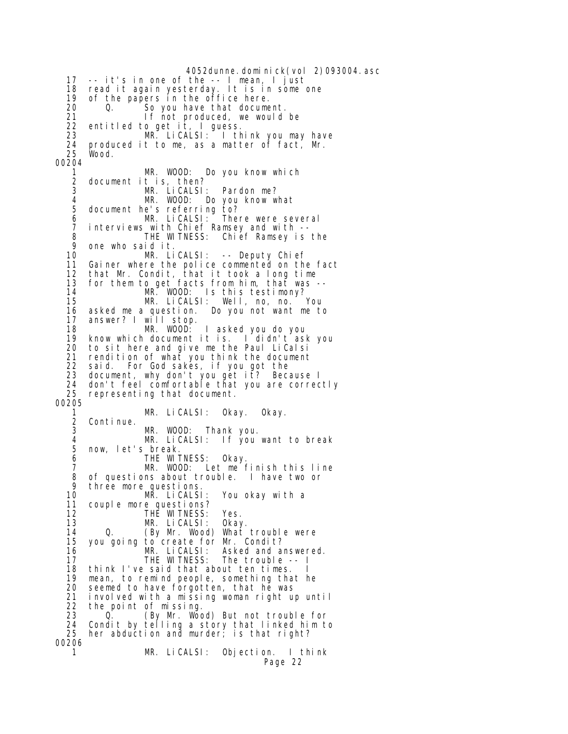17 -- it's in one of the -- I mean, I just
18 read it again yesterday. It is in some one
19 of the papers in the office here.
20 Q. So you have that document.
21 If not produced, we would be
22 entitled to get it, I guess.
23 MR. LiCALSI: I think you may have
24 produced it to me, as a matter of fact, Mr.
25 Wood.

00204

1 MR. WOOD: Do you know which
2 document it is, then?
3 MR. LiCALSI: Pardon me?
4 MR. WOOD: Do you know what
5 document he's referring to?
6 MR. LiCALSI: There were several
7 interviews with Chief Ramsey and with --
8 THE WITNESS: Chief Ramsey is the
9 one who said it.
10 MR. LiCALSI: -- Deputy Chief
11 Gainer where the police commented on the fact
12 that Mr. Condit, that it took a long time
13 for them to get facts from him, that was --
14 MR. WOOD: Is this testimony?
15 MR. LiCALSI: Well, no, no. You
16 asked me a question. Do you not want me to
17 answer? I will stop.
18 MR. WOOD: I asked you do you
19 know which document it is. I didn't ask you
20 to sit here and give me the Paul LiCalsi
21 rendition of what you think the document
22 said. For God sakes, if you got the
23 document, why don't you get it? Because I
24 don't feel comfortable that you are correctly
25 representing that document.

00205

1 MR. LiCALSI: Okay. Okay.
2 Continue.
3 MR. WOOD: Thank you.
4 MR. LiCALSI: If you want to break
5 now, let's break.
6 THE WITNESS: Okay.
7 MR. WOOD: Let me finish this line
8 of questions about trouble. I have two or
9 three more questions.
10 MR. LiCALSI: You okay with a
11 couple more questions?
12 THE WITNESS: Yes.
13 MR. LiCALSI: Okay.
14 Q. (By Mr. Wood) What trouble were
15 you going to create for Mr. Condit?
16 MR. LiCALSI: Asked and answered.
17 THE WITNESS: The trouble -- I
18 think I've said that about ten times. I
19 mean, to remind people, something that he
20 seemed to have forgotten, that he was
21 involved with a missing woman right up until
22 the point of missing.
23 Q. (By Mr. Wood) But not trouble for
24 Condit by telling a story that linked him to
25 her abduction and murder; is that right?

00206

1 MR. LiCALSI: Objection. I think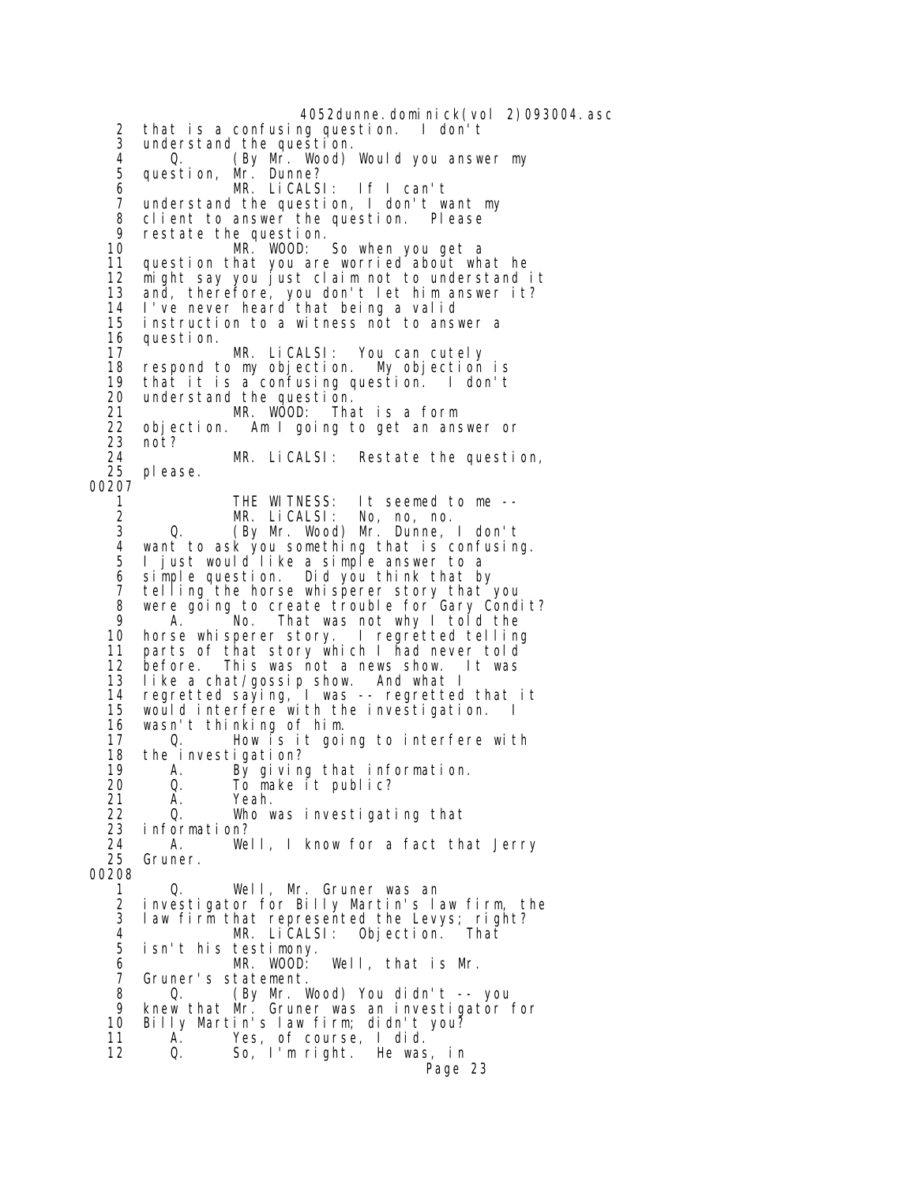2 that is a confusing question. I don't
3 understand the question.
4 Q. (By Mr. Wood) Would you answer my
5 question, Mr. Dunne?
6 MR. LiCALSI: If I can't
7 understand the question, I don't want my
8 client to answer the question. Please
9 restate the question.
10 MR. WOOD: So when you get a
11 question that you are worried about what he
12 might say you just claim not to understand it
13 and, therefore, you don't let him answer it?
14 I've never heard that being a valid
15 instruction to a witness not to answer a
16 question.
17 MR. LiCALSI: You can cutely
18 respond to my objection. My objection is
19 that it is a confusing question. I don't
20 understand the question.
21 MR. WOOD: That is a form
22 objection. Am I going to get an answer or
23 not?
24 MR. LiCALSI: Restate the question,
25 please.

00207

1 THE WITNESS: It seemed to me --
2 MR. LiCALSI: No, no, no.
3 Q. (By Mr. Wood) Mr. Dunne, I don't
4 want to ask you something that is confusing.
5 I just would like a simple answer to a
6 simple question. Did you think that by
7 telling the horse whisperer story that you
8 were going to create trouble for Gary Condit?
9 A. No. That was not why I told the
10 horse whisperer story. I regretted telling
11 parts of that story which I had never told
12 before. This was not a news show. It was
13 like a chat/gossip show. And what I
14 regretted saying, I was -- regretted that it
15 would interfere with the investigation. I
16 wasn't thinking of him.
17 Q. How is it going to interfere with
18 the investigation?
19 A. By giving that information.
20 Q. To make it public?
21 A. Yeah.
22 Q. Who was investigating that
23 information?
24 A. Well, I know for a fact that Jerry
25 Gruner.

00208

1 Q. Well, Mr. Gruner was an
2 investigator for Billy Martin's law firm, the
3 law firm that represented the Levys; right?
4 MR. LiCALSI: Objection. That
5 isn't his testimony.
6 MR. WOOD: Well, that is Mr.
7 Gruner's statement.
8 Q. (By Mr. Wood) You didn't -- you
9 knew that Mr. Gruner was an investigator for
10 Billy Martin's law firm; didn't you?
11 A. Yes, of course, I did.
12 Q. So, I'm right. He was, in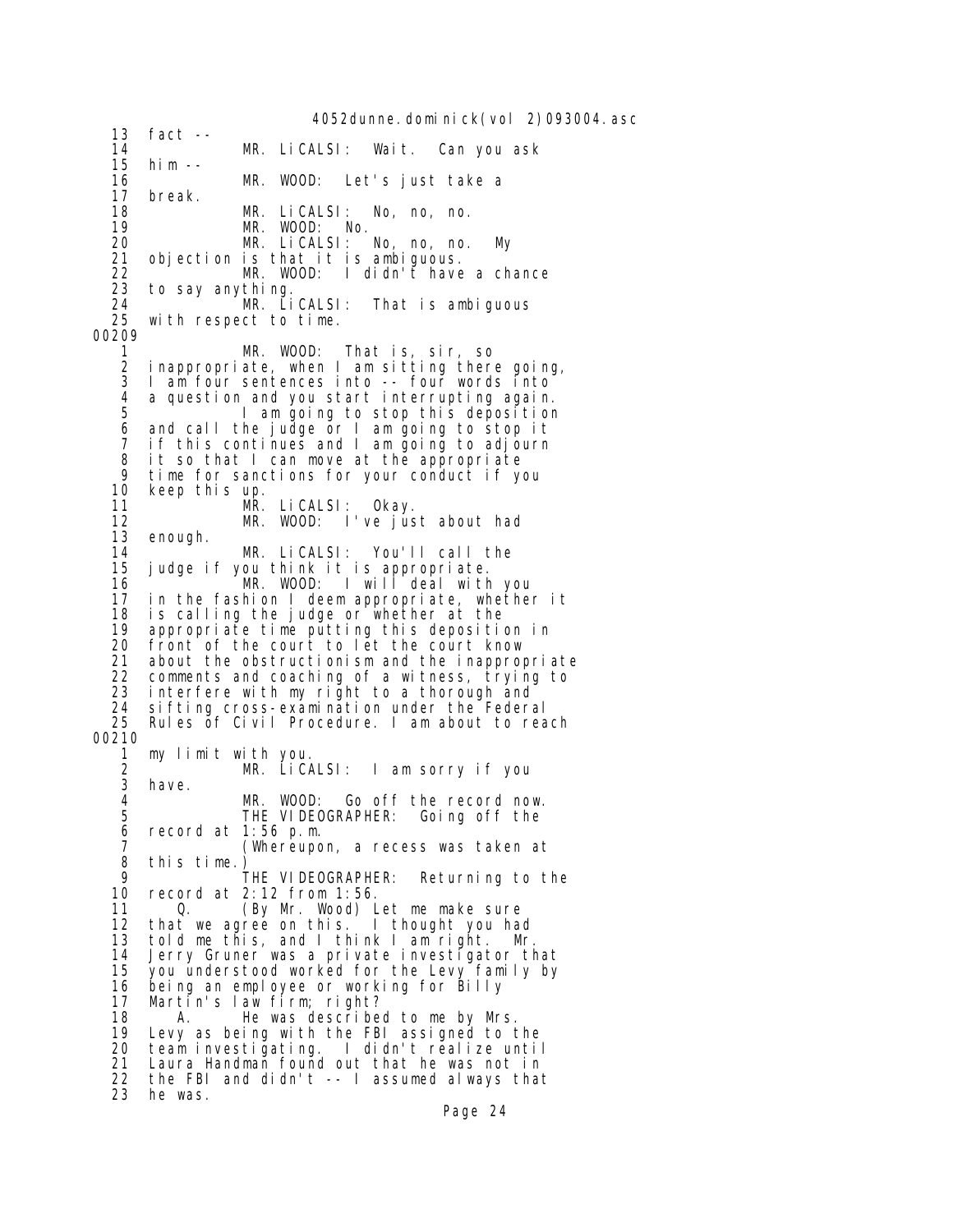13 fact --
14 MR. LiCALSI: Wait. Can you ask
15 him --
16 MR. WOOD: Let's just take a
17 break.
18 MR. LiCALSI: No, no, no.
19 MR. WOOD: No.
20 MR. LiCALSI: No, no, no. My
21 objection is that it is ambiguous.
22 MR. WOOD: I didn't have a chance
23 to say anything.
24 MR. LiCALSI: That is ambiguous
25 with respect to time.

00209

1 MR. WOOD: That is, sir, so
2 inappropriate, when I am sitting there going,
3 I am four sentences into -- four words into
4 a question and you start interrupting again.
5 I am going to stop this deposition
6 and call the judge or I am going to stop it
7 if this continues and I am going to adjourn
8 it so that I can move at the appropriate
9 time for sanctions for your conduct if you
10 keep this up.
11 MR. LiCALSI: Okay.
12 MR. WOOD: I've just about had
13 enough.
14 MR. LiCALSI: You'll call the
15 judge if you think it is appropriate.
16 MR. WOOD: I will deal with you
17 in the fashion I deem appropriate, whether it
18 is calling the judge or whether at the
19 appropriate time putting this deposition in
20 front of the court to let the court know
21 about the obstructionism and the inappropriate
22 comments and coaching of a witness, trying to
23 interfere with my right to a thorough and
24 sifting cross-examination under the Federal
25 Rules of Civil Procedure. I am about to reach

00210

1 my limit with you.
2 MR. LiCALSI: I am sorry if you
3 have.
4 MR. WOOD: Go off the record now.
5 THE VIDEOGRAPHER: Going off the
6 record at 1:56 p.m.
7 (Whereupon, a recess was taken at
8 this time.)
9 THE VIDEOGRAPHER: Returning to the
10 record at 2:12 from 1:56.
11 Q. (By Mr. Wood) Let me make sure
12 that we agree on this. I thought you had
13 told me this, and I think I am right. Mr.
14 Jerry Gruner was a private investigator that
15 you understood worked for the Levy family by
16 being an employee or working for Billy
17 Martin's law firm; right?
18 A. He was described to me by Mrs.
19 Levy as being with the FBI assigned to the
20 team investigating. I didn't realize until
21 Laura Handman found out that he was not in
22 the FBI and didn't -- I assumed always that
23 he was.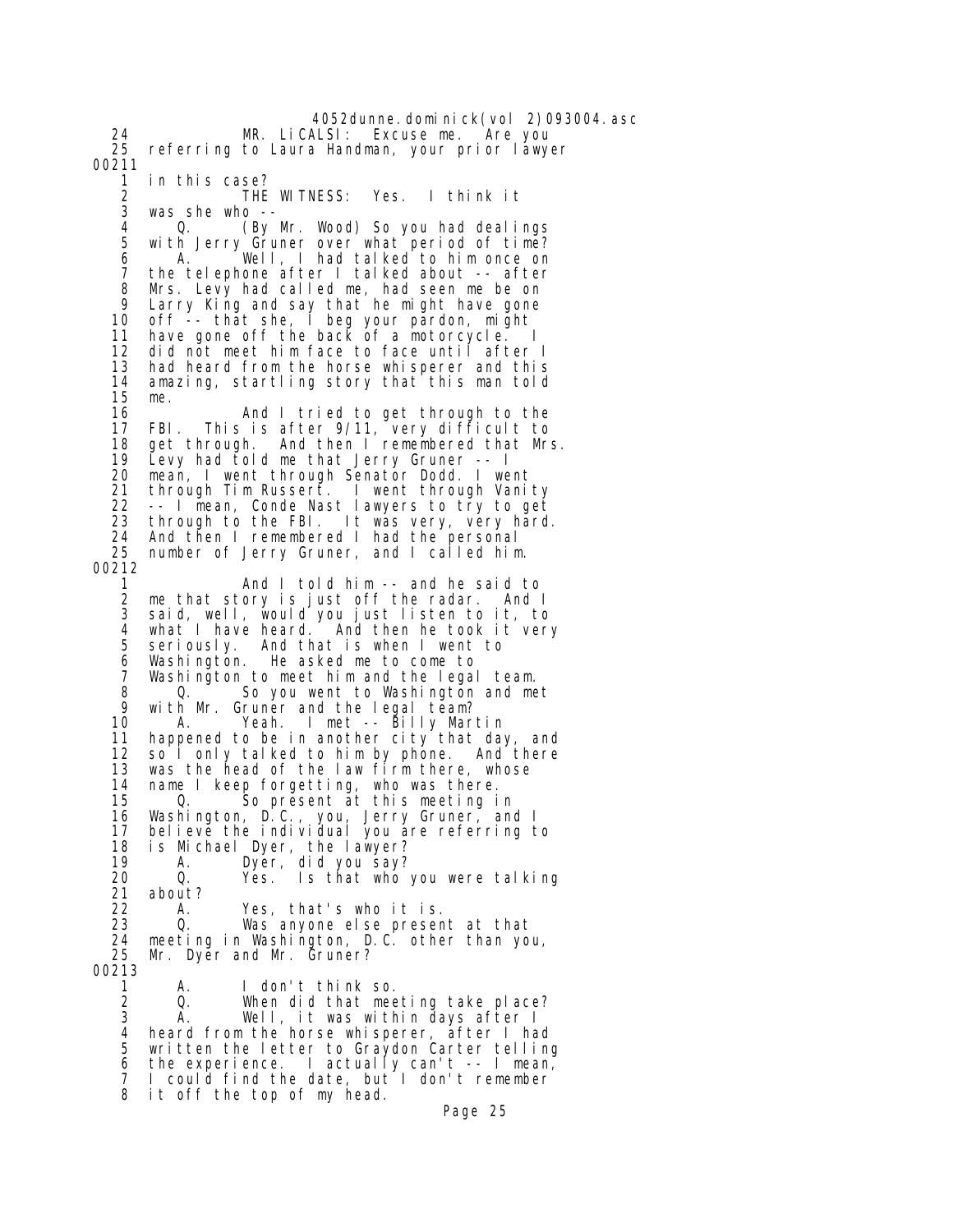24 MR. LiCALSI: Excuse me. Are you
25 referring to Laura Handman, your prior lawyer

00211

1 in this case?
2 THE WITNESS: Yes. I think it
3 was she who --
4 Q. (By Mr. Wood) So you had dealings
5 with Jerry Gruner over what period of time?
6 A. Well, I had talked to him once on
7 the telephone after I talked about -- after
8 Mrs. Levy had called me, had seen me be on
9 Larry King and say that he might have gone
10 off -- that she, I beg your pardon, might
11 have gone off the back of a motorcycle. I
12 did not meet him face to face until after I
13 had heard from the horse whisperer and this
14 amazing, startling story that this man told
15 me.
16 And I tried to get through to the
17 FBI. This is after 9/11, very difficult to
18 get through. And then I remembered that Mrs.
19 Levy had told me that Jerry Gruner -- I
20 mean, I went through Senator Dodd. I went
21 through Tim Russert. I went through Vanity
22 -- I mean, Conde Nast lawyers to try to get
23 through to the FBI. It was very, very hard.
24 And then I remembered I had the personal
25 number of Jerry Gruner, and I called him.

00212

1 And I told him -- and he said to
2 me that story is just off the radar. And I
3 said, well, would you just listen to it, to
4 what I have heard. And then he took it very
5 seriously. And that is when I went to
6 Washington. He asked me to come to
7 Washington to meet him and the legal team.
8 Q. So you went to Washington and met
9 with Mr. Gruner and the legal team?
10 A. Yeah. I met -- Billy Martin
11 happened to be in another city that day, and
12 so I only talked to him by phone. And there
13 was the head of the law firm there, whose
14 name I keep forgetting, who was there.
15 Q. So present at this meeting in
16 Washington, D.C., you, Jerry Gruner, and I
17 believe the individual you are referring to
18 is Michael Dyer, the lawyer?
19 A. Dyer, did you say?
20 Q. Yes. Is that who you were talking
21 about?
22 A. Yes, that's who it is.
23 Q. Was anyone else present at that
24 meeting in Washington, D.C. other than you,
25 Mr. Dyer and Mr. Gruner?

00213

1 A. I don't think so.
2 Q. When did that meeting take place?
3 A. Well, it was within days after I
4 heard from the horse whisperer, after I had
5 written the letter to Graydon Carter telling
6 the experience. I actually can't -- I mean,
7 I could find the date, but I don't remember
8 it off the top of my head.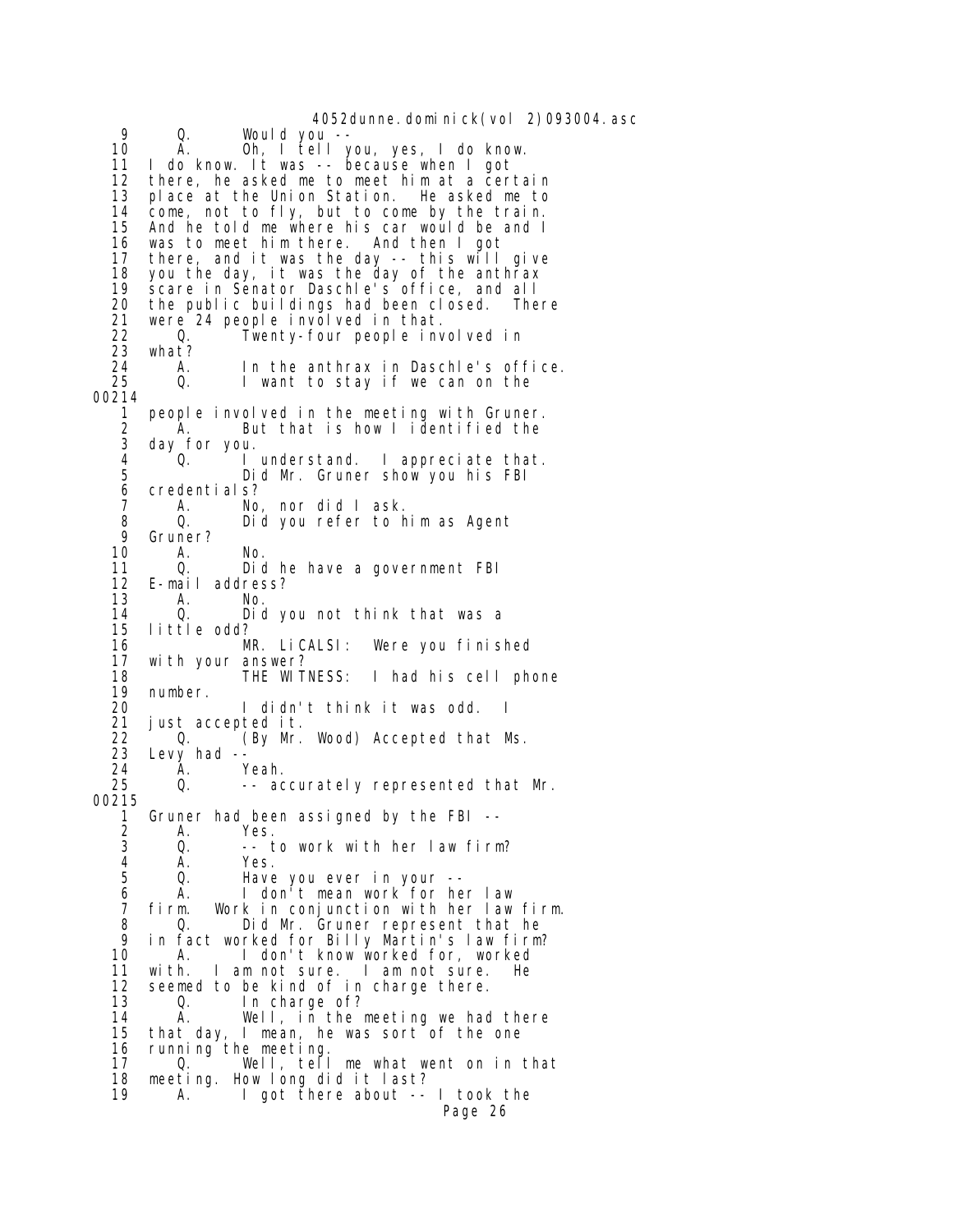9 Q. Would you --
10 A. Oh, I tell you, yes, I do know.
11 I do know. It was -- because when I got
12 there, he asked me to meet him at a certain
13 place at the Union Station. He asked me to
14 come, not to fly, but to come by the train.
15 And he told me where his car would be and I
16 was to meet him there. And then I got
17 there, and it was the day -- this will give
18 you the day, it was the day of the anthrax
19 scare in Senator Daschle's office, and all
20 the public buildings had been closed. There
21 were 24 people involved in that.
22 Q. Twenty-four people involved in
23 what?
24 A. In the anthrax in Daschle's office.
25 Q. I want to stay if we can on the

00214

1 people involved in the meeting with Gruner.
2 A. But that is how I identified the
3 day for you.
4 Q. I understand. I appreciate that.
5 Did Mr. Gruner show you his FBI
6 credentials?
7 A. No, nor did I ask.
8 Q. Did you refer to him as Agent
9 Gruner?
10 A. No.
11 Q. Did he have a government FBI
12 E-mail address?
13 A. No.
14 Q. Did you not think that was a
15 little odd?
16 MR. LiCALSI: Were you finished
17 with your answer?
18 THE WITNESS: I had his cell phone
19 number.
20 I didn't think it was odd. I
21 just accepted it.
22 Q. (By Mr. Wood) Accepted that Ms.
23 Levy had --
24 A. Yeah.
25 Q. -- accurately represented that Mr.

00215

1 Gruner had been assigned by the FBI --
2 A. Yes.
3 Q. -- to work with her law firm?
4 A. Yes.
5 Q. Have you ever in your --
6 A. I don't mean work for her law
7 firm. Work in conjunction with her law firm.
8 Q. Did Mr. Gruner represent that he
9 in fact worked for Billy Martin's law firm?
10 A. I don't know worked for, worked
11 with. I am not sure. I am not sure. He
12 seemed to be kind of in charge there.
13 Q. In charge of?
14 A. Well, in the meeting we had there
15 that day, I mean, he was sort of the one
16 running the meeting.
17 Q. Well, tell me what went on in that
18 meeting. How long did it last?
19 A. I got there about -- I took the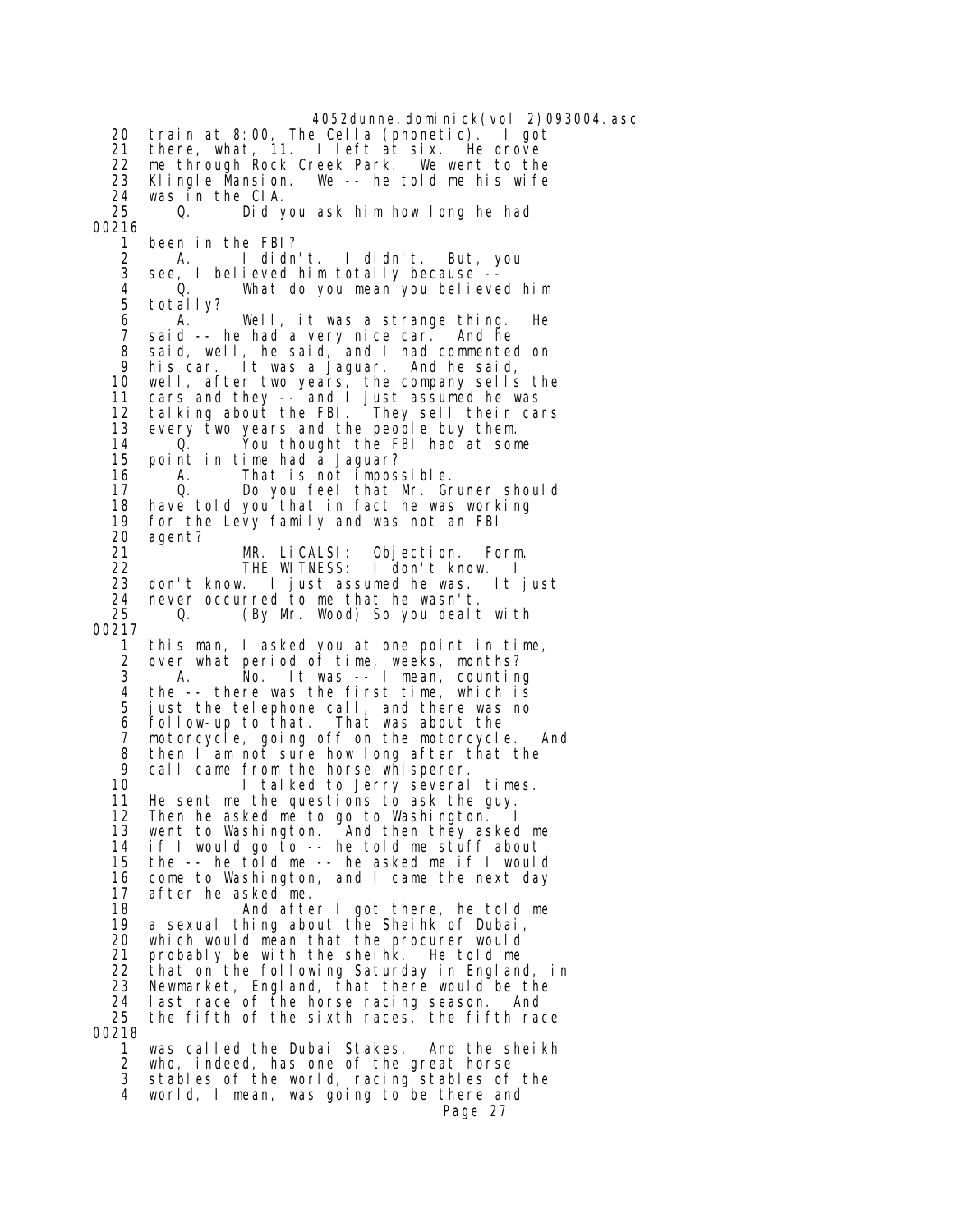20 train at 8:00, The Cella (phonetic). I got
21 there, what, 11. I left at six. He drove
22 me through Rock Creek Park. We went to the
23 Klingle Mansion. We -- he told me his wife
24 was in the CIA.
25 Q. Did you ask him how long he had

00216

1 been in the FBI?
2 A. I didn't. I didn't. But, you
3 see, I believed him totally because --
4 Q. What do you mean you believed him
5 totally?
6 A. Well, it was a strange thing. He
7 said -- he had a very nice car. And he
8 said, well, he said, and I had commented on
9 his car. It was a Jaguar. And he said,
10 well, after two years, the company sells the
11 cars and they -- and I just assumed he was
12 talking about the FBI. They sell their cars
13 every two years and the people buy them.
14 Q. You thought the FBI had at some
15 point in time had a Jaguar?
16 A. That is not impossible.
17 Q. Do you feel that Mr. Gruner should
18 have told you that in fact he was working
19 for the Levy family and was not an FBI
20 agent?
21 MR. LiCALSI: Objection. Form.
22 THE WITNESS: I don't know. I
23 don't know. I just assumed he was. It just
24 never occurred to me that he wasn't.
25 Q. (By Mr. Wood) So you dealt with

00217

1 this man, I asked you at one point in time,
2 over what period of time, weeks, months?
3 A. No. It was -- I mean, counting
4 the -- there was the first time, which is
5 just the telephone call, and there was no
6 follow-up to that. That was about the
7 motorcycle, going off on the motorcycle. And
8 then I am not sure how long after that the
9 call came from the horse whisperer.
10 I talked to Jerry several times.
11 He sent me the questions to ask the guy.
12 Then he asked me to go to Washington. I
13 went to Washington. And then they asked me
14 if I would go to -- he told me stuff about
15 the -- he told me -- he asked me if I would
16 come to Washington, and I came the next day
17 after he asked me.
18 And after I got there, he told me
19 a sexual thing about the Sheihk of Dubai,
20 which would mean that the procurer would
21 probably be with the sheihk. He told me
22 that on the following Saturday in England, in
23 Newmarket, England, that there would be the
24 last race of the horse racing season. And
25 the fifth of the sixth races, the fifth race

00218

1 was called the Dubai Stakes. And the sheikh
2 who, indeed, has one of the great horse
3 stables of the world, racing stables of the
4 world, I mean, was going to be there and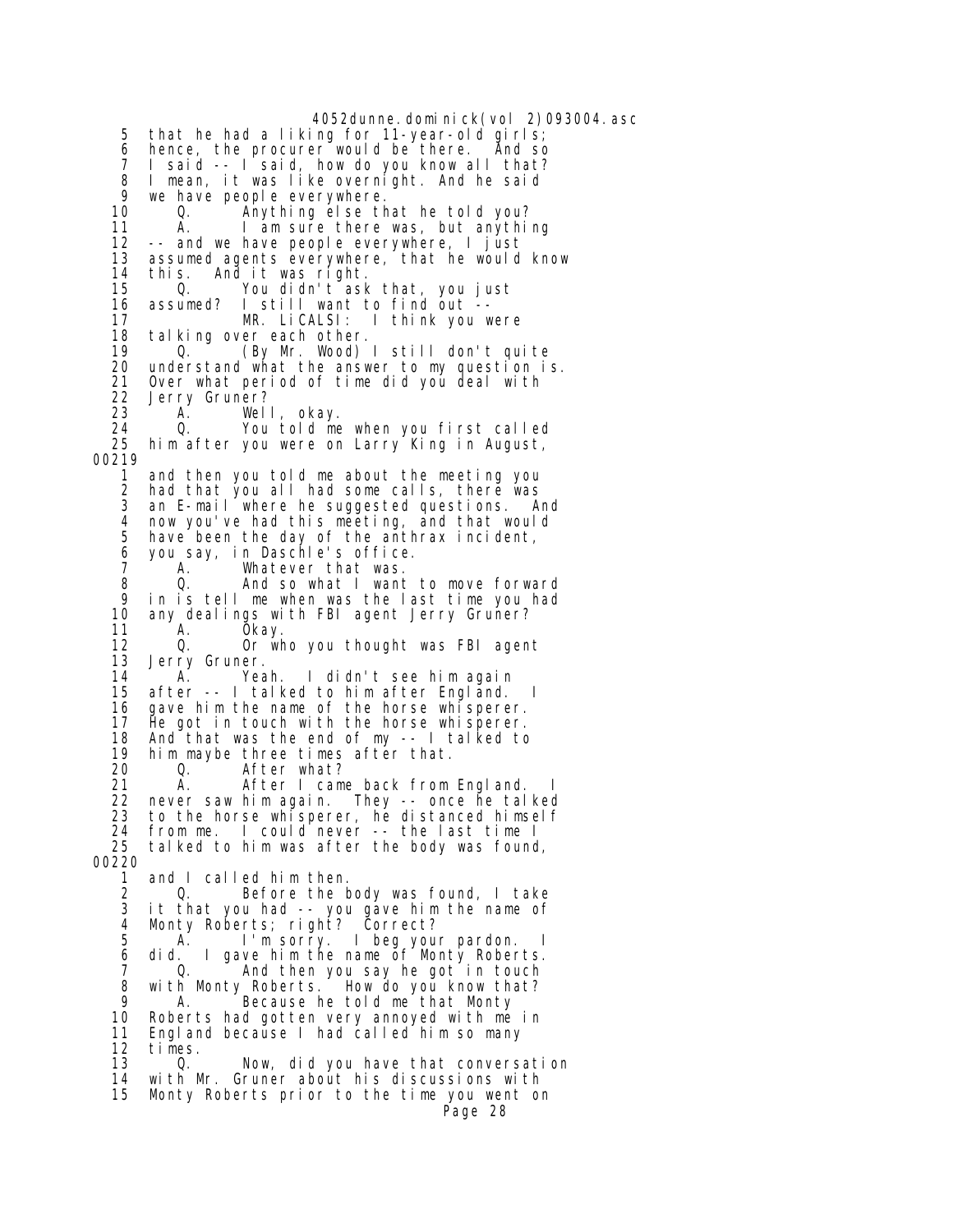```
 5   that he had a liking for 11-year-old girls;
 6   hence, the procurer would be there.  And so
 7   I said -- I said, how do you know all that?
 8   I mean, it was like overnight. And he said
 9   we have people everywhere.
10        Q.     Anything else that he told you?
11        A.     I am sure there was, but anything
12   -- and we have people everywhere, I just
13   assumed agents everywhere, that he would know
14   this.  And it was right.
15        Q.     You didn't ask that, you just
16   assumed?  I still want to find out --
17               MR. LiCALSI:  I think you were
18   talking over each other.
19        Q.     (By Mr. Wood) I still don't quite
20   understand what the answer to my question is.
21   Over what period of time did you deal with
22   Jerry Gruner?
23        A.     Well, okay.
24        Q.     You told me when you first called
25   him after you were on Larry King in August,
00219
 1   and then you told me about the meeting you
 2   had that you all had some calls, there was
 3   an E-mail where he suggested questions.  And
 4   now you've had this meeting, and that would
 5   have been the day of the anthrax incident,
 6   you say, in Daschle's office.
 7        A.     Whatever that was.
 8        Q.     And so what I want to move forward
 9   in is tell me when was the last time you had
10   any dealings with FBI agent Jerry Gruner?
11        A.     Okay.
12        Q.     Or who you thought was FBI agent
13   Jerry Gruner.
14        A.     Yeah.  I didn't see him again
15   after -- I talked to him after England.  I
16   gave him the name of the horse whisperer.
17   He got in touch with the horse whisperer.
18   And that was the end of my -- I talked to
19   him maybe three times after that.
20        Q.     After what?
21        A.     After I came back from England.  I
22   never saw him again.  They -- once he talked
23   to the horse whisperer, he distanced himself
24   from me.  I could never -- the last time I
25   talked to him was after the body was found,
00220
 1   and I called him then.
 2        Q.     Before the body was found, I take
 3   it that you had -- you gave him the name of
 4   Monty Roberts; right?  Correct?
 5        A.     I'm sorry.  I beg your pardon.  I
 6   did.  I gave him the name of Monty Roberts.
 7        Q.     And then you say he got in touch
 8   with Monty Roberts.  How do you know that?
 9        A.     Because he told me that Monty
10   Roberts had gotten very annoyed with me in
11   England because I had called him so many
12   times.
13        Q.     Now, did you have that conversation
14   with Mr. Gruner about his discussions with
15   Monty Roberts prior to the time you went on
```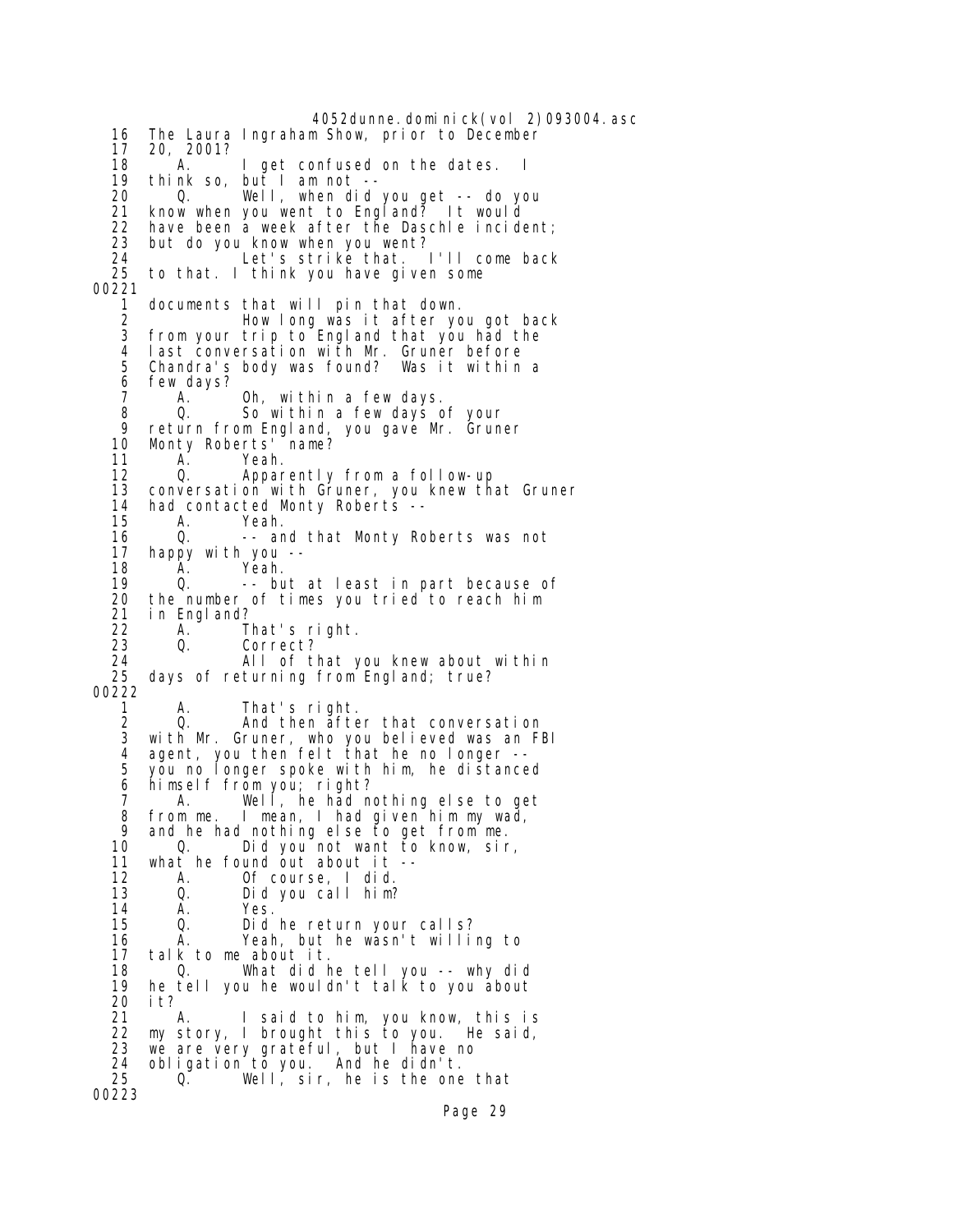4052dunne.dominick(vol 2)093004.asc

```
  16  The Laura Ingraham Show, prior to December
  17  20, 2001?
  18     A.      I get confused on the dates.  I
  19  think so, but I am not --
  20     Q.      Well, when did you get -- do you
  21  know when you went to England?  It would
  22  have been a week after the Daschle incident;
  23  but do you know when you went?
  24             Let's strike that.  I'll come back
  25  to that. I think you have given some
00221
   1  documents that will pin that down.
   2             How long was it after you got back
   3  from your trip to England that you had the
   4  last conversation with Mr. Gruner before
   5  Chandra's body was found?  Was it within a
   6  few days?
   7     A.      Oh, within a few days.
   8     Q.      So within a few days of your
   9  return from England, you gave Mr. Gruner
  10  Monty Roberts' name?
  11     A.      Yeah.
  12     Q.      Apparently from a follow-up
  13  conversation with Gruner, you knew that Gruner
  14  had contacted Monty Roberts --
  15     A.      Yeah.
  16     Q.      -- and that Monty Roberts was not
  17  happy with you --
  18     A.      Yeah.
  19     Q.      -- but at least in part because of
  20  the number of times you tried to reach him
  21  in England?
  22     A.      That's right.
  23     Q.      Correct?
  24             All of that you knew about within
  25  days of returning from England; true?
00222
   1     A.      That's right.
   2     Q.      And then after that conversation
   3  with Mr. Gruner, who you believed was an FBI
   4  agent, you then felt that he no longer --
   5  you no longer spoke with him, he distanced
   6  himself from you; right?
   7     A.      Well, he had nothing else to get
   8  from me.  I mean, I had given him my wad,
   9  and he had nothing else to get from me.
  10     Q.      Did you not want to know, sir,
  11  what he found out about it --
  12     A.      Of course, I did.
  13     Q.      Did you call him?
  14     A.      Yes.
  15     Q.      Did he return your calls?
  16     A.      Yeah, but he wasn't willing to
  17  talk to me about it.
  18     Q.      What did he tell you -- why did
  19  he tell you he wouldn't talk to you about
  20  it?
  21     A.      I said to him, you know, this is
  22  my story, I brought this to you.  He said,
  23  we are very grateful, but I have no
  24  obligation to you.  And he didn't.
  25     Q.      Well, sir, he is the one that
00223
```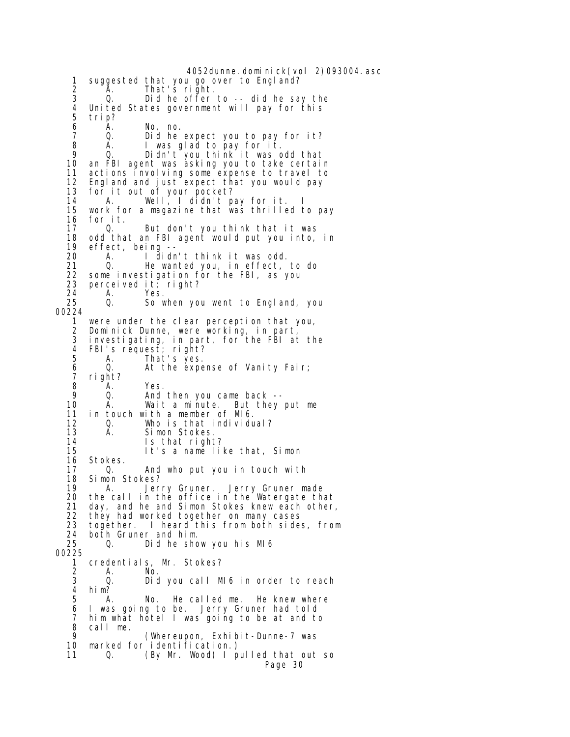1 suggested that you go over to England?
2 A. That's right.
3 Q. Did he offer to -- did he say the
4 United States government will pay for this
5 trip?
6 A. No, no.
7 Q. Did he expect you to pay for it?
8 A. I was glad to pay for it.
9 Q. Didn't you think it was odd that
10 an FBI agent was asking you to take certain
11 actions involving some expense to travel to
12 England and just expect that you would pay
13 for it out of your pocket?
14 A. Well, I didn't pay for it. I
15 work for a magazine that was thrilled to pay
16 for it.
17 Q. But don't you think that it was
18 odd that an FBI agent would put you into, in
19 effect, being --
20 A. I didn't think it was odd.
21 Q. He wanted you, in effect, to do
22 some investigation for the FBI, as you
23 perceived it; right?
24 A. Yes.
25 Q. So when you went to England, you

00224

1 were under the clear perception that you,
2 Dominick Dunne, were working, in part,
3 investigating, in part, for the FBI at the
4 FBI's request; right?
5 A. That's yes.
6 Q. At the expense of Vanity Fair;
7 right?
8 A. Yes.
9 Q. And then you came back --
10 A. Wait a minute. But they put me
11 in touch with a member of MI6.
12 Q. Who is that individual?
13 A. Simon Stokes.
14 Is that right?
15 It's a name like that, Simon
16 Stokes.
17 Q. And who put you in touch with
18 Simon Stokes?
19 A. Jerry Gruner. Jerry Gruner made
20 the call in the office in the Watergate that
21 day, and he and Simon Stokes knew each other,
22 they had worked together on many cases
23 together. I heard this from both sides, from
24 both Gruner and him.
25 Q. Did he show you his MI6

00225

1 credentials, Mr. Stokes?
2 A. No.
3 Q. Did you call MI6 in order to reach
4 him?
5 A. No. He called me. He knew where
6 I was going to be. Jerry Gruner had told
7 him what hotel I was going to be at and to
8 call me.
9 (Whereupon, Exhibit-Dunne-7 was
10 marked for identification.)
11 Q. (By Mr. Wood) I pulled that out so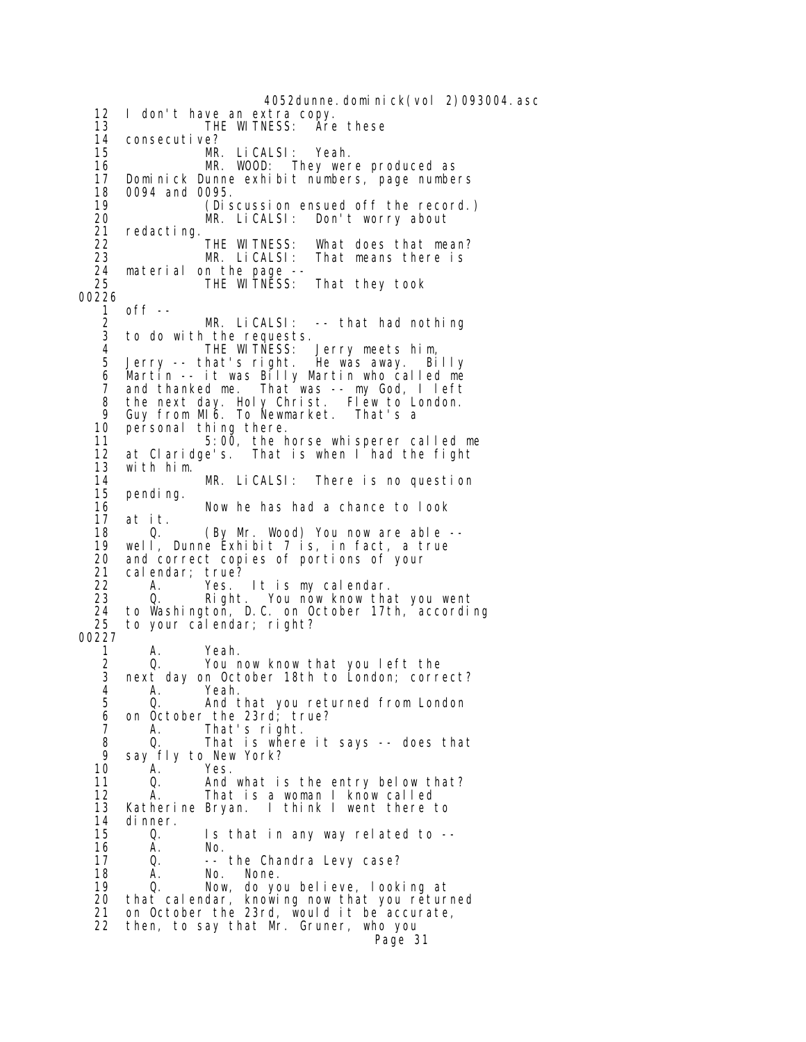```
12   I don't have an extra copy.
13             THE WITNESS:  Are these
14   consecutive?
15             MR. LiCALSI:  Yeah.
16             MR. WOOD:  They were produced as
17   Dominick Dunne exhibit numbers, page numbers
18   0094 and 0095.
19             (Discussion ensued off the record.)
20             MR. LiCALSI:  Don't worry about
21   redacting.
22             THE WITNESS:  What does that mean?
23             MR. LiCALSI:  That means there is
24   material on the page --
25             THE WITNESS:  That they took
00226
 1   off --
 2             MR. LiCALSI:  -- that had nothing
 3   to do with the requests.
 4             THE WITNESS:  Jerry meets him,
 5   Jerry -- that's right.  He was away.  Billy
 6   Martin -- it was Billy Martin who called me
 7   and thanked me.  That was -- my God, I left
 8   the next day. Holy Christ.  Flew to London.
 9   Guy from MI6. To Newmarket.  That's a
10   personal thing there.
11             5:00, the horse whisperer called me
12   at Claridge's.  That is when I had the fight
13   with him.
14             MR. LiCALSI:  There is no question
15   pending.
16             Now he has had a chance to look
17   at it.
18        Q.   (By Mr. Wood) You now are able --
19   well, Dunne Exhibit 7 is, in fact, a true
20   and correct copies of portions of your
21   calendar; true?
22        A.   Yes.  It is my calendar.
23        Q.   Right.  You now know that you went
24   to Washington, D.C. on October 17th, according
25   to your calendar; right?
00227
 1        A.   Yeah.
 2        Q.   You now know that you left the
 3   next day on October 18th to London; correct?
 4        A.   Yeah.
 5        Q.   And that you returned from London
 6   on October the 23rd; true?
 7        A.   That's right.
 8        Q.   That is where it says -- does that
 9   say fly to New York?
10        A.   Yes.
11        Q.   And what is the entry below that?
12        A.   That is a woman I know called
13   Katherine Bryan.  I think I went there to
14   dinner.
15        Q.   Is that in any way related to --
16        A.   No.
17        Q.   -- the Chandra Levy case?
18        A.   No.  None.
19        Q.   Now, do you believe, looking at
20   that calendar, knowing now that you returned
21   on October the 23rd, would it be accurate,
22   then, to say that Mr. Gruner, who you
```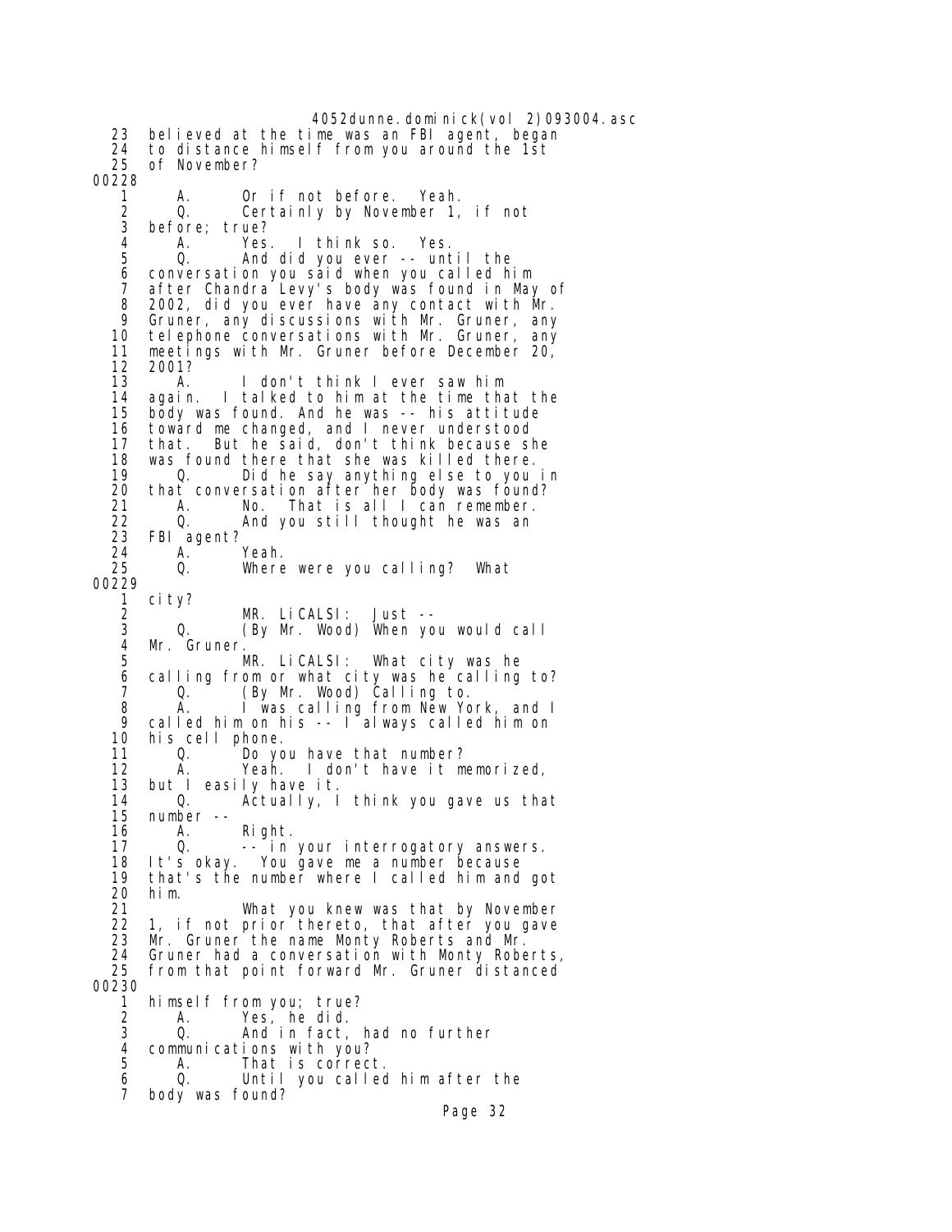23 believed at the time was an FBI agent, began
24 to distance himself from you around the 1st
25 of November?

00228

1 A. Or if not before. Yeah.
2 Q. Certainly by November 1, if not
3 before; true?
4 A. Yes. I think so. Yes.
5 Q. And did you ever -- until the
6 conversation you said when you called him
7 after Chandra Levy's body was found in May of
8 2002, did you ever have any contact with Mr.
9 Gruner, any discussions with Mr. Gruner, any
10 telephone conversations with Mr. Gruner, any
11 meetings with Mr. Gruner before December 20,
12 2001?
13 A. I don't think I ever saw him
14 again. I talked to him at the time that the
15 body was found. And he was -- his attitude
16 toward me changed, and I never understood
17 that. But he said, don't think because she
18 was found there that she was killed there.
19 Q. Did he say anything else to you in
20 that conversation after her body was found?
21 A. No. That is all I can remember.
22 Q. And you still thought he was an
23 FBI agent?
24 A. Yeah.
25 Q. Where were you calling? What

00229

1 city?
2 MR. LiCALSI: Just --
3 Q. (By Mr. Wood) When you would call
4 Mr. Gruner.
5 MR. LiCALSI: What city was he
6 calling from or what city was he calling to?
7 Q. (By Mr. Wood) Calling to.
8 A. I was calling from New York, and I
9 called him on his -- I always called him on
10 his cell phone.
11 Q. Do you have that number?
12 A. Yeah. I don't have it memorized,
13 but I easily have it.
14 Q. Actually, I think you gave us that
15 number --
16 A. Right.
17 Q. -- in your interrogatory answers.
18 It's okay. You gave me a number because
19 that's the number where I called him and got
20 him.
21 What you knew was that by November
22 1, if not prior thereto, that after you gave
23 Mr. Gruner the name Monty Roberts and Mr.
24 Gruner had a conversation with Monty Roberts,
25 from that point forward Mr. Gruner distanced

00230

1 himself from you; true?
2 A. Yes, he did.
3 Q. And in fact, had no further
4 communications with you?
5 A. That is correct.
6 Q. Until you called him after the
7 body was found?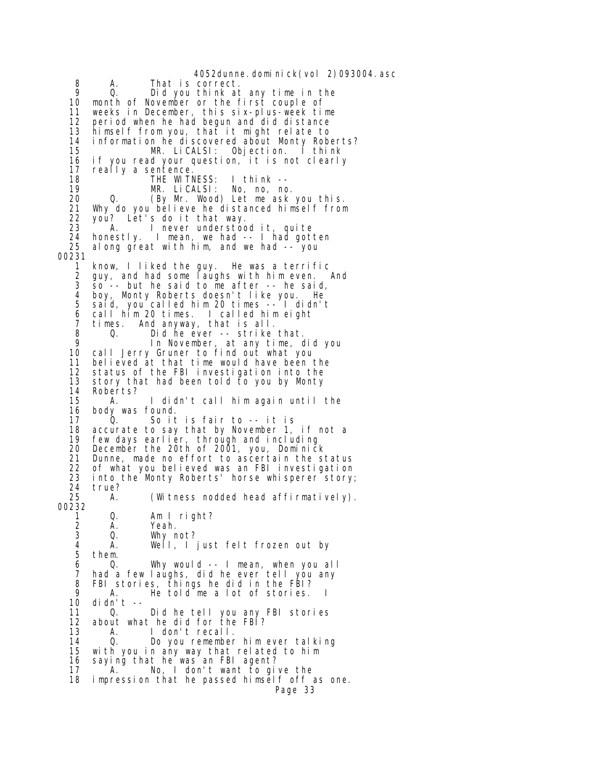```
8       A.      That is correct.
9       Q.      Did you think at any time in the
10   month of November or the first couple of
11   weeks in December, this six-plus-week time
12   period when he had begun and did distance
13   himself from you, that it might relate to
14   information he discovered about Monty Roberts?
15              MR. LiCALSI:  Objection.  I think
16   if you read your question, it is not clearly
17   really a sentence.
18              THE WITNESS:  I think --
19              MR. LiCALSI:  No, no, no.
20      Q.      (By Mr. Wood) Let me ask you this.
21   Why do you believe he distanced himself from
22   you?  Let's do it that way.
23      A.      I never understood it, quite
24   honestly.  I mean, we had -- I had gotten
25   along great with him, and we had -- you
00231
1    know, I liked the guy.  He was a terrific
2    guy, and had some laughs with him even.  And
3    so -- but he said to me after -- he said,
4    boy, Monty Roberts doesn't like you.  He
5    said, you called him 20 times -- I didn't
6    call him 20 times.  I called him eight
7    times.  And anyway, that is all.
8       Q.      Did he ever -- strike that.
9               In November, at any time, did you
10   call Jerry Gruner to find out what you
11   believed at that time would have been the
12   status of the FBI investigation into the
13   story that had been told to you by Monty
14   Roberts?
15      A.      I didn't call him again until the
16   body was found.
17      Q.      So it is fair to -- it is
18   accurate to say that by November 1, if not a
19   few days earlier, through and including
20   December the 20th of 2001, you, Dominick
21   Dunne, made no effort to ascertain the status
22   of what you believed was an FBI investigation
23   into the Monty Roberts' horse whisperer story;
24   true?
25      A.      (Witness nodded head affirmatively).
00232
1       Q.      Am I right?
2       A.      Yeah.
3       Q.      Why not?
4       A.      Well, I just felt frozen out by
5    them.
6       Q.      Why would -- I mean, when you all
7    had a few laughs, did he ever tell you any
8    FBI stories, things he did in the FBI?
9       A.      He told me a lot of stories.  I
10   didn't --
11      Q.      Did he tell you any FBI stories
12   about what he did for the FBI?
13      A.      I don't recall.
14      Q.      Do you remember him ever talking
15   with you in any way that related to him
16   saying that he was an FBI agent?
17      A.      No, I don't want to give the
18   impression that he passed himself off as one.
```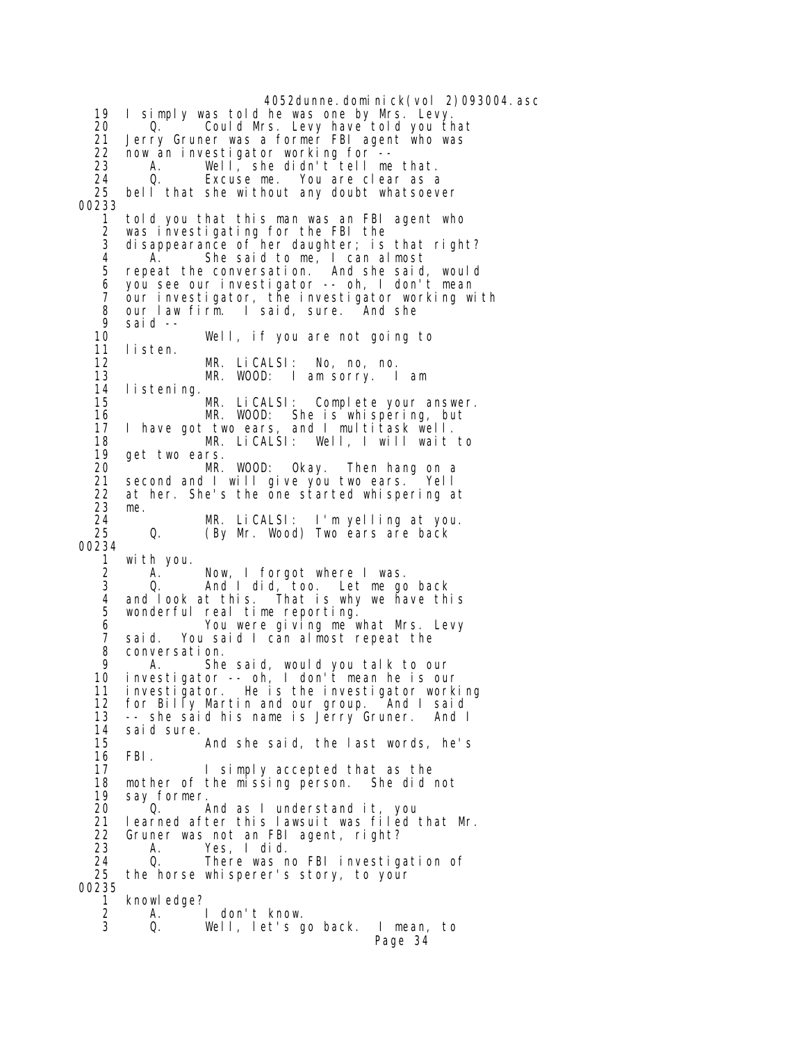```
   19   I simply was told he was one by Mrs. Levy.
   20       Q.     Could Mrs. Levy have told you that
   21   Jerry Gruner was a former FBI agent who was
   22   now an investigator working for --
   23       A.     Well, she didn't tell me that.
   24       Q.     Excuse me.  You are clear as a
   25   bell that she without any doubt whatsoever
00233
    1   told you that this man was an FBI agent who
    2   was investigating for the FBI the
    3   disappearance of her daughter; is that right?
    4       A.     She said to me, I can almost
    5   repeat the conversation.  And she said, would
    6   you see our investigator -- oh, I don't mean
    7   our investigator, the investigator working with
    8   our law firm.  I said, sure.  And she
    9   said --
   10              Well, if you are not going to
   11   listen.
   12              MR. LiCALSI:  No, no, no.
   13              MR. WOOD:  I am sorry.  I am
   14   listening.
   15              MR. LiCALSI:  Complete your answer.
   16              MR. WOOD:  She is whispering, but
   17   I have got two ears, and I multitask well.
   18              MR. LiCALSI:  Well, I will wait to
   19   get two ears.
   20              MR. WOOD:  Okay.  Then hang on a
   21   second and I will give you two ears.  Yell
   22   at her. She's the one started whispering at
   23   me.
   24              MR. LiCALSI:  I'm yelling at you.
   25       Q.     (By Mr. Wood) Two ears are back
00234
    1   with you.
    2       A.     Now, I forgot where I was.
    3       Q.     And I did, too.  Let me go back
    4   and look at this.  That is why we have this
    5   wonderful real time reporting.
    6              You were giving me what Mrs. Levy
    7   said.  You said I can almost repeat the
    8   conversation.
    9       A.     She said, would you talk to our
   10   investigator -- oh, I don't mean he is our
   11   investigator.  He is the investigator working
   12   for Billy Martin and our group.  And I said
   13   -- she said his name is Jerry Gruner.  And I
   14   said sure.
   15              And she said, the last words, he's
   16   FBI.
   17              I simply accepted that as the
   18   mother of the missing person.  She did not
   19   say former.
   20       Q.     And as I understand it, you
   21   learned after this lawsuit was filed that Mr.
   22   Gruner was not an FBI agent, right?
   23       A.     Yes, I did.
   24       Q.     There was no FBI investigation of
   25   the horse whisperer's story, to your
00235
    1   knowledge?
    2       A.     I don't know.
    3       Q.     Well, let's go back.  I mean, to
```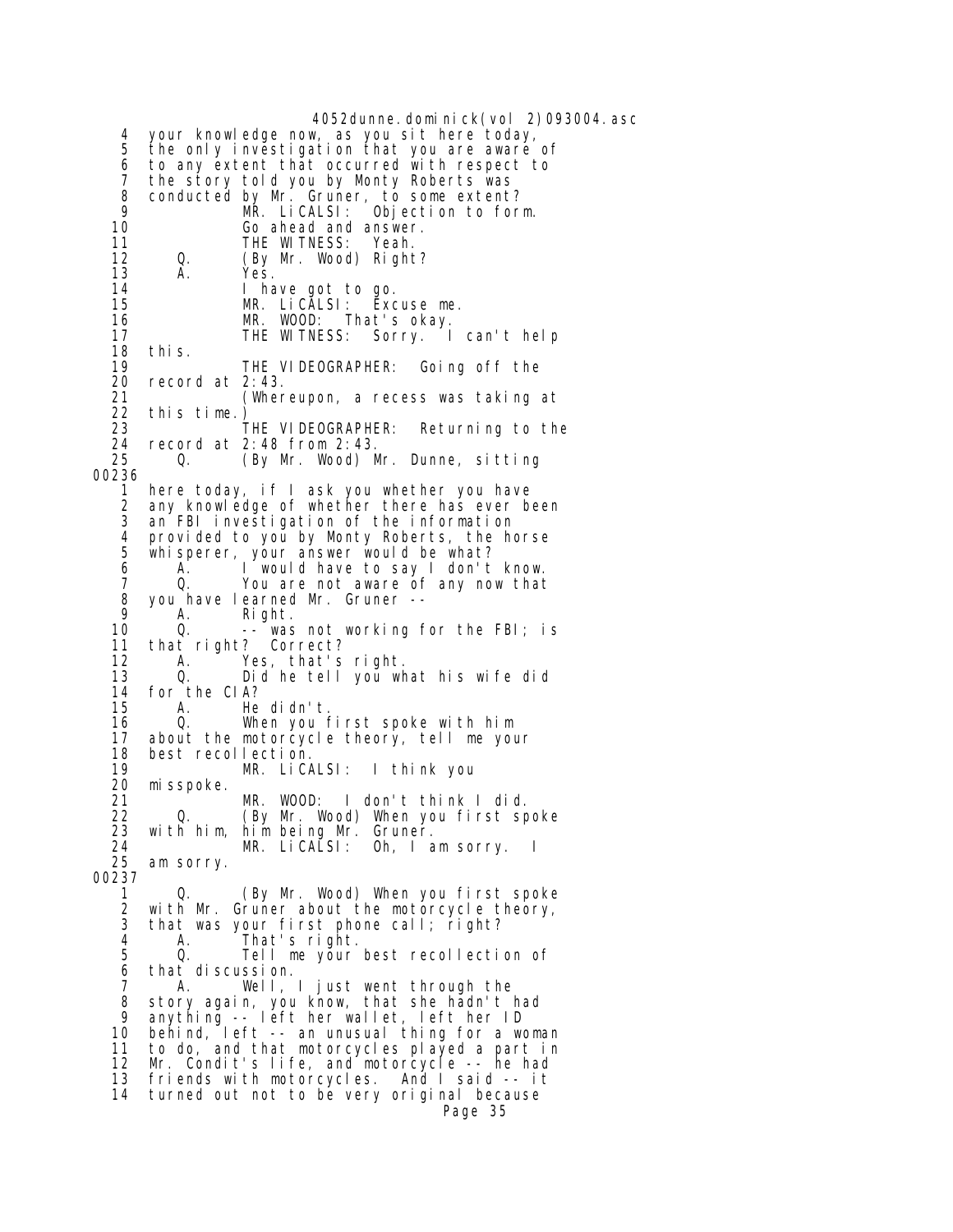4 your knowledge now, as you sit here today,
5 the only investigation that you are aware of
6 to any extent that occurred with respect to
7 the story told you by Monty Roberts was
8 conducted by Mr. Gruner, to some extent?
9 MR. LiCALSI: Objection to form.
10 Go ahead and answer.
11 THE WITNESS: Yeah.
12 Q. (By Mr. Wood) Right?
13 A. Yes.
14 I have got to go.
15 MR. LiCALSI: Excuse me.
16 MR. WOOD: That's okay.
17 THE WITNESS: Sorry. I can't help
18 this.
19 THE VIDEOGRAPHER: Going off the
20 record at 2:43.
21 (Whereupon, a recess was taking at
22 this time.)
23 THE VIDEOGRAPHER: Returning to the
24 record at 2:48 from 2:43.
25 Q. (By Mr. Wood) Mr. Dunne, sitting

00236

1 here today, if I ask you whether you have
2 any knowledge of whether there has ever been
3 an FBI investigation of the information
4 provided to you by Monty Roberts, the horse
5 whisperer, your answer would be what?
6 A. I would have to say I don't know.
7 Q. You are not aware of any now that
8 you have learned Mr. Gruner --
9 A. Right.
10 Q. -- was not working for the FBI; is
11 that right? Correct?
12 A. Yes, that's right.
13 Q. Did he tell you what his wife did
14 for the CIA?
15 A. He didn't.
16 Q. When you first spoke with him
17 about the motorcycle theory, tell me your
18 best recollection.
19 MR. LiCALSI: I think you
20 misspoke.
21 MR. WOOD: I don't think I did.
22 Q. (By Mr. Wood) When you first spoke
23 with him, him being Mr. Gruner.
24 MR. LiCALSI: Oh, I am sorry. I
25 am sorry.

00237

1 Q. (By Mr. Wood) When you first spoke
2 with Mr. Gruner about the motorcycle theory,
3 that was your first phone call; right?
4 A. That's right.
5 Q. Tell me your best recollection of
6 that discussion.
7 A. Well, I just went through the
8 story again, you know, that she hadn't had
9 anything -- left her wallet, left her ID
10 behind, left -- an unusual thing for a woman
11 to do, and that motorcycles played a part in
12 Mr. Condit's life, and motorcycle -- he had
13 friends with motorcycles. And I said -- it
14 turned out not to be very original because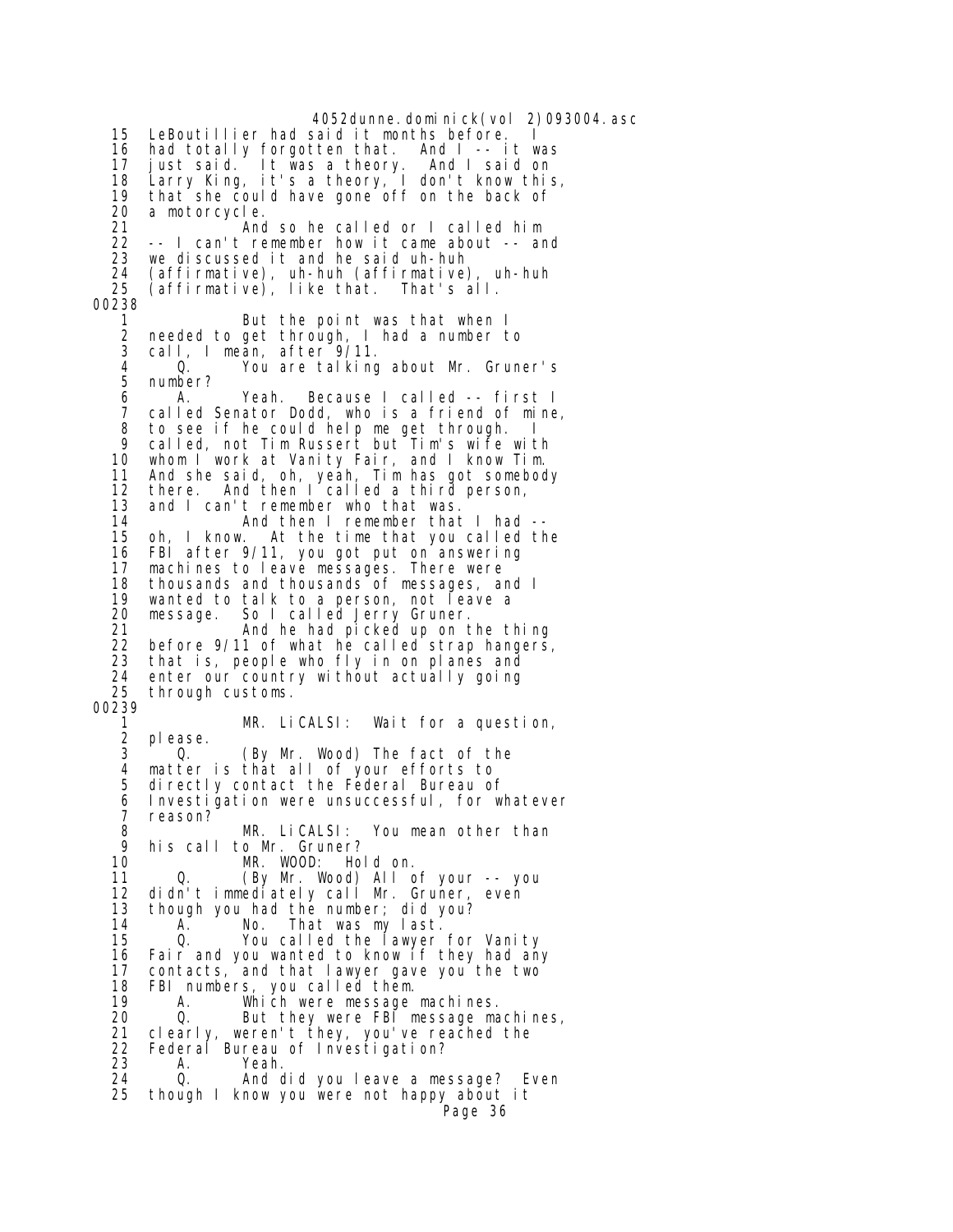```
15   LeBoutillier had said it months before.  I
16   had totally forgotten that.  And I -- it was
17   just said.  It was a theory.  And I said on
18   Larry King, it's a theory, I don't know this,
19   that she could have gone off on the back of
20   a motorcycle.
21             And so he called or I called him
22   -- I can't remember how it came about -- and
23   we discussed it and he said uh-huh
24   (affirmative), uh-huh (affirmative), uh-huh
25   (affirmative), like that.  That's all.
00238
 1             But the point was that when I
 2   needed to get through, I had a number to
 3   call, I mean, after 9/11.
 4      Q.     You are talking about Mr. Gruner's
 5   number?
 6      A.     Yeah.  Because I called -- first I
 7   called Senator Dodd, who is a friend of mine,
 8   to see if he could help me get through.  I
 9   called, not Tim Russert but Tim's wife with
10   whom I work at Vanity Fair, and I know Tim.
11   And she said, oh, yeah, Tim has got somebody
12   there.  And then I called a third person,
13   and I can't remember who that was.
14             And then I remember that I had --
15   oh, I know.  At the time that you called the
16   FBI after 9/11, you got put on answering
17   machines to leave messages. There were
18   thousands and thousands of messages, and I
19   wanted to talk to a person, not leave a
20   message.  So I called Jerry Gruner.
21             And he had picked up on the thing
22   before 9/11 of what he called strap hangers,
23   that is, people who fly in on planes and
24   enter our country without actually going
25   through customs.
00239
 1             MR. LiCALSI:  Wait for a question,
 2   please.
 3      Q.     (By Mr. Wood) The fact of the
 4   matter is that all of your efforts to
 5   directly contact the Federal Bureau of
 6   Investigation were unsuccessful, for whatever
 7   reason?
 8             MR. LiCALSI:  You mean other than
 9   his call to Mr. Gruner?
10             MR. WOOD:  Hold on.
11      Q.     (By Mr. Wood) All of your -- you
12   didn't immediately call Mr. Gruner, even
13   though you had the number; did you?
14      A.     No.  That was my last.
15      Q.     You called the lawyer for Vanity
16   Fair and you wanted to know if they had any
17   contacts, and that lawyer gave you the two
18   FBI numbers, you called them.
19      A.     Which were message machines.
20      Q.     But they were FBI message machines,
21   clearly, weren't they, you've reached the
22   Federal Bureau of Investigation?
23      A.     Yeah.
24      Q.     And did you leave a message?  Even
25   though I know you were not happy about it
```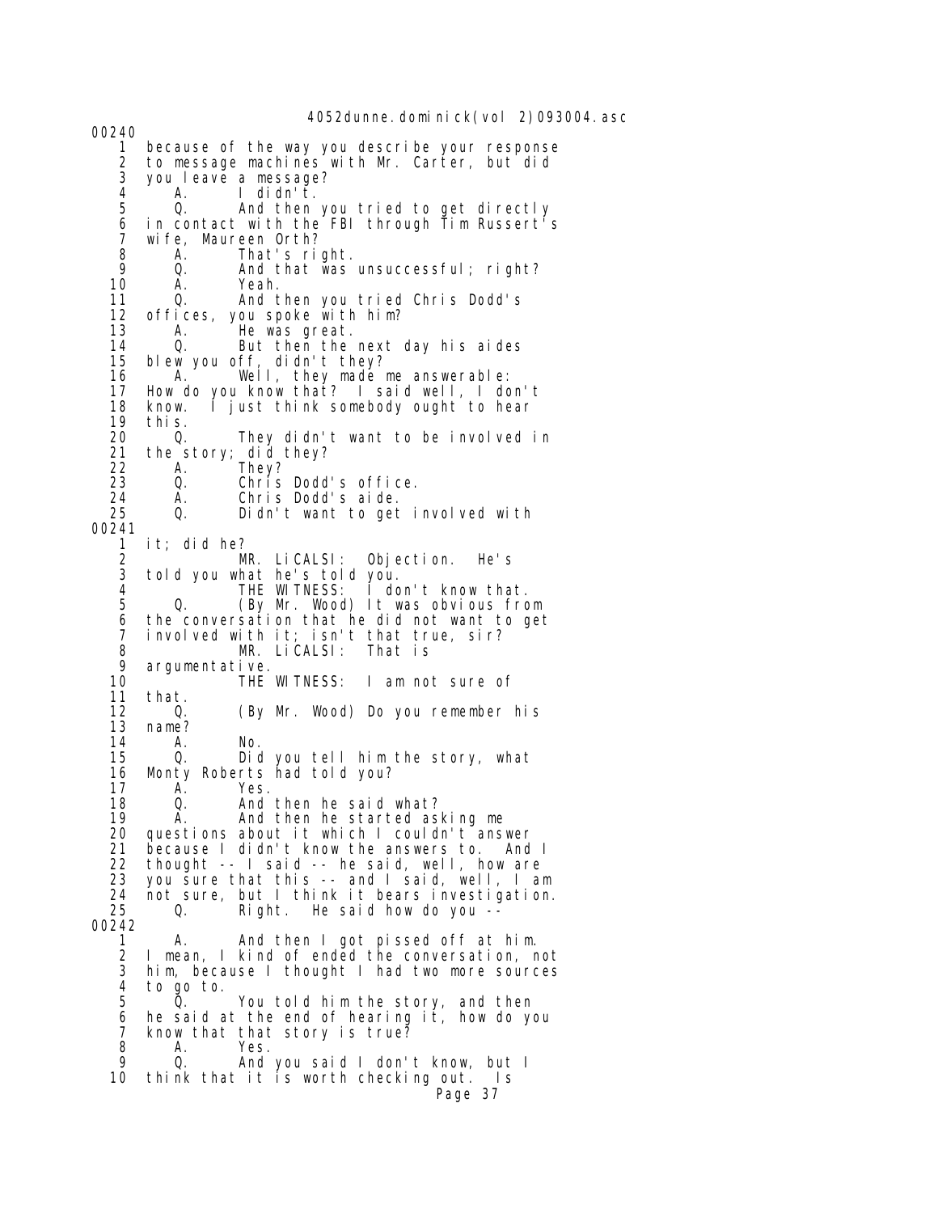00240

1 because of the way you describe your response
2 to message machines with Mr. Carter, but did
3 you leave a message?
4 A. I didn't.
5 Q. And then you tried to get directly
6 in contact with the FBI through Tim Russert's
7 wife, Maureen Orth?
8 A. That's right.
9 Q. And that was unsuccessful; right?
10 A. Yeah.
11 Q. And then you tried Chris Dodd's
12 offices, you spoke with him?
13 A. He was great.
14 Q. But then the next day his aides
15 blew you off, didn't they?
16 A. Well, they made me answerable:
17 How do you know that? I said well, I don't
18 know. I just think somebody ought to hear
19 this.
20 Q. They didn't want to be involved in
21 the story; did they?
22 A. They?
23 Q. Chris Dodd's office.
24 A. Chris Dodd's aide.
25 Q. Didn't want to get involved with

00241

1 it; did he?
2 MR. LiCALSI: Objection. He's
3 told you what he's told you.
4 THE WITNESS: I don't know that.
5 Q. (By Mr. Wood) It was obvious from
6 the conversation that he did not want to get
7 involved with it; isn't that true, sir?
8 MR. LiCALSI: That is
9 argumentative.
10 THE WITNESS: I am not sure of
11 that.
12 Q. (By Mr. Wood) Do you remember his
13 name?
14 A. No.
15 Q. Did you tell him the story, what
16 Monty Roberts had told you?
17 A. Yes.
18 Q. And then he said what?
19 A. And then he started asking me
20 questions about it which I couldn't answer
21 because I didn't know the answers to. And I
22 thought -- I said -- he said, well, how are
23 you sure that this -- and I said, well, I am
24 not sure, but I think it bears investigation.
25 Q. Right. He said how do you --

00242

1 A. And then I got pissed off at him.
2 I mean, I kind of ended the conversation, not
3 him, because I thought I had two more sources
4 to go to.
5 Q. You told him the story, and then
6 he said at the end of hearing it, how do you
7 know that that story is true?
8 A. Yes.
9 Q. And you said I don't know, but I
10 think that it is worth checking out. Is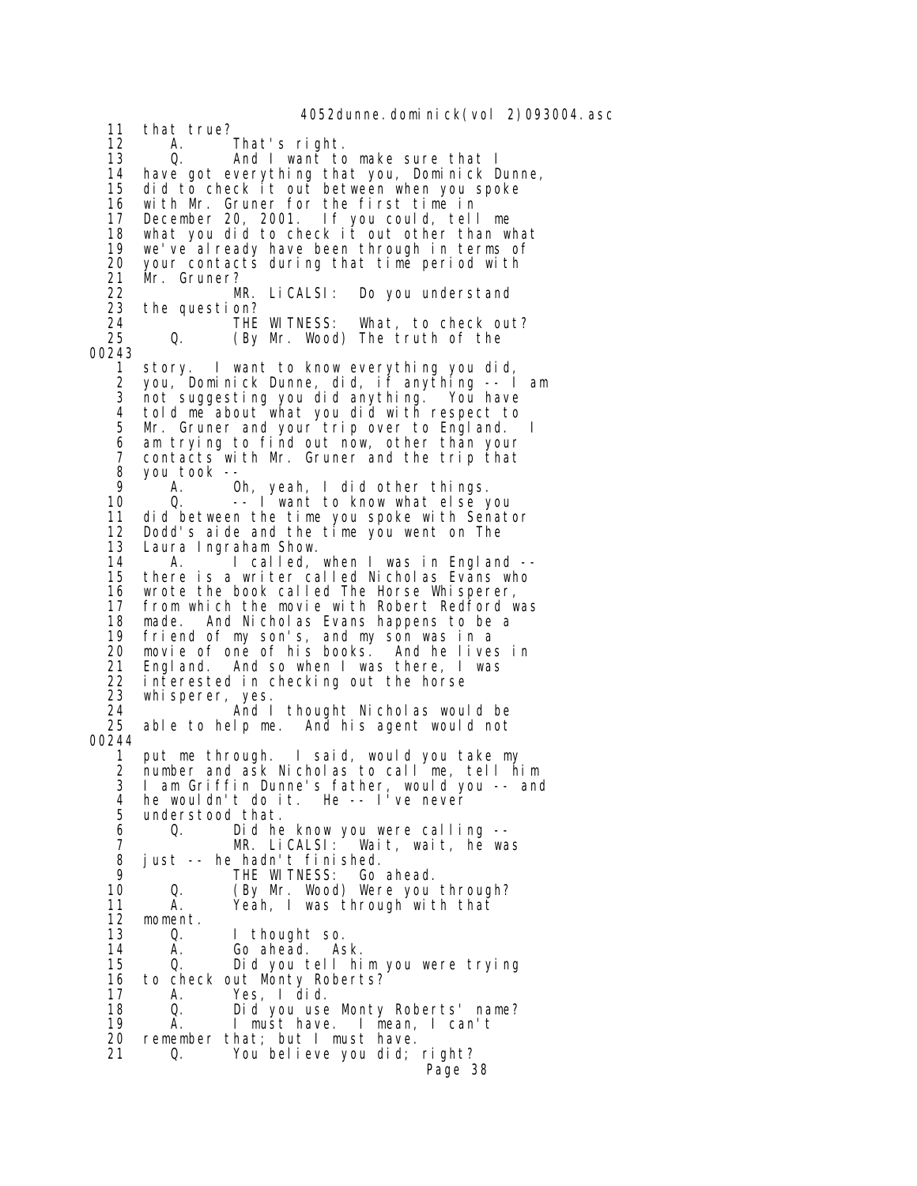11 that true?
12 A. That's right.
13 Q. And I want to make sure that I
14 have got everything that you, Dominick Dunne,
15 did to check it out between when you spoke
16 with Mr. Gruner for the first time in
17 December 20, 2001. If you could, tell me
18 what you did to check it out other than what
19 we've already have been through in terms of
20 your contacts during that time period with
21 Mr. Gruner?
22 MR. LiCALSI: Do you understand
23 the question?
24 THE WITNESS: What, to check out?
25 Q. (By Mr. Wood) The truth of the

00243

1 story. I want to know everything you did,
2 you, Dominick Dunne, did, if anything -- I am
3 not suggesting you did anything. You have
4 told me about what you did with respect to
5 Mr. Gruner and your trip over to England. I
6 am trying to find out now, other than your
7 contacts with Mr. Gruner and the trip that
8 you took --
9 A. Oh, yeah, I did other things.
10 Q. -- I want to know what else you
11 did between the time you spoke with Senator
12 Dodd's aide and the time you went on The
13 Laura Ingraham Show.
14 A. I called, when I was in England --
15 there is a writer called Nicholas Evans who
16 wrote the book called The Horse Whisperer,
17 from which the movie with Robert Redford was
18 made. And Nicholas Evans happens to be a
19 friend of my son's, and my son was in a
20 movie of one of his books. And he lives in
21 England. And so when I was there, I was
22 interested in checking out the horse
23 whisperer, yes.
24 And I thought Nicholas would be
25 able to help me. And his agent would not

00244

1 put me through. I said, would you take my
2 number and ask Nicholas to call me, tell him
3 I am Griffin Dunne's father, would you -- and
4 he wouldn't do it. He -- I've never
5 understood that.
6 Q. Did he know you were calling --
7 MR. LiCALSI: Wait, wait, he was
8 just -- he hadn't finished.
9 THE WITNESS: Go ahead.
10 Q. (By Mr. Wood) Were you through?
11 A. Yeah, I was through with that
12 moment.
13 Q. I thought so.
14 A. Go ahead. Ask.
15 Q. Did you tell him you were trying
16 to check out Monty Roberts?
17 A. Yes, I did.
18 Q. Did you use Monty Roberts' name?
19 A. I must have. I mean, I can't
20 remember that; but I must have.
21 Q. You believe you did; right?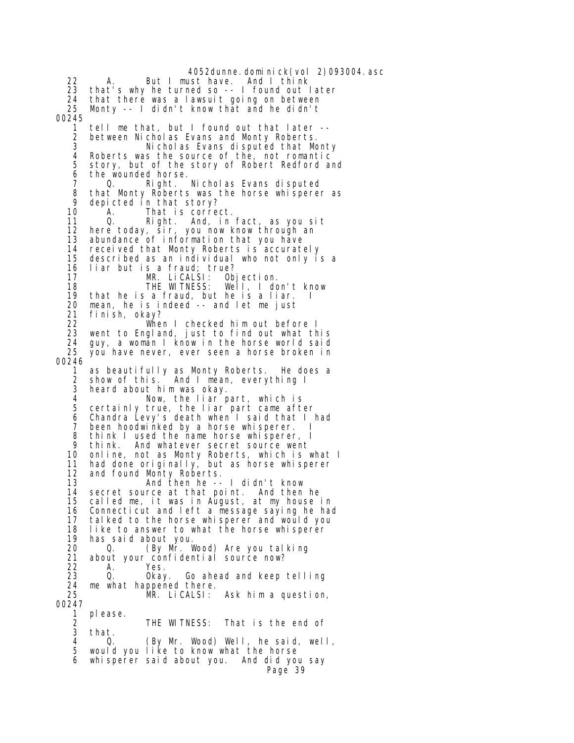22 A. But I must have. And I think
23 that's why he turned so -- I found out later
24 that there was a lawsuit going on between
25 Monty -- I didn't know that and he didn't
00245
1 tell me that, but I found out that later --
2 between Nicholas Evans and Monty Roberts.
3 Nicholas Evans disputed that Monty
4 Roberts was the source of the, not romantic
5 story, but of the story of Robert Redford and
6 the wounded horse.
7 Q. Right. Nicholas Evans disputed
8 that Monty Roberts was the horse whisperer as
9 depicted in that story?
10 A. That is correct.
11 Q. Right. And, in fact, as you sit
12 here today, sir, you now know through an
13 abundance of information that you have
14 received that Monty Roberts is accurately
15 described as an individual who not only is a
16 liar but is a fraud; true?
17 MR. LiCALSI: Objection.
18 THE WITNESS: Well, I don't know
19 that he is a fraud, but he is a liar. I
20 mean, he is indeed -- and let me just
21 finish, okay?
22 When I checked him out before I
23 went to England, just to find out what this
24 guy, a woman I know in the horse world said
25 you have never, ever seen a horse broken in
00246
1 as beautifully as Monty Roberts. He does a
2 show of this. And I mean, everything I
3 heard about him was okay.
4 Now, the liar part, which is
5 certainly true, the liar part came after
6 Chandra Levy's death when I said that I had
7 been hoodwinked by a horse whisperer. I
8 think I used the name horse whisperer, I
9 think. And whatever secret source went
10 online, not as Monty Roberts, which is what I
11 had done originally, but as horse whisperer
12 and found Monty Roberts.
13 And then he -- I didn't know
14 secret source at that point. And then he
15 called me, it was in August, at my house in
16 Connecticut and left a message saying he had
17 talked to the horse whisperer and would you
18 like to answer to what the horse whisperer
19 has said about you.
20 Q. (By Mr. Wood) Are you talking
21 about your confidential source now?
22 A. Yes.
23 Q. Okay. Go ahead and keep telling
24 me what happened there.
25 MR. LiCALSI: Ask him a question,
00247
1 please.
2 THE WITNESS: That is the end of
3 that.
4 Q. (By Mr. Wood) Well, he said, well,
5 would you like to know what the horse
6 whisperer said about you. And did you say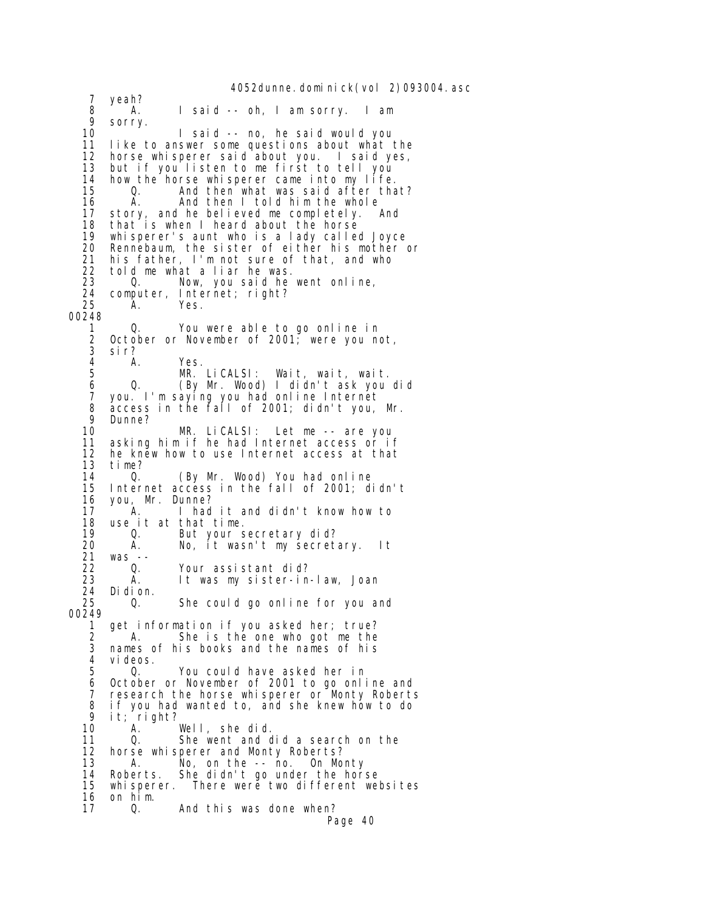7 yeah?
8 A. I said -- oh, I am sorry. I am
9 sorry.
10 I said -- no, he said would you
11 like to answer some questions about what the
12 horse whisperer said about you. I said yes,
13 but if you listen to me first to tell you
14 how the horse whisperer came into my life.
15 Q. And then what was said after that?
16 A. And then I told him the whole
17 story, and he believed me completely. And
18 that is when I heard about the horse
19 whisperer's aunt who is a lady called Joyce
20 Rennebaum, the sister of either his mother or
21 his father, I'm not sure of that, and who
22 told me what a liar he was.
23 Q. Now, you said he went online,
24 computer, Internet; right?
25 A. Yes.

00248

1 Q. You were able to go online in
2 October or November of 2001; were you not,
3 sir?
4 A. Yes.
5 MR. LiCALSI: Wait, wait, wait.
6 Q. (By Mr. Wood) I didn't ask you did
7 you. I'm saying you had online Internet
8 access in the fall of 2001; didn't you, Mr.
9 Dunne?
10 MR. LiCALSI: Let me -- are you
11 asking him if he had Internet access or if
12 he knew how to use Internet access at that
13 time?
14 Q. (By Mr. Wood) You had online
15 Internet access in the fall of 2001; didn't
16 you, Mr. Dunne?
17 A. I had it and didn't know how to
18 use it at that time.
19 Q. But your secretary did?
20 A. No, it wasn't my secretary. It
21 was --
22 Q. Your assistant did?
23 A. It was my sister-in-law, Joan
24 Didion.
25 Q. She could go online for you and

00249

1 get information if you asked her; true?
2 A. She is the one who got me the
3 names of his books and the names of his
4 videos.
5 Q. You could have asked her in
6 October or November of 2001 to go online and
7 research the horse whisperer or Monty Roberts
8 if you had wanted to, and she knew how to do
9 it; right?
10 A. Well, she did.
11 Q. She went and did a search on the
12 horse whisperer and Monty Roberts?
13 A. No, on the -- no. On Monty
14 Roberts. She didn't go under the horse
15 whisperer. There were two different websites
16 on him.
17 Q. And this was done when?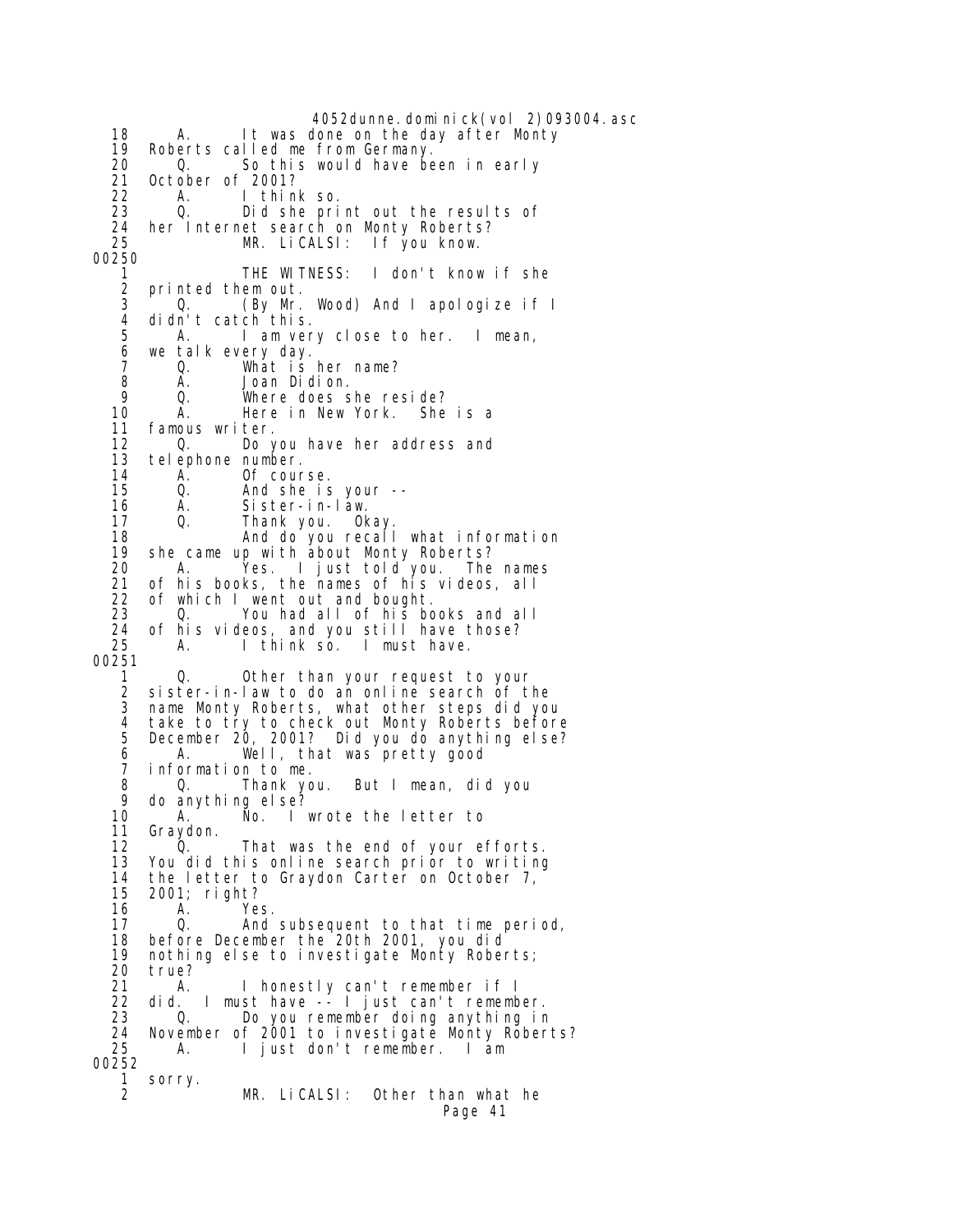18 A. It was done on the day after Monty
19 Roberts called me from Germany.
20 Q. So this would have been in early
21 October of 2001?
22 A. I think so.
23 Q. Did she print out the results of
24 her Internet search on Monty Roberts?
25 MR. LiCALSI: If you know.
00250
1 THE WITNESS: I don't know if she
2 printed them out.
3 Q. (By Mr. Wood) And I apologize if I
4 didn't catch this.
5 A. I am very close to her. I mean,
6 we talk every day.
7 Q. What is her name?
8 A. Joan Didion.
9 Q. Where does she reside?
10 A. Here in New York. She is a
11 famous writer.
12 Q. Do you have her address and
13 telephone number.
14 A. Of course.
15 Q. And she is your --
16 A. Sister-in-law.
17 Q. Thank you. Okay.
18 And do you recall what information
19 she came up with about Monty Roberts?
20 A. Yes. I just told you. The names
21 of his books, the names of his videos, all
22 of which I went out and bought.
23 Q. You had all of his books and all
24 of his videos, and you still have those?
25 A. I think so. I must have.
00251
1 Q. Other than your request to your
2 sister-in-law to do an online search of the
3 name Monty Roberts, what other steps did you
4 take to try to check out Monty Roberts before
5 December 20, 2001? Did you do anything else?
6 A. Well, that was pretty good
7 information to me.
8 Q. Thank you. But I mean, did you
9 do anything else?
10 A. No. I wrote the letter to
11 Graydon.
12 Q. That was the end of your efforts.
13 You did this online search prior to writing
14 the letter to Graydon Carter on October 7,
15 2001; right?
16 A. Yes.
17 Q. And subsequent to that time period,
18 before December the 20th 2001, you did
19 nothing else to investigate Monty Roberts;
20 true?
21 A. I honestly can't remember if I
22 did. I must have -- I just can't remember.
23 Q. Do you remember doing anything in
24 November of 2001 to investigate Monty Roberts?
25 A. I just don't remember. I am
00252
1 sorry.
2 MR. LiCALSI: Other than what he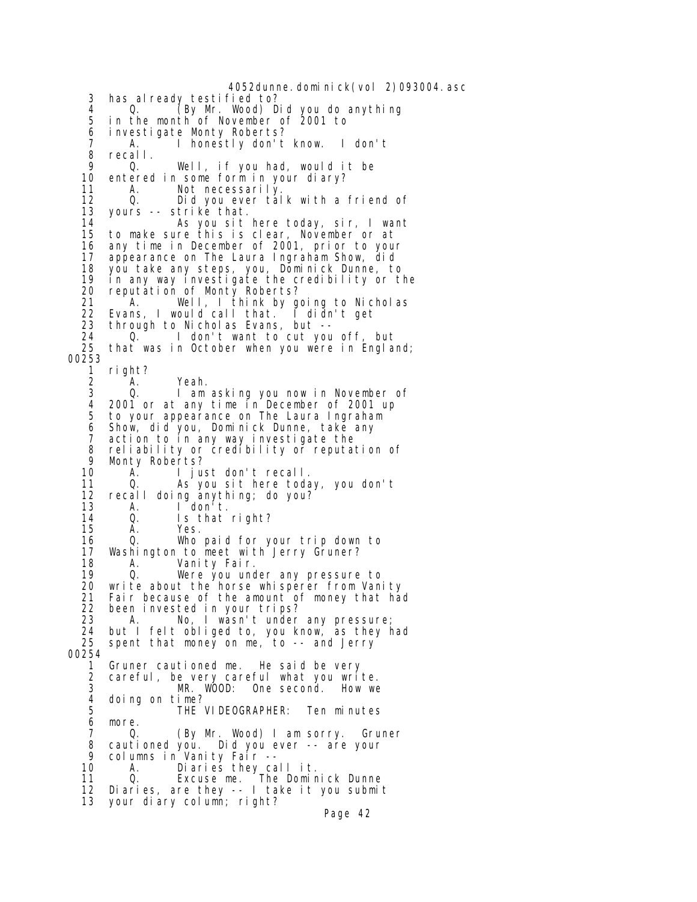```
 3   has already testified to?
 4      Q.     (By Mr. Wood) Did you do anything
 5   in the month of November of 2001 to
 6   investigate Monty Roberts?
 7      A.     I honestly don't know.  I don't
 8   recall.
 9      Q.     Well, if you had, would it be
10   entered in some form in your diary?
11      A.     Not necessarily.
12      Q.     Did you ever talk with a friend of
13   yours -- strike that.
14             As you sit here today, sir, I want
15   to make sure this is clear, November or at
16   any time in December of 2001, prior to your
17   appearance on The Laura Ingraham Show, did
18   you take any steps, you, Dominick Dunne, to
19   in any way investigate the credibility or the
20   reputation of Monty Roberts?
21      A.     Well, I think by going to Nicholas
22   Evans, I would call that.  I didn't get
23   through to Nicholas Evans, but --
24      Q.     I don't want to cut you off, but
25   that was in October when you were in England;
00253
 1   right?
 2      A.     Yeah.
 3      Q.     I am asking you now in November of
 4   2001 or at any time in December of 2001 up
 5   to your appearance on The Laura Ingraham
 6   Show, did you, Dominick Dunne, take any
 7   action to in any way investigate the
 8   reliability or credibility or reputation of
 9   Monty Roberts?
10      A.     I just don't recall.
11      Q.     As you sit here today, you don't
12   recall doing anything; do you?
13      A.     I don't.
14      Q.     Is that right?
15      A.     Yes.
16      Q.     Who paid for your trip down to
17   Washington to meet with Jerry Gruner?
18      A.     Vanity Fair.
19      Q.     Were you under any pressure to
20   write about the horse whisperer from Vanity
21   Fair because of the amount of money that had
22   been invested in your trips?
23      A.     No, I wasn't under any pressure;
24   but I felt obliged to, you know, as they had
25   spent that money on me, to -- and Jerry
00254
 1   Gruner cautioned me.  He said be very
 2   careful, be very careful what you write.
 3             MR. WOOD:  One second.  How we
 4   doing on time?
 5             THE VIDEOGRAPHER:  Ten minutes
 6   more.
 7      Q.     (By Mr. Wood) I am sorry.  Gruner
 8   cautioned you.  Did you ever -- are your
 9   columns in Vanity Fair --
10      A.     Diaries they call it.
11      Q.     Excuse me.  The Dominick Dunne
12   Diaries, are they -- I take it you submit
13   your diary column; right?
```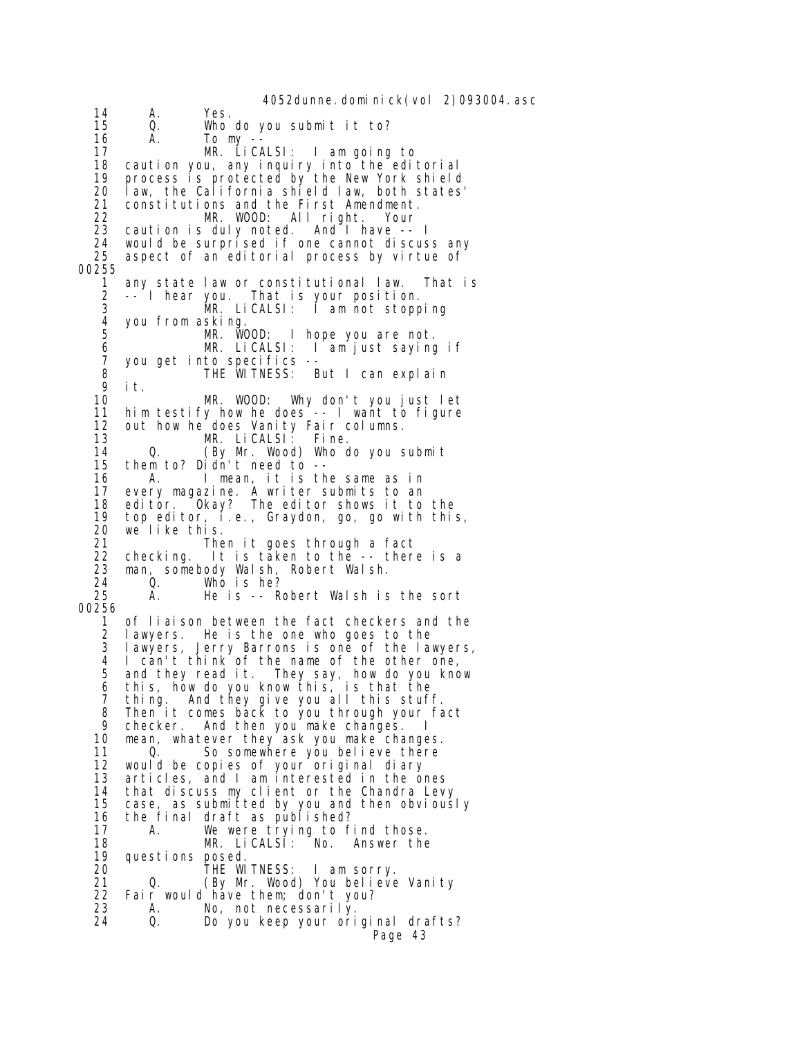```
14      A.      Yes.
15      Q.      Who do you submit it to?
16      A.      To my --
17              MR. LiCALSI:  I am going to
18  caution you, any inquiry into the editorial
19  process is protected by the New York shield
20  law, the California shield law, both states'
21  constitutions and the First Amendment.
22              MR. WOOD:  All right.  Your
23  caution is duly noted.  And I have -- I
24  would be surprised if one cannot discuss any
25  aspect of an editorial process by virtue of
00255
 1  any state law or constitutional law.  That is
 2  -- I hear you.  That is your position.
 3              MR. LiCALSI:  I am not stopping
 4  you from asking.
 5              MR. WOOD:  I hope you are not.
 6              MR. LiCALSI:  I am just saying if
 7  you get into specifics --
 8              THE WITNESS:  But I can explain
 9  it.
10              MR. WOOD:  Why don't you just let
11  him testify how he does -- I want to figure
12  out how he does Vanity Fair columns.
13              MR. LiCALSI:  Fine.
14      Q.      (By Mr. Wood) Who do you submit
15  them to? Didn't need to --
16      A.      I mean, it is the same as in
17  every magazine. A writer submits to an
18  editor.  Okay?  The editor shows it to the
19  top editor, i.e., Graydon, go, go with this,
20  we like this.
21              Then it goes through a fact
22  checking.  It is taken to the -- there is a
23  man, somebody Walsh, Robert Walsh.
24      Q.      Who is he?
25      A.      He is -- Robert Walsh is the sort
00256
 1  of liaison between the fact checkers and the
 2  lawyers.  He is the one who goes to the
 3  lawyers, Jerry Barrons is one of the lawyers,
 4  I can't think of the name of the other one,
 5  and they read it.  They say, how do you know
 6  this, how do you know this, is that the
 7  thing.  And they give you all this stuff.
 8  Then it comes back to you through your fact
 9  checker.  And then you make changes.  I
10  mean, whatever they ask you make changes.
11      Q.      So somewhere you believe there
12  would be copies of your original diary
13  articles, and I am interested in the ones
14  that discuss my client or the Chandra Levy
15  case, as submitted by you and then obviously
16  the final draft as published?
17      A.      We were trying to find those.
18              MR. LiCALSI:  No.  Answer the
19  questions posed.
20              THE WITNESS:  I am sorry.
21      Q.      (By Mr. Wood) You believe Vanity
22  Fair would have them; don't you?
23      A.      No, not necessarily.
24      Q.      Do you keep your original drafts?
```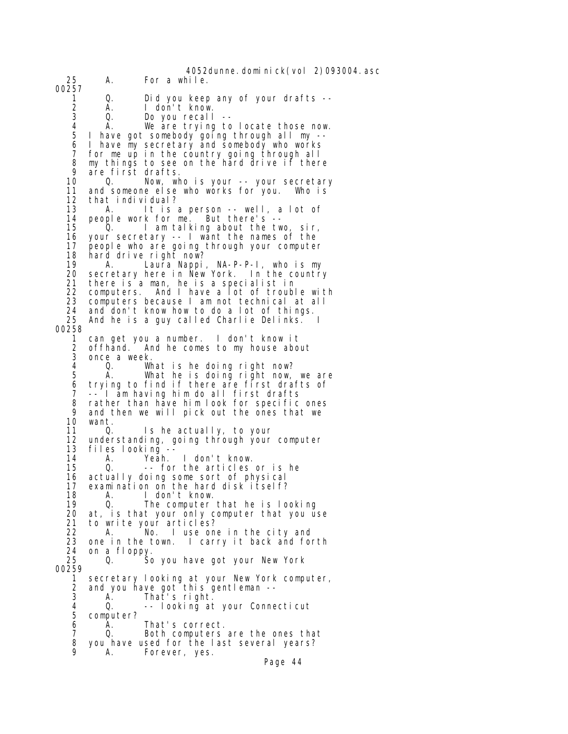```
25      A.      For a while.
00257
 1      Q.      Did you keep any of your drafts --
 2      A.      I don't know.
 3      Q.      Do you recall --
 4      A.      We are trying to locate those now.
 5   I have got somebody going through all my --
 6   I have my secretary and somebody who works
 7   for me up in the country going through all
 8   my things to see on the hard drive if there
 9   are first drafts.
10      Q.      Now, who is your -- your secretary
11   and someone else who works for you.  Who is
12   that individual?
13      A.      It is a person -- well, a lot of
14   people work for me.  But there's --
15      Q.      I am talking about the two, sir,
16   your secretary -- I want the names of the
17   people who are going through your computer
18   hard drive right now?
19      A.      Laura Nappi, NA-P-P-I, who is my
20   secretary here in New York.  In the country
21   there is a man, he is a specialist in
22   computers.  And I have a lot of trouble with
23   computers because I am not technical at all
24   and don't know how to do a lot of things.
25   And he is a guy called Charlie Delinks.  I
00258
 1   can get you a number.  I don't know it
 2   offhand.  And he comes to my house about
 3   once a week.
 4      Q.      What is he doing right now?
 5      A.      What he is doing right now, we are
 6   trying to find if there are first drafts of
 7   -- I am having him do all first drafts
 8   rather than have him look for specific ones
 9   and then we will pick out the ones that we
10   want.
11      Q.      Is he actually, to your
12   understanding, going through your computer
13   files looking --
14      A.      Yeah.  I don't know.
15      Q.      -- for the articles or is he
16   actually doing some sort of physical
17   examination on the hard disk itself?
18      A.      I don't know.
19      Q.      The computer that he is looking
20   at, is that your only computer that you use
21   to write your articles?
22      A.      No.  I use one in the city and
23   one in the town.  I carry it back and forth
24   on a floppy.
25      Q.      So you have got your New York
00259
 1   secretary looking at your New York computer,
 2   and you have got this gentleman --
 3      A.      That's right.
 4      Q.      -- looking at your Connecticut
 5   computer?
 6      A.      That's correct.
 7      Q.      Both computers are the ones that
 8   you have used for the last several years?
 9      A.      Forever, yes.
```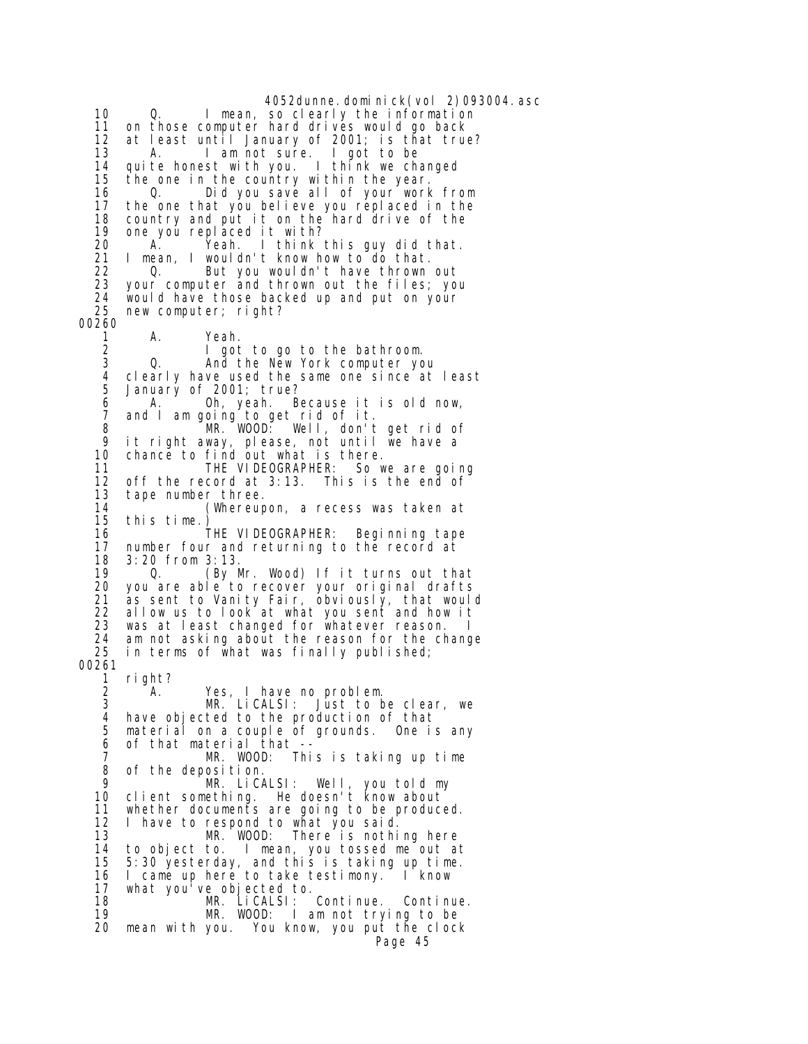```
10       Q.      I mean, so clearly the information
11   on those computer hard drives would go back
12   at least until January of 2001; is that true?
13       A.      I am not sure.  I got to be
14   quite honest with you.  I think we changed
15   the one in the country within the year.
16       Q.      Did you save all of your work from
17   the one that you believe you replaced in the
18   country and put it on the hard drive of the
19   one you replaced it with?
20       A.      Yeah.  I think this guy did that.
21   I mean, I wouldn't know how to do that.
22       Q.      But you wouldn't have thrown out
23   your computer and thrown out the files; you
24   would have those backed up and put on your
25   new computer; right?
00260
 1       A.      Yeah.
 2               I got to go to the bathroom.
 3       Q.      And the New York computer you
 4   clearly have used the same one since at least
 5   January of 2001; true?
 6       A.      Oh, yeah.  Because it is old now,
 7   and I am going to get rid of it.
 8               MR. WOOD:  Well, don't get rid of
 9   it right away, please, not until we have a
10   chance to find out what is there.
11               THE VIDEOGRAPHER:  So we are going
12   off the record at 3:13.  This is the end of
13   tape number three.
14               (Whereupon, a recess was taken at
15   this time.)
16               THE VIDEOGRAPHER:  Beginning tape
17   number four and returning to the record at
18   3:20 from 3:13.
19       Q.      (By Mr. Wood) If it turns out that
20   you are able to recover your original drafts
21   as sent to Vanity Fair, obviously, that would
22   allow us to look at what you sent and how it
23   was at least changed for whatever reason.  I
24   am not asking about the reason for the change
25   in terms of what was finally published;
00261
 1   right?
 2       A.      Yes, I have no problem.
 3               MR. LiCALSI:  Just to be clear, we
 4   have objected to the production of that
 5   material on a couple of grounds.  One is any
 6   of that material that --
 7               MR. WOOD:  This is taking up time
 8   of the deposition.
 9               MR. LiCALSI:  Well, you told my
10   client something.  He doesn't know about
11   whether documents are going to be produced.
12   I have to respond to what you said.
13               MR. WOOD:  There is nothing here
14   to object to.  I mean, you tossed me out at
15   5:30 yesterday, and this is taking up time.
16   I came up here to take testimony.  I know
17   what you've objected to.
18               MR. LiCALSI:  Continue.  Continue.
19               MR. WOOD:  I am not trying to be
20   mean with you.  You know, you put the clock
```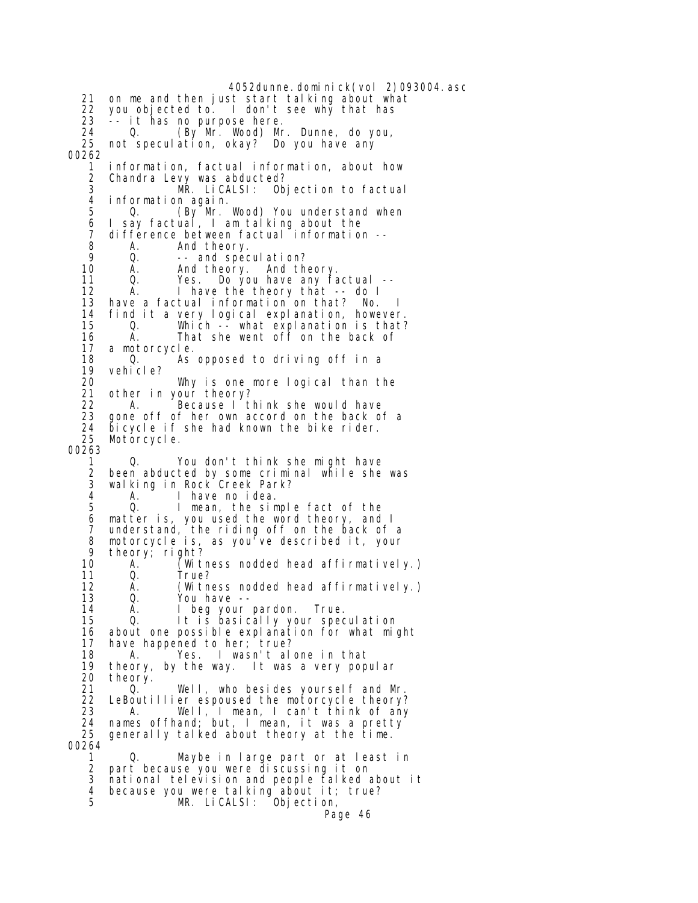```
21   on me and then just start talking about what
22   you objected to.  I don't see why that has
23   -- it has no purpose here.
24      Q.     (By Mr. Wood) Mr. Dunne, do you,
25   not speculation, okay?  Do you have any
00262
 1   information, factual information, about how
 2   Chandra Levy was abducted?
 3            MR. LiCALSI:  Objection to factual
 4   information again.
 5      Q.     (By Mr. Wood) You understand when
 6   I say factual, I am talking about the
 7   difference between factual information --
 8      A.     And theory.
 9      Q.     -- and speculation?
10      A.     And theory.  And theory.
11      Q.     Yes.  Do you have any factual --
12      A.     I have the theory that -- do I
13   have a factual information on that?  No.  I
14   find it a very logical explanation, however.
15      Q.     Which -- what explanation is that?
16      A.     That she went off on the back of
17   a motorcycle.
18      Q.     As opposed to driving off in a
19   vehicle?
20             Why is one more logical than the
21   other in your theory?
22      A.     Because I think she would have
23   gone off of her own accord on the back of a
24   bicycle if she had known the bike rider.
25   Motorcycle.
00263
 1      Q.     You don't think she might have
 2   been abducted by some criminal while she was
 3   walking in Rock Creek Park?
 4      A.     I have no idea.
 5      Q.     I mean, the simple fact of the
 6   matter is, you used the word theory, and I
 7   understand, the riding off on the back of a
 8   motorcycle is, as you've described it, your
 9   theory; right?
10      A.     (Witness nodded head affirmatively.)
11      Q.     True?
12      A.     (Witness nodded head affirmatively.)
13      Q.     You have --
14      A.     I beg your pardon.  True.
15      Q.     It is basically your speculation
16   about one possible explanation for what might
17   have happened to her; true?
18      A.     Yes.  I wasn't alone in that
19   theory, by the way.  It was a very popular
20   theory.
21      Q.     Well, who besides yourself and Mr.
22   LeBoutillier espoused the motorcycle theory?
23      A.     Well, I mean, I can't think of any
24   names offhand; but, I mean, it was a pretty
25   generally talked about theory at the time.
00264
 1      Q.     Maybe in large part or at least in
 2   part because you were discussing it on
 3   national television and people talked about it
 4   because you were talking about it; true?
 5            MR. LiCALSI:  Objection,
```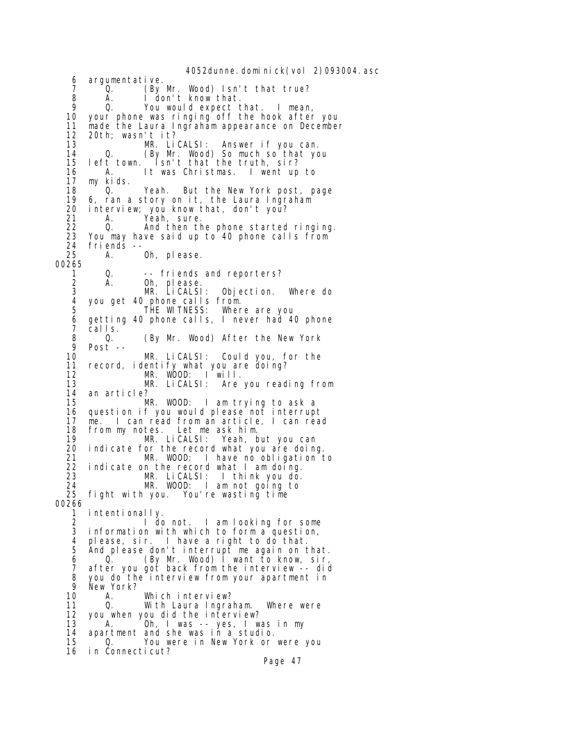6 argumentative.
7 Q. (By Mr. Wood) Isn't that true?
8 A. I don't know that.
9 Q. You would expect that. I mean,
10 your phone was ringing off the hook after you
11 made the Laura Ingraham appearance on December
12 20th; wasn't it?
13 MR. LiCALSI: Answer if you can.
14 Q. (By Mr. Wood) So much so that you
15 left town. Isn't that the truth, sir?
16 A. It was Christmas. I went up to
17 my kids.
18 Q. Yeah. But the New York post, page
19 6, ran a story on it, the Laura Ingraham
20 interview; you know that, don't you?
21 A. Yeah, sure.
22 Q. And then the phone started ringing.
23 You may have said up to 40 phone calls from
24 friends --
25 A. Oh, please.
00265
1 Q. -- friends and reporters?
2 A. Oh, please.
3 MR. LiCALSI: Objection. Where do
4 you get 40 phone calls from.
5 THE WITNESS: Where are you
6 getting 40 phone calls, I never had 40 phone
7 calls.
8 Q. (By Mr. Wood) After the New York
9 Post --
10 MR. LiCALSI: Could you, for the
11 record, identify what you are doing?
12 MR. WOOD: I will.
13 MR. LiCALSI: Are you reading from
14 an article?
15 MR. WOOD: I am trying to ask a
16 question if you would please not interrupt
17 me. I can read from an article, I can read
18 from my notes. Let me ask him.
19 MR. LiCALSI: Yeah, but you can
20 indicate for the record what you are doing.
21 MR. WOOD: I have no obligation to
22 indicate on the record what I am doing.
23 MR. LiCALSI: I think you do.
24 MR. WOOD: I am not going to
25 fight with you. You're wasting time
00266
1 intentionally.
2 I do not. I am looking for some
3 information with which to form a question,
4 please, sir. I have a right to do that.
5 And please don't interrupt me again on that.
6 Q. (By Mr. Wood) I want to know, sir,
7 after you got back from the interview -- did
8 you do the interview from your apartment in
9 New York?
10 A. Which interview?
11 Q. With Laura Ingraham. Where were
12 you when you did the interview?
13 A. Oh, I was -- yes, I was in my
14 apartment and she was in a studio.
15 Q. You were in New York or were you
16 in Connecticut?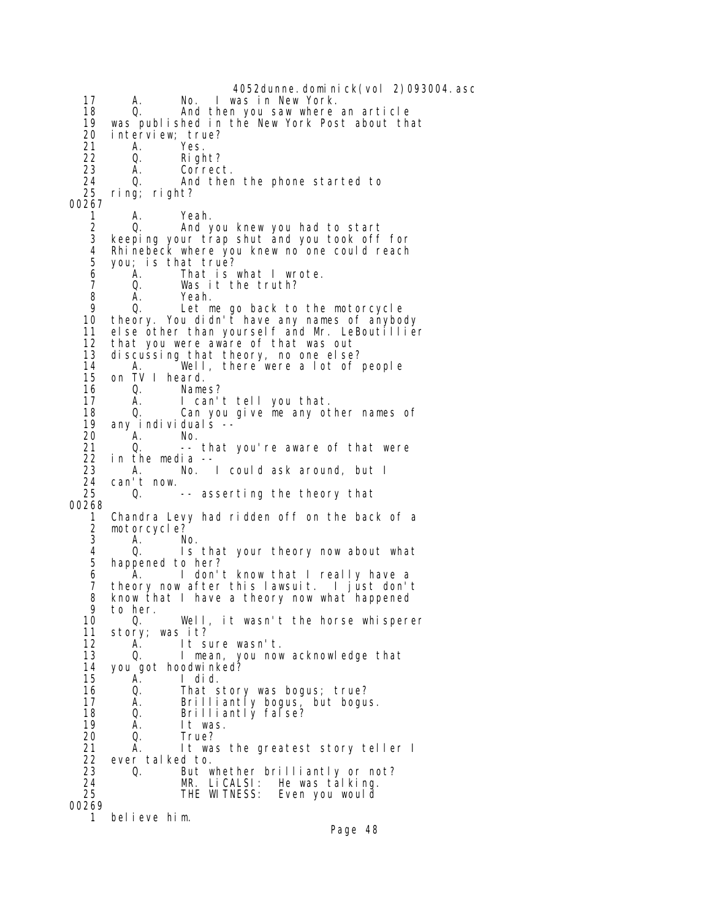```
17       A.       No.  I was in New York.
18       Q.       And then you saw where an article
19    was published in the New York Post about that
20    interview; true?
21       A.       Yes.
22       Q.       Right?
23       A.       Correct.
24       Q.       And then the phone started to
25    ring; right?
00267
 1       A.       Yeah.
 2       Q.       And you knew you had to start
 3    keeping your trap shut and you took off for
 4    Rhinebeck where you knew no one could reach
 5    you; is that true?
 6       A.       That is what I wrote.
 7       Q.       Was it the truth?
 8       A.       Yeah.
 9       Q.       Let me go back to the motorcycle
10    theory. You didn't have any names of anybody
11    else other than yourself and Mr. LeBoutillier
12    that you were aware of that was out
13    discussing that theory, no one else?
14       A.       Well, there were a lot of people
15    on TV I heard.
16       Q.       Names?
17       A.       I can't tell you that.
18       Q.       Can you give me any other names of
19    any individuals --
20       A.       No.
21       Q.       -- that you're aware of that were
22    in the media --
23       A.       No.  I could ask around, but I
24    can't now.
25       Q.       -- asserting the theory that
00268
 1    Chandra Levy had ridden off on the back of a
 2    motorcycle?
 3       A.       No.
 4       Q.       Is that your theory now about what
 5    happened to her?
 6       A.       I don't know that I really have a
 7    theory now after this lawsuit.  I just don't
 8    know that I have a theory now what happened
 9    to her.
10       Q.       Well, it wasn't the horse whisperer
11    story; was it?
12       A.       It sure wasn't.
13       Q.       I mean, you now acknowledge that
14    you got hoodwinked?
15       A.       I did.
16       Q.       That story was bogus; true?
17       A.       Brilliantly bogus, but bogus.
18       Q.       Brilliantly false?
19       A.       It was.
20       Q.       True?
21       A.       It was the greatest story teller I
22    ever talked to.
23       Q.       But whether brilliantly or not?
24                MR. LiCALSI:  He was talking.
25                THE WITNESS:  Even you would
00269
 1    believe him.
```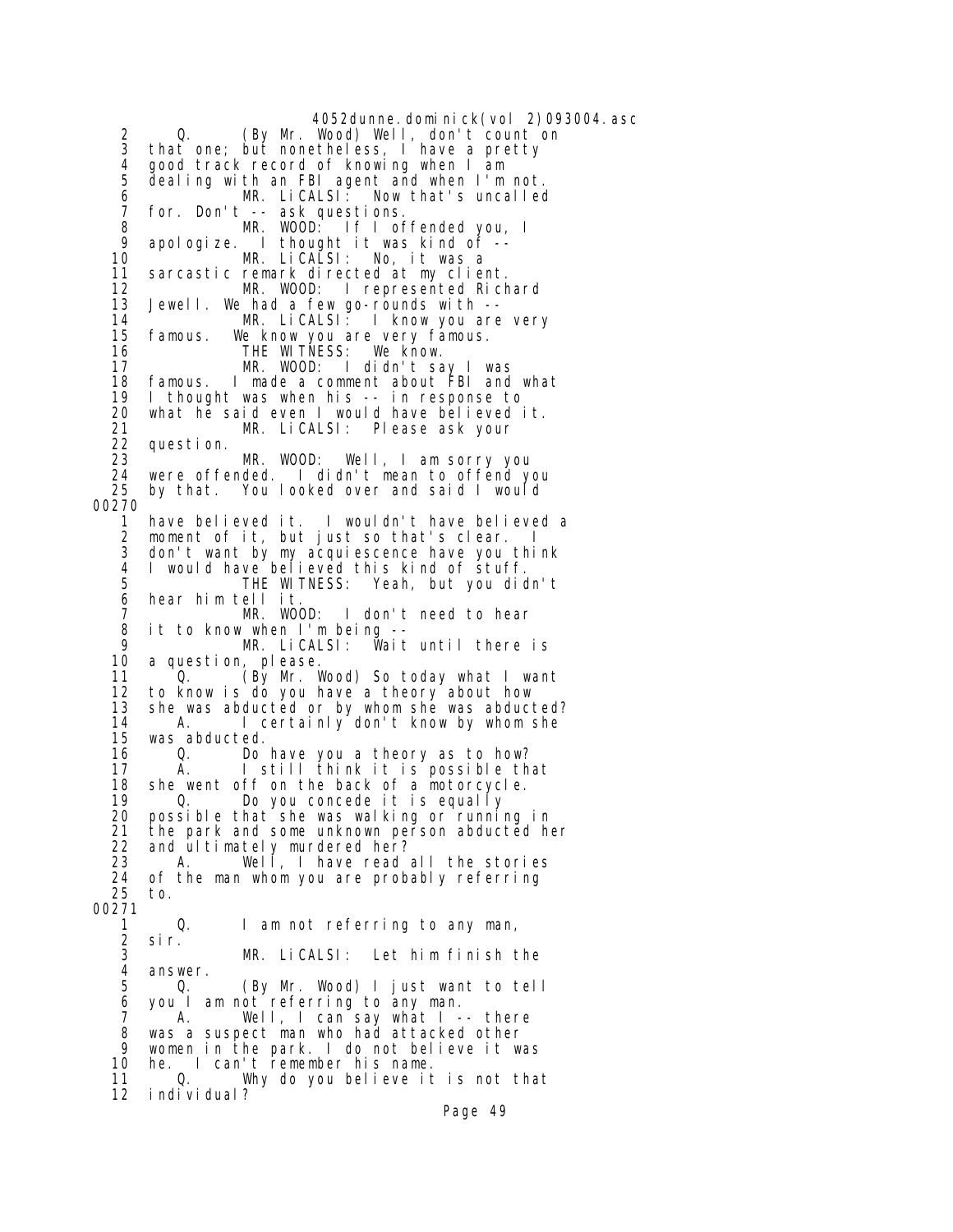2 Q. (By Mr. Wood) Well, don't count on
3 that one; but nonetheless, I have a pretty
4 good track record of knowing when I am
5 dealing with an FBI agent and when I'm not.
6 MR. LiCALSI: Now that's uncalled
7 for. Don't -- ask questions.
8 MR. WOOD: If I offended you, I
9 apologize. I thought it was kind of --
10 MR. LiCALSI: No, it was a
11 sarcastic remark directed at my client.
12 MR. WOOD: I represented Richard
13 Jewell. We had a few go-rounds with --
14 MR. LiCALSI: I know you are very
15 famous. We know you are very famous.
16 THE WITNESS: We know.
17 MR. WOOD: I didn't say I was
18 famous. I made a comment about FBI and what
19 I thought was when his -- in response to
20 what he said even I would have believed it.
21 MR. LiCALSI: Please ask your
22 question.
23 MR. WOOD: Well, I am sorry you
24 were offended. I didn't mean to offend you
25 by that. You looked over and said I would

00270

1 have believed it. I wouldn't have believed a
2 moment of it, but just so that's clear. I
3 don't want by my acquiescence have you think
4 I would have believed this kind of stuff.
5 THE WITNESS: Yeah, but you didn't
6 hear him tell it.
7 MR. WOOD: I don't need to hear
8 it to know when I'm being --
9 MR. LiCALSI: Wait until there is
10 a question, please.
11 Q. (By Mr. Wood) So today what I want
12 to know is do you have a theory about how
13 she was abducted or by whom she was abducted?
14 A. I certainly don't know by whom she
15 was abducted.
16 Q. Do have you a theory as to how?
17 A. I still think it is possible that
18 she went off on the back of a motorcycle.
19 Q. Do you concede it is equally
20 possible that she was walking or running in
21 the park and some unknown person abducted her
22 and ultimately murdered her?
23 A. Well, I have read all the stories
24 of the man whom you are probably referring
25 to.

00271

1 Q. I am not referring to any man,
2 sir.
3 MR. LiCALSI: Let him finish the
4 answer.
5 Q. (By Mr. Wood) I just want to tell
6 you I am not referring to any man.
7 A. Well, I can say what I -- there
8 was a suspect man who had attacked other
9 women in the park. I do not believe it was
10 he. I can't remember his name.
11 Q. Why do you believe it is not that
12 individual?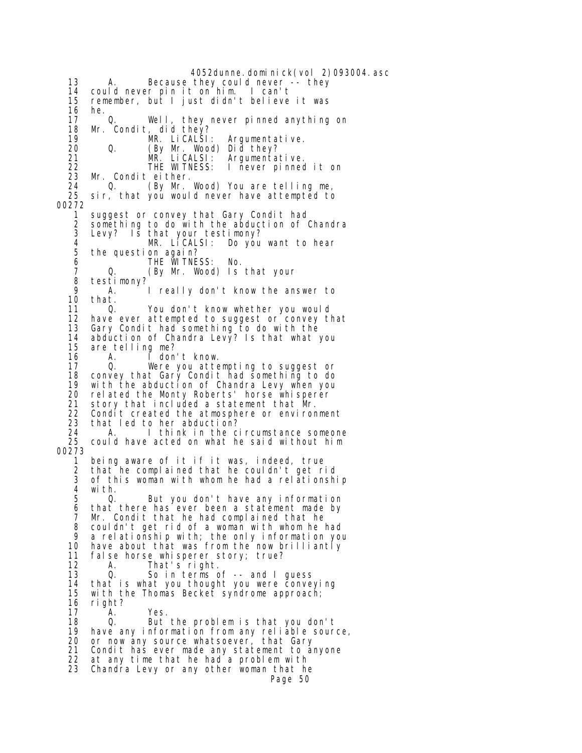13 A. Because they could never -- they
14 could never pin it on him. I can't
15 remember, but I just didn't believe it was
16 he.
17 Q. Well, they never pinned anything on
18 Mr. Condit, did they?
19 MR. LiCALSI: Argumentative.
20 Q. (By Mr. Wood) Did they?
21 MR. LiCALSI: Argumentative.
22 THE WITNESS: I never pinned it on
23 Mr. Condit either.
24 Q. (By Mr. Wood) You are telling me,
25 sir, that you would never have attempted to

00272

1 suggest or convey that Gary Condit had
2 something to do with the abduction of Chandra
3 Levy? Is that your testimony?
4 MR. LiCALSI: Do you want to hear
5 the question again?
6 THE WITNESS: No.
7 Q. (By Mr. Wood) Is that your
8 testimony?
9 A. I really don't know the answer to
10 that.
11 Q. You don't know whether you would
12 have ever attempted to suggest or convey that
13 Gary Condit had something to do with the
14 abduction of Chandra Levy? Is that what you
15 are telling me?
16 A. I don't know.
17 Q. Were you attempting to suggest or
18 convey that Gary Condit had something to do
19 with the abduction of Chandra Levy when you
20 related the Monty Roberts' horse whisperer
21 story that included a statement that Mr.
22 Condit created the atmosphere or environment
23 that led to her abduction?
24 A. I think in the circumstance someone
25 could have acted on what he said without him

00273

1 being aware of it if it was, indeed, true
2 that he complained that he couldn't get rid
3 of this woman with whom he had a relationship
4 with.
5 Q. But you don't have any information
6 that there has ever been a statement made by
7 Mr. Condit that he had complained that he
8 couldn't get rid of a woman with whom he had
9 a relationship with; the only information you
10 have about that was from the now brilliantly
11 false horse whisperer story; true?
12 A. That's right.
13 Q. So in terms of -- and I guess
14 that is what you thought you were conveying
15 with the Thomas Becket syndrome approach;
16 right?
17 A. Yes.
18 Q. But the problem is that you don't
19 have any information from any reliable source,
20 or now any source whatsoever, that Gary
21 Condit has ever made any statement to anyone
22 at any time that he had a problem with
23 Chandra Levy or any other woman that he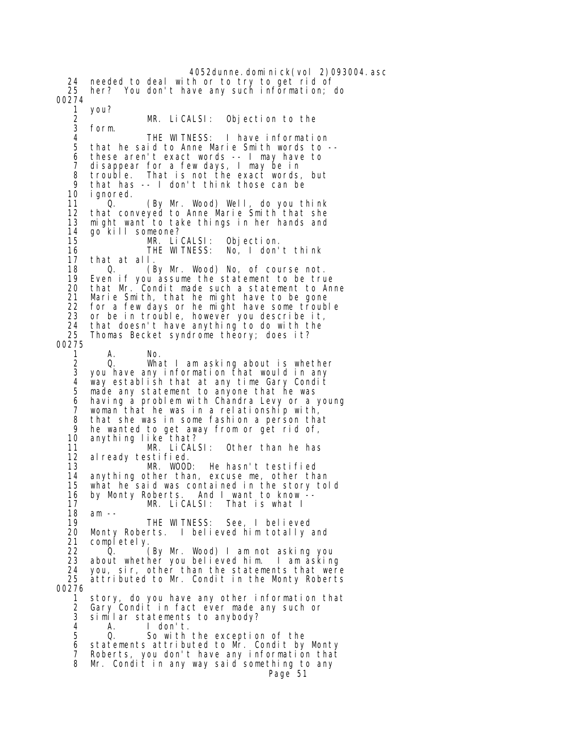24 needed to deal with or to try to get rid of
25 her? You don't have any such information; do

00274

1 you?
2 MR. LiCALSI: Objection to the
3 form.
4 THE WITNESS: I have information
5 that he said to Anne Marie Smith words to --
6 these aren't exact words -- I may have to
7 disappear for a few days, I may be in
8 trouble. That is not the exact words, but
9 that has -- I don't think those can be
10 ignored.
11 Q. (By Mr. Wood) Well, do you think
12 that conveyed to Anne Marie Smith that she
13 might want to take things in her hands and
14 go kill someone?
15 MR. LiCALSI: Objection.
16 THE WITNESS: No, I don't think
17 that at all.
18 Q. (By Mr. Wood) No, of course not.
19 Even if you assume the statement to be true
20 that Mr. Condit made such a statement to Anne
21 Marie Smith, that he might have to be gone
22 for a few days or he might have some trouble
23 or be in trouble, however you describe it,
24 that doesn't have anything to do with the
25 Thomas Becket syndrome theory; does it?

00275

1 A. No.
2 Q. What I am asking about is whether
3 you have any information that would in any
4 way establish that at any time Gary Condit
5 made any statement to anyone that he was
6 having a problem with Chandra Levy or a young
7 woman that he was in a relationship with,
8 that she was in some fashion a person that
9 he wanted to get away from or get rid of,
10 anything like that?
11 MR. LiCALSI: Other than he has
12 already testified.
13 MR. WOOD: He hasn't testified
14 anything other than, excuse me, other than
15 what he said was contained in the story told
16 by Monty Roberts. And I want to know --
17 MR. LiCALSI: That is what I
18 am --
19 THE WITNESS: See, I believed
20 Monty Roberts. I believed him totally and
21 completely.
22 Q. (By Mr. Wood) I am not asking you
23 about whether you believed him. I am asking
24 you, sir, other than the statements that were
25 attributed to Mr. Condit in the Monty Roberts

00276

1 story, do you have any other information that
2 Gary Condit in fact ever made any such or
3 similar statements to anybody?
4 A. I don't.
5 Q. So with the exception of the
6 statements attributed to Mr. Condit by Monty
7 Roberts, you don't have any information that
8 Mr. Condit in any way said something to any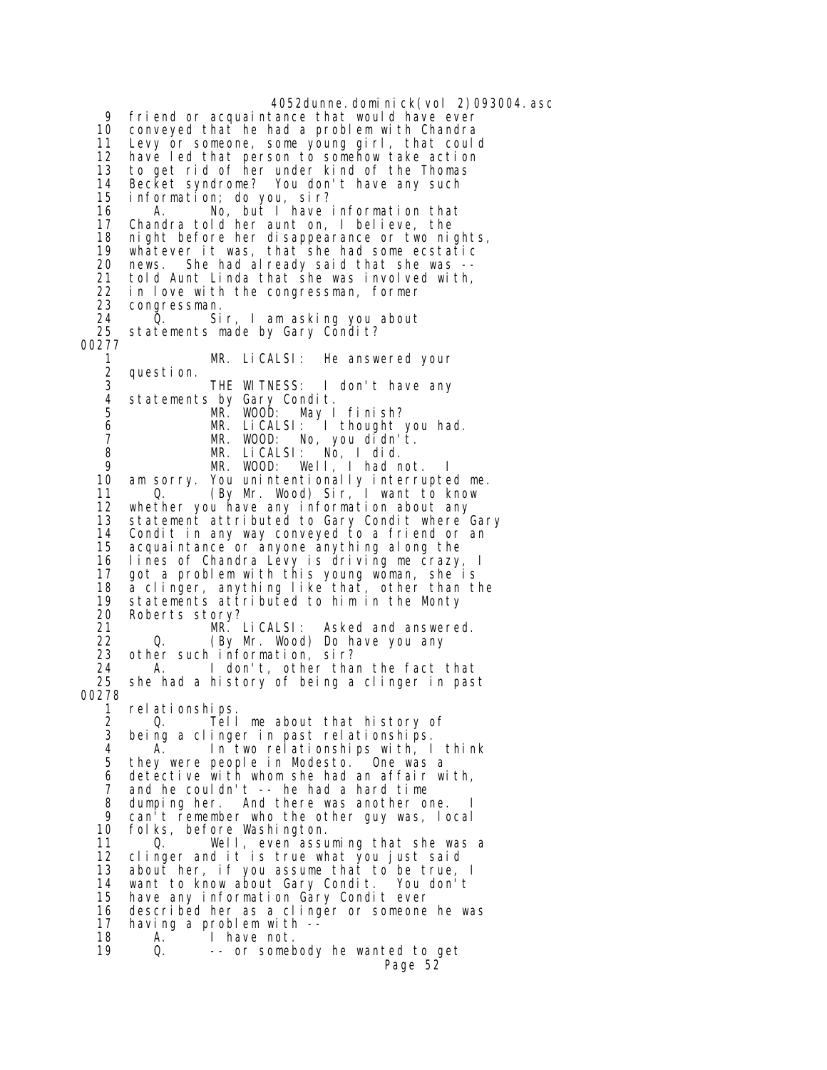9 friend or acquaintance that would have ever
10 conveyed that he had a problem with Chandra
11 Levy or someone, some young girl, that could
12 have led that person to somehow take action
13 to get rid of her under kind of the Thomas
14 Becket syndrome? You don't have any such
15 information; do you, sir?
16 A. No, but I have information that
17 Chandra told her aunt on, I believe, the
18 night before her disappearance or two nights,
19 whatever it was, that she had some ecstatic
20 news. She had already said that she was --
21 told Aunt Linda that she was involved with,
22 in love with the congressman, former
23 congressman.
24 Q. Sir, I am asking you about
25 statements made by Gary Condit?

00277

1 MR. LiCALSI: He answered your
2 question.
3 THE WITNESS: I don't have any
4 statements by Gary Condit.
5 MR. WOOD: May I finish?
6 MR. LiCALSI: I thought you had.
7 MR. WOOD: No, you didn't.
8 MR. LiCALSI: No, I did.
9 MR. WOOD: Well, I had not. I
10 am sorry. You unintentionally interrupted me.
11 Q. (By Mr. Wood) Sir, I want to know
12 whether you have any information about any
13 statement attributed to Gary Condit where Gary
14 Condit in any way conveyed to a friend or an
15 acquaintance or anyone anything along the
16 lines of Chandra Levy is driving me crazy, I
17 got a problem with this young woman, she is
18 a clinger, anything like that, other than the
19 statements attributed to him in the Monty
20 Roberts story?
21 MR. LiCALSI: Asked and answered.
22 Q. (By Mr. Wood) Do have you any
23 other such information, sir?
24 A. I don't, other than the fact that
25 she had a history of being a clinger in past

00278

1 relationships.
2 Q. Tell me about that history of
3 being a clinger in past relationships.
4 A. In two relationships with, I think
5 they were people in Modesto. One was a
6 detective with whom she had an affair with,
7 and he couldn't -- he had a hard time
8 dumping her. And there was another one. I
9 can't remember who the other guy was, local
10 folks, before Washington.
11 Q. Well, even assuming that she was a
12 clinger and it is true what you just said
13 about her, if you assume that to be true, I
14 want to know about Gary Condit. You don't
15 have any information Gary Condit ever
16 described her as a clinger or someone he was
17 having a problem with --
18 A. I have not.
19 Q. -- or somebody he wanted to get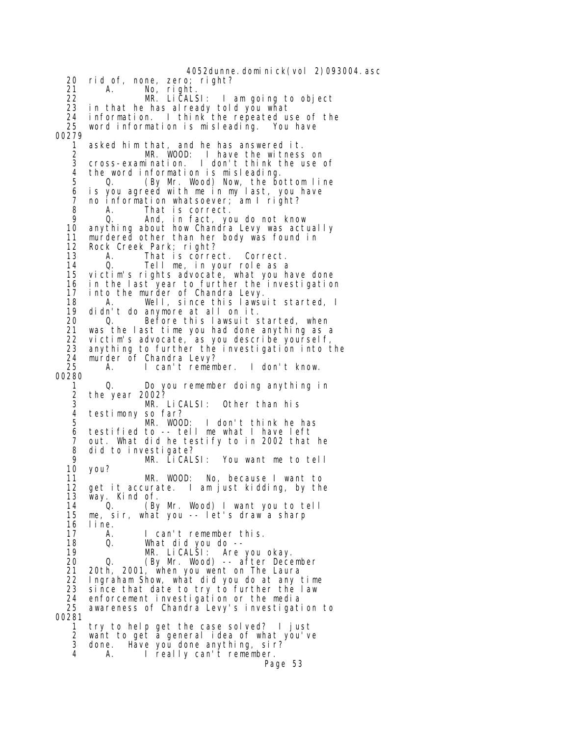20 rid of, none, zero; right?
21 A. No, right.
22 MR. LiCALSI: I am going to object
23 in that he has already told you what
24 information. I think the repeated use of the
25 word information is misleading. You have

00279

1 asked him that, and he has answered it.
2 MR. WOOD: I have the witness on
3 cross-examination. I don't think the use of
4 the word information is misleading.
5 Q. (By Mr. Wood) Now, the bottom line
6 is you agreed with me in my last, you have
7 no information whatsoever; am I right?
8 A. That is correct.
9 Q. And, in fact, you do not know
10 anything about how Chandra Levy was actually
11 murdered other than her body was found in
12 Rock Creek Park; right?
13 A. That is correct. Correct.
14 Q. Tell me, in your role as a
15 victim's rights advocate, what you have done
16 in the last year to further the investigation
17 into the murder of Chandra Levy.
18 A. Well, since this lawsuit started, I
19 didn't do anymore at all on it.
20 Q. Before this lawsuit started, when
21 was the last time you had done anything as a
22 victim's advocate, as you describe yourself,
23 anything to further the investigation into the
24 murder of Chandra Levy?
25 A. I can't remember. I don't know.

00280

1 Q. Do you remember doing anything in
2 the year 2002?
3 MR. LiCALSI: Other than his
4 testimony so far?
5 MR. WOOD: I don't think he has
6 testified to -- tell me what I have left
7 out. What did he testify to in 2002 that he
8 did to investigate?
9 MR. LiCALSI: You want me to tell
10 you?
11 MR. WOOD: No, because I want to
12 get it accurate. I am just kidding, by the
13 way. Kind of.
14 Q. (By Mr. Wood) I want you to tell
15 me, sir, what you -- let's draw a sharp
16 line.
17 A. I can't remember this.
18 Q. What did you do --
19 MR. LiCALSI: Are you okay.
20 Q. (By Mr. Wood) -- after December
21 20th, 2001, when you went on The Laura
22 Ingraham Show, what did you do at any time
23 since that date to try to further the law
24 enforcement investigation or the media
25 awareness of Chandra Levy's investigation to

00281

1 try to help get the case solved? I just
2 want to get a general idea of what you've
3 done. Have you done anything, sir?
4 A. I really can't remember.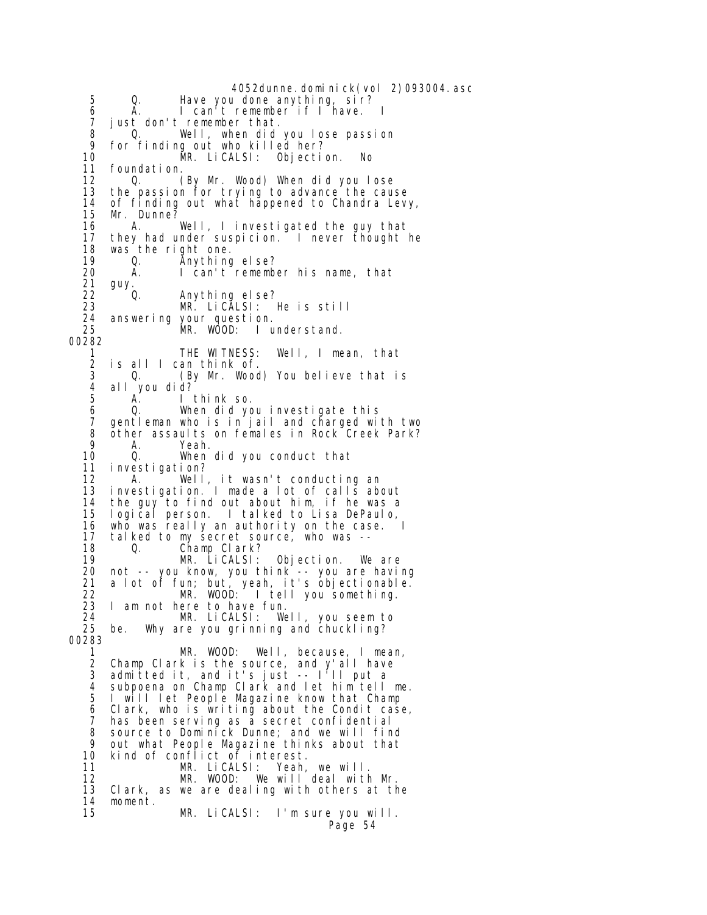5 Q. Have you done anything, sir?
6 A. I can't remember if I have. I
7 just don't remember that.
8 Q. Well, when did you lose passion
9 for finding out who killed her?
10 MR. LiCALSI: Objection. No
11 foundation.
12 Q. (By Mr. Wood) When did you lose
13 the passion for trying to advance the cause
14 of finding out what happened to Chandra Levy,
15 Mr. Dunne?
16 A. Well, I investigated the guy that
17 they had under suspicion. I never thought he
18 was the right one.
19 Q. Anything else?
20 A. I can't remember his name, that
21 guy.
22 Q. Anything else?
23 MR. LiCALSI: He is still
24 answering your question.
25 MR. WOOD: I understand.

00282

1 THE WITNESS: Well, I mean, that
2 is all I can think of.
3 Q. (By Mr. Wood) You believe that is
4 all you did?
5 A. I think so.
6 Q. When did you investigate this
7 gentleman who is in jail and charged with two
8 other assaults on females in Rock Creek Park?
9 A. Yeah.
10 Q. When did you conduct that
11 investigation?
12 A. Well, it wasn't conducting an
13 investigation. I made a lot of calls about
14 the guy to find out about him, if he was a
15 logical person. I talked to Lisa DePaulo,
16 who was really an authority on the case. I
17 talked to my secret source, who was --
18 Q. Champ Clark?
19 MR. LiCALSI: Objection. We are
20 not -- you know, you think -- you are having
21 a lot of fun; but, yeah, it's objectionable.
22 MR. WOOD: I tell you something.
23 I am not here to have fun.
24 MR. LiCALSI: Well, you seem to
25 be. Why are you grinning and chuckling?

00283

1 MR. WOOD: Well, because, I mean,
2 Champ Clark is the source, and y'all have
3 admitted it, and it's just -- I'll put a
4 subpoena on Champ Clark and let him tell me.
5 I will let People Magazine know that Champ
6 Clark, who is writing about the Condit case,
7 has been serving as a secret confidential
8 source to Dominick Dunne; and we will find
9 out what People Magazine thinks about that
10 kind of conflict of interest.
11 MR. LiCALSI: Yeah, we will.
12 MR. WOOD: We will deal with Mr.
13 Clark, as we are dealing with others at the
14 moment.
15 MR. LiCALSI: I'm sure you will.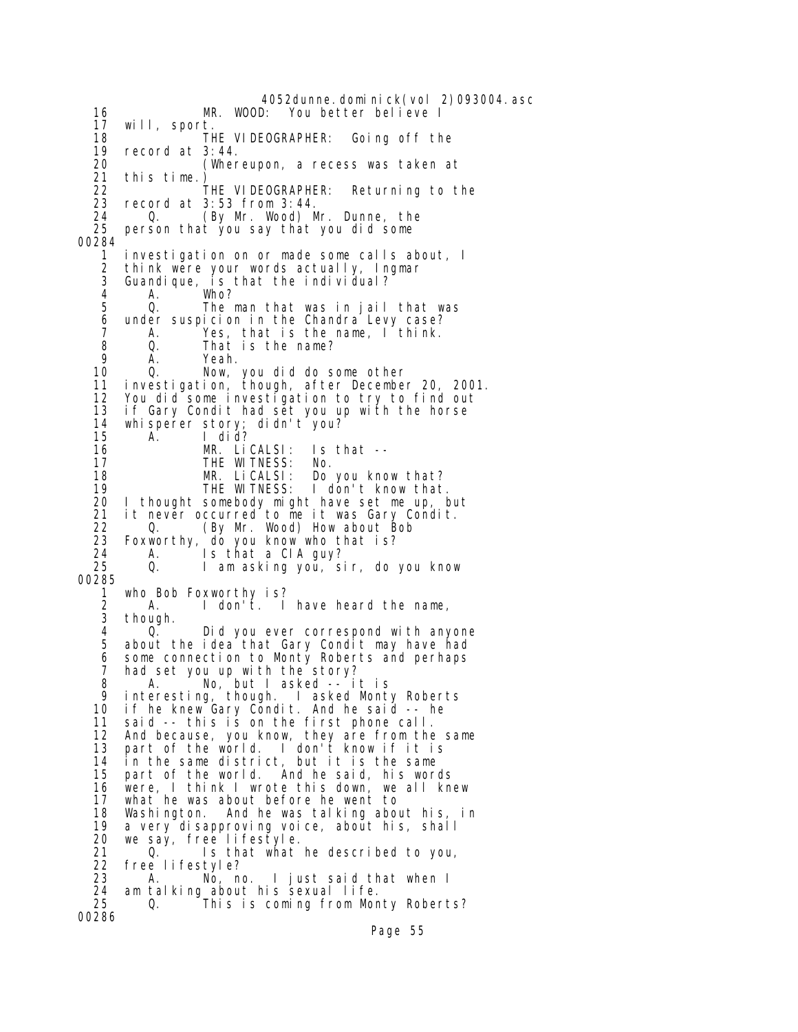```
16              MR. WOOD:  You better believe I
17   will, sport.
18              THE VIDEOGRAPHER:  Going off the
19   record at 3:44.
20              (Whereupon, a recess was taken at
21   this time.)
22              THE VIDEOGRAPHER:  Returning to the
23   record at 3:53 from 3:44.
24        Q.    (By Mr. Wood) Mr. Dunne, the
25   person that you say that you did some
00284
 1   investigation on or made some calls about, I
 2   think were your words actually, Ingmar
 3   Guandique, is that the individual?
 4        A.    Who?
 5        Q.    The man that was in jail that was
 6   under suspicion in the Chandra Levy case?
 7        A.    Yes, that is the name, I think.
 8        Q.    That is the name?
 9        A.    Yeah.
10        Q.    Now, you did do some other
11   investigation, though, after December 20, 2001.
12   You did some investigation to try to find out
13   if Gary Condit had set you up with the horse
14   whisperer story; didn't you?
15        A.    I did?
16              MR. LiCALSI:  Is that --
17              THE WITNESS:  No.
18              MR. LiCALSI:  Do you know that?
19              THE WITNESS:  I don't know that.
20   I thought somebody might have set me up, but
21   it never occurred to me it was Gary Condit.
22        Q.    (By Mr. Wood) How about Bob
23   Foxworthy, do you know who that is?
24        A.    Is that a CIA guy?
25        Q.    I am asking you, sir, do you know
00285
 1   who Bob Foxworthy is?
 2        A.    I don't.  I have heard the name,
 3   though.
 4        Q.    Did you ever correspond with anyone
 5   about the idea that Gary Condit may have had
 6   some connection to Monty Roberts and perhaps
 7   had set you up with the story?
 8        A.    No, but I asked -- it is
 9   interesting, though.  I asked Monty Roberts
10   if he knew Gary Condit. And he said -- he
11   said -- this is on the first phone call.
12   And because, you know, they are from the same
13   part of the world.  I don't know if it is
14   in the same district, but it is the same
15   part of the world.  And he said, his words
16   were, I think I wrote this down, we all knew
17   what he was about before he went to
18   Washington.  And he was talking about his, in
19   a very disapproving voice, about his, shall
20   we say, free lifestyle.
21        Q.    Is that what he described to you,
22   free lifestyle?
23        A.    No, no.  I just said that when I
24   am talking about his sexual life.
25        Q.    This is coming from Monty Roberts?
00286
```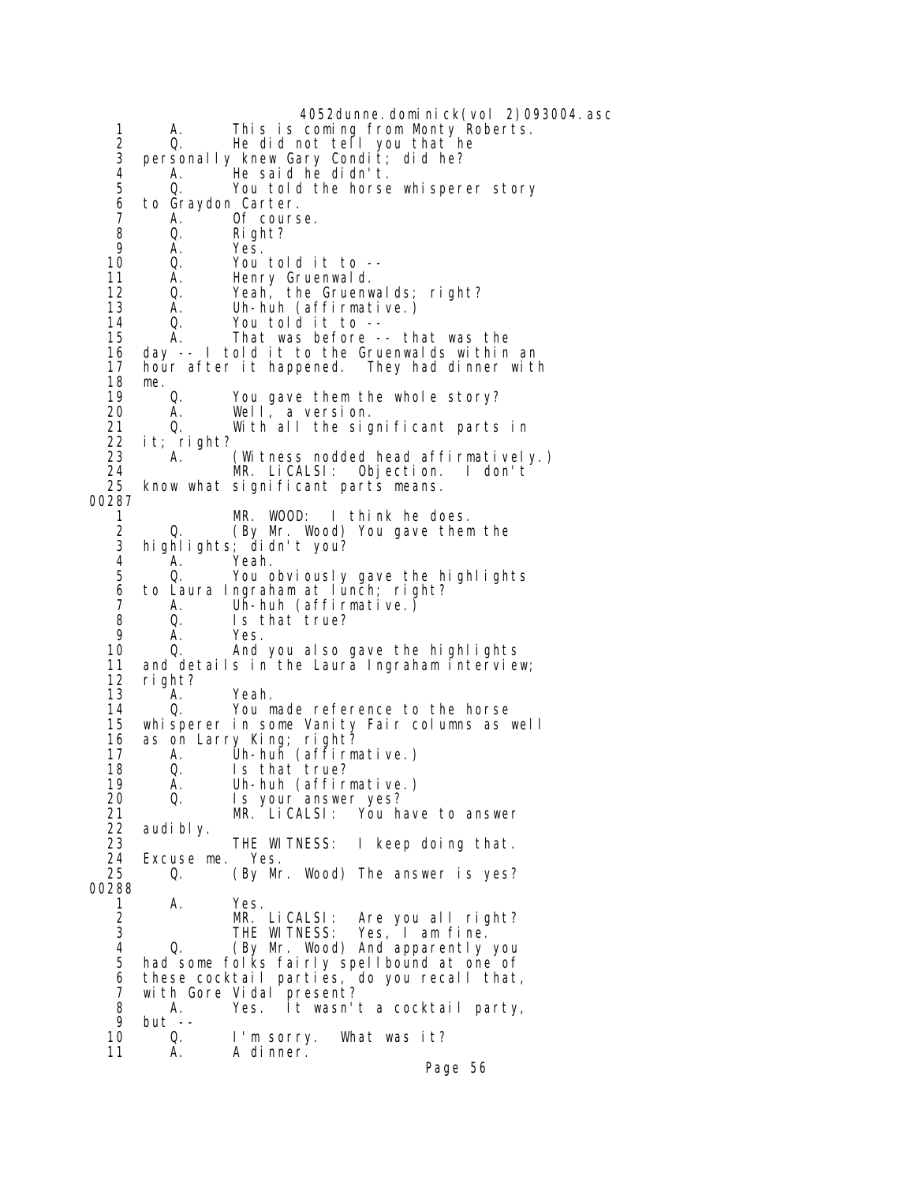```
 1      A.      This is coming from Monty Roberts.
 2      Q.      He did not tell you that he
 3   personally knew Gary Condit; did he?
 4      A.      He said he didn't.
 5      Q.      You told the horse whisperer story
 6   to Graydon Carter.
 7      A.      Of course.
 8      Q.      Right?
 9      A.      Yes.
10      Q.      You told it to --
11      A.      Henry Gruenwald.
12      Q.      Yeah, the Gruenwalds; right?
13      A.      Uh-huh (affirmative.)
14      Q.      You told it to --
15      A.      That was before -- that was the
16   day -- I told it to the Gruenwalds within an
17   hour after it happened.  They had dinner with
18   me.
19      Q.      You gave them the whole story?
20      A.      Well, a version.
21      Q.      With all the significant parts in
22   it; right?
23      A.      (Witness nodded head affirmatively.)
24              MR. LiCALSI:  Objection.  I don't
25   know what significant parts means.
00287
 1              MR. WOOD:  I think he does.
 2      Q.      (By Mr. Wood) You gave them the
 3   highlights; didn't you?
 4      A.      Yeah.
 5      Q.      You obviously gave the highlights
 6   to Laura Ingraham at lunch; right?
 7      A.      Uh-huh (affirmative.)
 8      Q.      Is that true?
 9      A.      Yes.
10      Q.      And you also gave the highlights
11   and details in the Laura Ingraham interview;
12   right?
13      A.      Yeah.
14      Q.      You made reference to the horse
15   whisperer in some Vanity Fair columns as well
16   as on Larry King; right?
17      A.      Uh-huh (affirmative.)
18      Q.      Is that true?
19      A.      Uh-huh (affirmative.)
20      Q.      Is your answer yes?
21              MR. LiCALSI:  You have to answer
22   audibly.
23              THE WITNESS:  I keep doing that.
24   Excuse me.  Yes.
25      Q.      (By Mr. Wood) The answer is yes?
00288
 1      A.      Yes.
 2              MR. LiCALSI:  Are you all right?
 3              THE WITNESS:  Yes, I am fine.
 4      Q.      (By Mr. Wood) And apparently you
 5   had some folks fairly spellbound at one of
 6   these cocktail parties, do you recall that,
 7   with Gore Vidal present?
 8      A.      Yes.  It wasn't a cocktail party,
 9   but --
10      Q.      I'm sorry.  What was it?
11      A.      A dinner.
```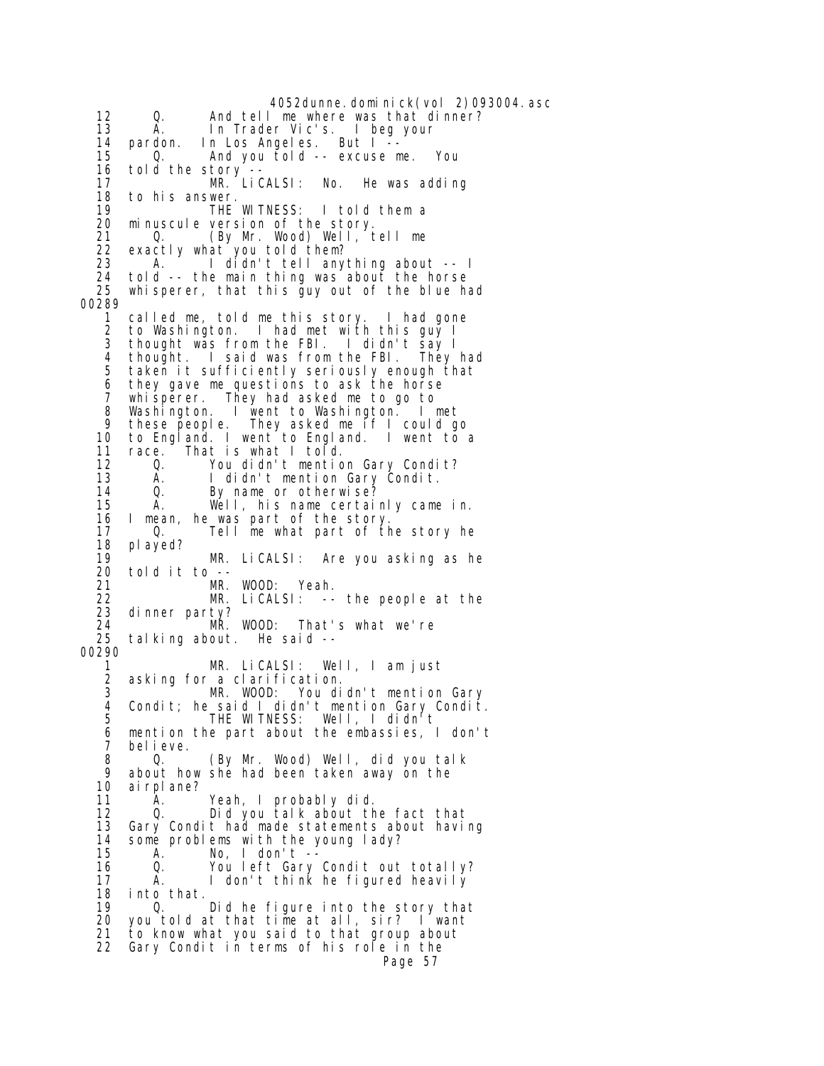```
12      Q.      And tell me where was that dinner?
13      A.      In Trader Vic's.  I beg your
14   pardon.  In Los Angeles.  But I --
15      Q.      And you told -- excuse me.  You
16   told the story --
17              MR. LiCALSI:  No.  He was adding
18   to his answer.
19              THE WITNESS:  I told them a
20   minuscule version of the story.
21      Q.      (By Mr. Wood) Well, tell me
22   exactly what you told them?
23      A.      I didn't tell anything about -- I
24   told -- the main thing was about the horse
25   whisperer, that this guy out of the blue had
00289
 1   called me, told me this story.  I had gone
 2   to Washington.  I had met with this guy I
 3   thought was from the FBI.  I didn't say I
 4   thought.  I said was from the FBI.  They had
 5   taken it sufficiently seriously enough that
 6   they gave me questions to ask the horse
 7   whisperer.  They had asked me to go to
 8   Washington.  I went to Washington.  I met
 9   these people.  They asked me if I could go
10   to England. I went to England.  I went to a
11   race.  That is what I told.
12      Q.      You didn't mention Gary Condit?
13      A.      I didn't mention Gary Condit.
14      Q.      By name or otherwise?
15      A.      Well, his name certainly came in.
16   I mean, he was part of the story.
17      Q.      Tell me what part of the story he
18   played?
19              MR. LiCALSI:  Are you asking as he
20   told it to --
21              MR. WOOD:  Yeah.
22              MR. LiCALSI:  -- the people at the
23   dinner party?
24              MR. WOOD:  That's what we're
25   talking about.  He said --
00290
 1              MR. LiCALSI:  Well, I am just
 2   asking for a clarification.
 3              MR. WOOD:  You didn't mention Gary
 4   Condit; he said I didn't mention Gary Condit.
 5              THE WITNESS:  Well, I didn't
 6   mention the part about the embassies, I don't
 7   believe.
 8      Q.      (By Mr. Wood) Well, did you talk
 9   about how she had been taken away on the
10   airplane?
11      A.      Yeah, I probably did.
12      Q.      Did you talk about the fact that
13   Gary Condit had made statements about having
14   some problems with the young lady?
15      A.      No, I don't --
16      Q.      You left Gary Condit out totally?
17      A.      I don't think he figured heavily
18   into that.
19      Q.      Did he figure into the story that
20   you told at that time at all, sir?  I want
21   to know what you said to that group about
22   Gary Condit in terms of his role in the
```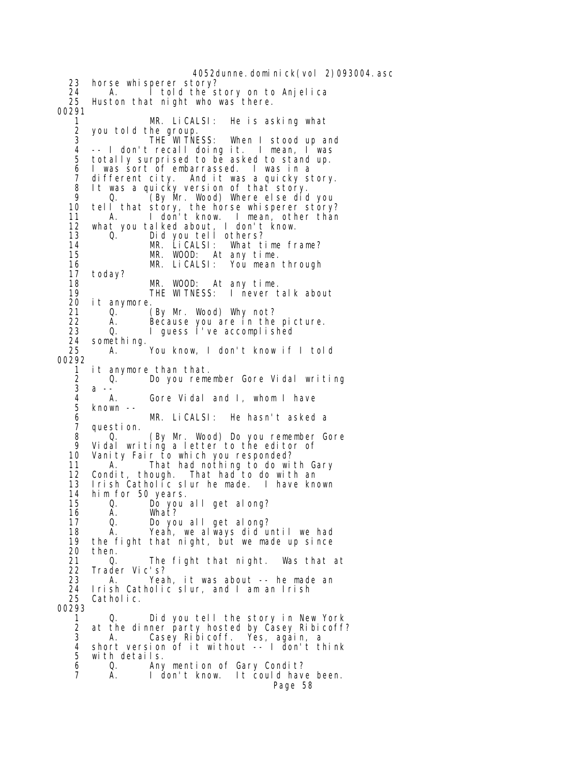23 horse whisperer story?
24 A. I told the story on to Anjelica
25 Huston that night who was there.

00291

1 MR. LiCALSI: He is asking what
2 you told the group.
3 THE WITNESS: When I stood up and
4 -- I don't recall doing it. I mean, I was
5 totally surprised to be asked to stand up.
6 I was sort of embarrassed. I was in a
7 different city. And it was a quicky story.
8 It was a quicky version of that story.
9 Q. (By Mr. Wood) Where else did you
10 tell that story, the horse whisperer story?
11 A. I don't know. I mean, other than
12 what you talked about, I don't know.
13 Q. Did you tell others?
14 MR. LiCALSI: What time frame?
15 MR. WOOD: At any time.
16 MR. LiCALSI: You mean through
17 today?
18 MR. WOOD: At any time.
19 THE WITNESS: I never talk about
20 it anymore.
21 Q. (By Mr. Wood) Why not?
22 A. Because you are in the picture.
23 Q. I guess I've accomplished
24 something.
25 A. You know, I don't know if I told

00292

1 it anymore than that.
2 Q. Do you remember Gore Vidal writing
3 a --
4 A. Gore Vidal and I, whom I have
5 known --
6 MR. LiCALSI: He hasn't asked a
7 question.
8 Q. (By Mr. Wood) Do you remember Gore
9 Vidal writing a letter to the editor of
10 Vanity Fair to which you responded?
11 A. That had nothing to do with Gary
12 Condit, though. That had to do with an
13 Irish Catholic slur he made. I have known
14 him for 50 years.
15 Q. Do you all get along?
16 A. What?
17 Q. Do you all get along?
18 A. Yeah, we always did until we had
19 the fight that night, but we made up since
20 then.
21 Q. The fight that night. Was that at
22 Trader Vic's?
23 A. Yeah, it was about -- he made an
24 Irish Catholic slur, and I am an Irish
25 Catholic.

00293

1 Q. Did you tell the story in New York
2 at the dinner party hosted by Casey Ribicoff?
3 A. Casey Ribicoff. Yes, again, a
4 short version of it without -- I don't think
5 with details.
6 Q. Any mention of Gary Condit?
7 A. I don't know. It could have been.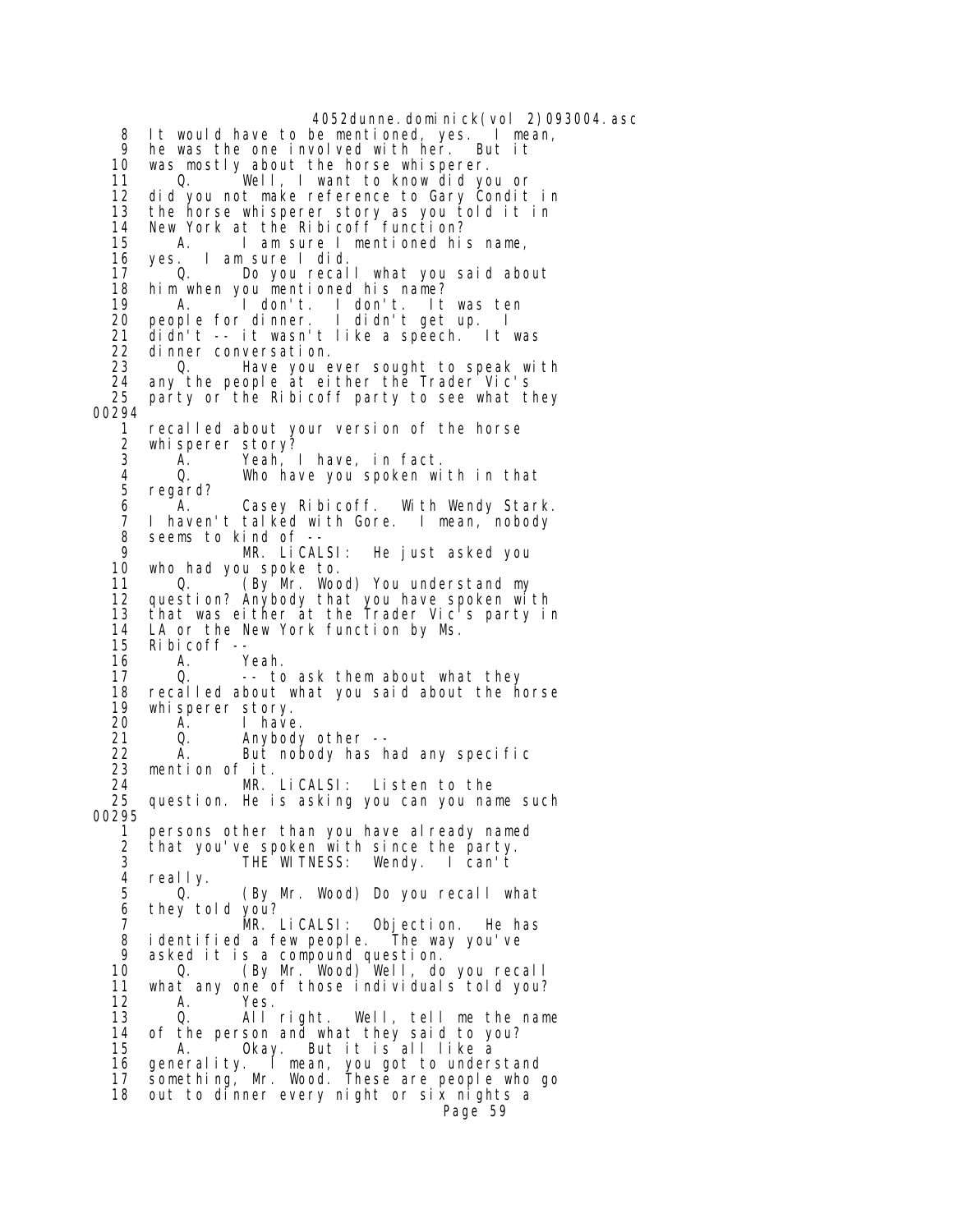8 It would have to be mentioned, yes. I mean,
9 he was the one involved with her. But it
10 was mostly about the horse whisperer.
11 Q. Well, I want to know did you or
12 did you not make reference to Gary Condit in
13 the horse whisperer story as you told it in
14 New York at the Ribicoff function?
15 A. I am sure I mentioned his name,
16 yes. I am sure I did.
17 Q. Do you recall what you said about
18 him when you mentioned his name?
19 A. I don't. I don't. It was ten
20 people for dinner. I didn't get up. I
21 didn't -- it wasn't like a speech. It was
22 dinner conversation.
23 Q. Have you ever sought to speak with
24 any the people at either the Trader Vic's
25 party or the Ribicoff party to see what they

00294

1 recalled about your version of the horse
2 whisperer story?
3 A. Yeah, I have, in fact.
4 Q. Who have you spoken with in that
5 regard?
6 A. Casey Ribicoff. With Wendy Stark.
7 I haven't talked with Gore. I mean, nobody
8 seems to kind of --
9 MR. LiCALSI: He just asked you
10 who had you spoke to.
11 Q. (By Mr. Wood) You understand my
12 question? Anybody that you have spoken with
13 that was either at the Trader Vic's party in
14 LA or the New York function by Ms.
15 Ribicoff --
16 A. Yeah.
17 Q. -- to ask them about what they
18 recalled about what you said about the horse
19 whisperer story.
20 A. I have.
21 Q. Anybody other --
22 A. But nobody has had any specific
23 mention of it.
24 MR. LiCALSI: Listen to the
25 question. He is asking you can you name such

00295

1 persons other than you have already named
2 that you've spoken with since the party.
3 THE WITNESS: Wendy. I can't
4 really.
5 Q. (By Mr. Wood) Do you recall what
6 they told you?
7 MR. LiCALSI: Objection. He has
8 identified a few people. The way you've
9 asked it is a compound question.
10 Q. (By Mr. Wood) Well, do you recall
11 what any one of those individuals told you?
12 A. Yes.
13 Q. All right. Well, tell me the name
14 of the person and what they said to you?
15 A. Okay. But it is all like a
16 generality. I mean, you got to understand
17 something, Mr. Wood. These are people who go
18 out to dinner every night or six nights a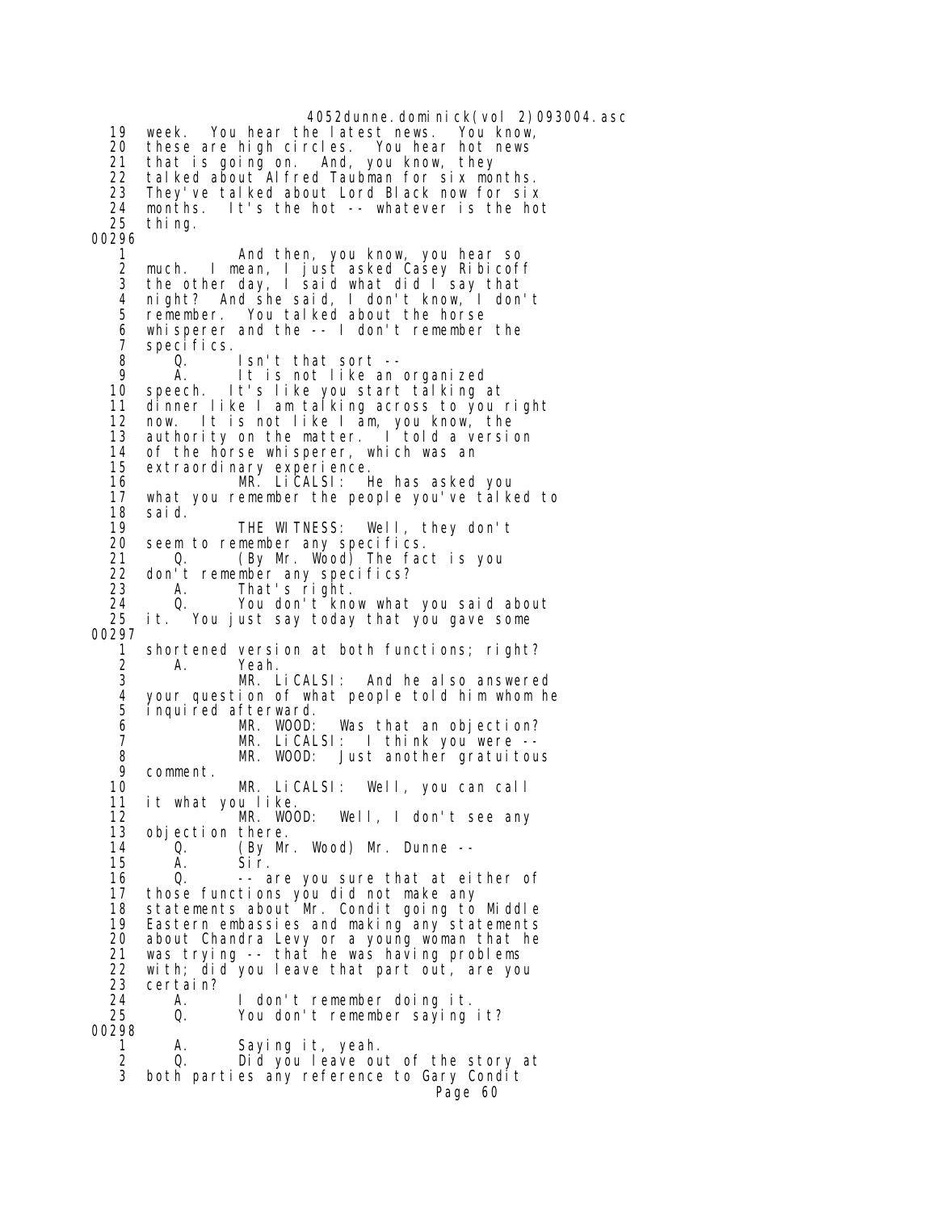19 week. You hear the latest news. You know,
20 these are high circles. You hear hot news
21 that is going on. And, you know, they
22 talked about Alfred Taubman for six months.
23 They've talked about Lord Black now for six
24 months. It's the hot -- whatever is the hot
25 thing.

00296

1 And then, you know, you hear so
2 much. I mean, I just asked Casey Ribicoff
3 the other day, I said what did I say that
4 night? And she said, I don't know, I don't
5 remember. You talked about the horse
6 whisperer and the -- I don't remember the
7 specifics.
8 Q. Isn't that sort --
9 A. It is not like an organized
10 speech. It's like you start talking at
11 dinner like I am talking across to you right
12 now. It is not like I am, you know, the
13 authority on the matter. I told a version
14 of the horse whisperer, which was an
15 extraordinary experience.
16 MR. LiCALSI: He has asked you
17 what you remember the people you've talked to
18 said.
19 THE WITNESS: Well, they don't
20 seem to remember any specifics.
21 Q. (By Mr. Wood) The fact is you
22 don't remember any specifics?
23 A. That's right.
24 Q. You don't know what you said about
25 it. You just say today that you gave some

00297

1 shortened version at both functions; right?
2 A. Yeah.
3 MR. LiCALSI: And he also answered
4 your question of what people told him whom he
5 inquired afterward.
6 MR. WOOD: Was that an objection?
7 MR. LiCALSI: I think you were --
8 MR. WOOD: Just another gratuitous
9 comment.
10 MR. LiCALSI: Well, you can call
11 it what you like.
12 MR. WOOD: Well, I don't see any
13 objection there.
14 Q. (By Mr. Wood) Mr. Dunne --
15 A. Sir.
16 Q. -- are you sure that at either of
17 those functions you did not make any
18 statements about Mr. Condit going to Middle
19 Eastern embassies and making any statements
20 about Chandra Levy or a young woman that he
21 was trying -- that he was having problems
22 with; did you leave that part out, are you
23 certain?
24 A. I don't remember doing it.
25 Q. You don't remember saying it?

00298

1 A. Saying it, yeah.
2 Q. Did you leave out of the story at
3 both parties any reference to Gary Condit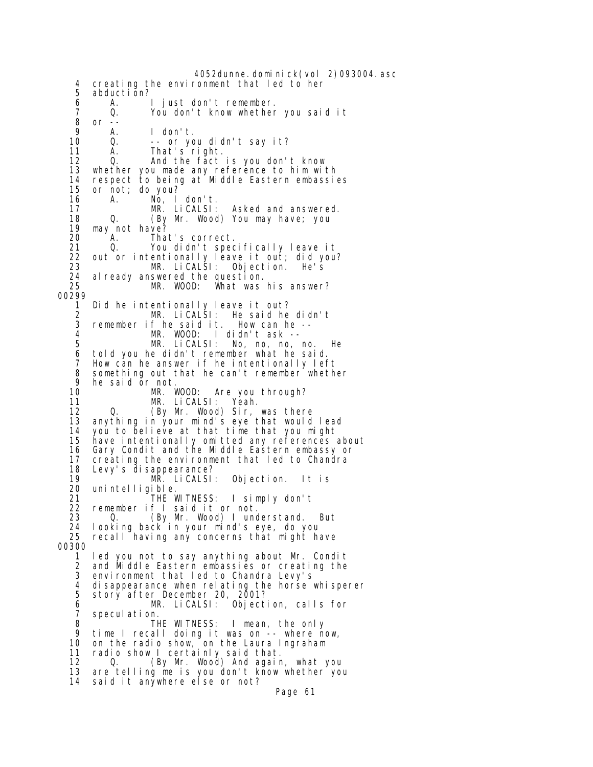4 creating the environment that led to her
5 abduction?
6 A. I just don't remember.
7 Q. You don't know whether you said it
8 or --
9 A. I don't.
10 Q. -- or you didn't say it?
11 A. That's right.
12 Q. And the fact is you don't know
13 whether you made any reference to him with
14 respect to being at Middle Eastern embassies
15 or not; do you?
16 A. No, I don't.
17 MR. LiCALSI: Asked and answered.
18 Q. (By Mr. Wood) You may have; you
19 may not have?
20 A. That's correct.
21 Q. You didn't specifically leave it
22 out or intentionally leave it out; did you?
23 MR. LiCALSI: Objection. He's
24 already answered the question.
25 MR. WOOD: What was his answer?

00299

1 Did he intentionally leave it out?
2 MR. LiCALSI: He said he didn't
3 remember if he said it. How can he --
4 MR. WOOD: I didn't ask --
5 MR. LiCALSI: No, no, no, no. He
6 told you he didn't remember what he said.
7 How can he answer if he intentionally left
8 something out that he can't remember whether
9 he said or not.
10 MR. WOOD: Are you through?
11 MR. LiCALSI: Yeah.
12 Q. (By Mr. Wood) Sir, was there
13 anything in your mind's eye that would lead
14 you to believe at that time that you might
15 have intentionally omitted any references about
16 Gary Condit and the Middle Eastern embassy or
17 creating the environment that led to Chandra
18 Levy's disappearance?
19 MR. LiCALSI: Objection. It is
20 unintelligible.
21 THE WITNESS: I simply don't
22 remember if I said it or not.
23 Q. (By Mr. Wood) I understand. But
24 looking back in your mind's eye, do you
25 recall having any concerns that might have

00300

1 led you not to say anything about Mr. Condit
2 and Middle Eastern embassies or creating the
3 environment that led to Chandra Levy's
4 disappearance when relating the horse whisperer
5 story after December 20, 2001?
6 MR. LiCALSI: Objection, calls for
7 speculation.
8 THE WITNESS: I mean, the only
9 time I recall doing it was on -- where now,
10 on the radio show, on the Laura Ingraham
11 radio show I certainly said that.
12 Q. (By Mr. Wood) And again, what you
13 are telling me is you don't know whether you
14 said it anywhere else or not?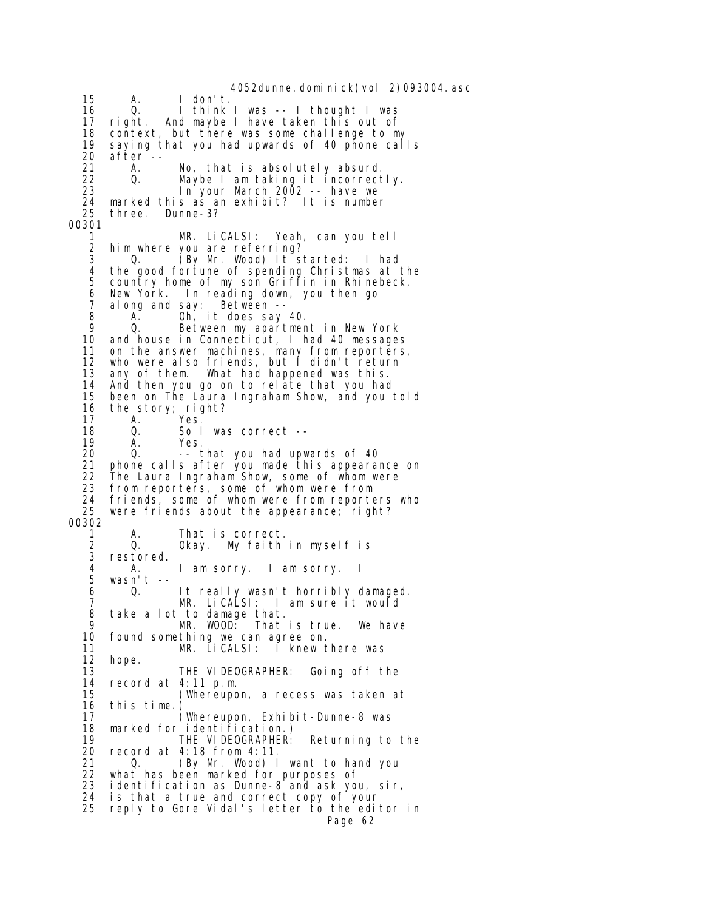15 A. I don't.
16 Q. I think I was -- I thought I was
17 right. And maybe I have taken this out of
18 context, but there was some challenge to my
19 saying that you had upwards of 40 phone calls
20 after --
21 A. No, that is absolutely absurd.
22 Q. Maybe I am taking it incorrectly.
23 In your March 2002 -- have we
24 marked this as an exhibit? It is number
25 three. Dunne-3?

00301

1 MR. LiCALSI: Yeah, can you tell
2 him where you are referring?
3 Q. (By Mr. Wood) It started: I had
4 the good fortune of spending Christmas at the
5 country home of my son Griffin in Rhinebeck,
6 New York. In reading down, you then go
7 along and say: Between --
8 A. Oh, it does say 40.
9 Q. Between my apartment in New York
10 and house in Connecticut, I had 40 messages
11 on the answer machines, many from reporters,
12 who were also friends, but I didn't return
13 any of them. What had happened was this.
14 And then you go on to relate that you had
15 been on The Laura Ingraham Show, and you told
16 the story; right?
17 A. Yes.
18 Q. So I was correct --
19 A. Yes.
20 Q. -- that you had upwards of 40
21 phone calls after you made this appearance on
22 The Laura Ingraham Show, some of whom were
23 from reporters, some of whom were from
24 friends, some of whom were from reporters who
25 were friends about the appearance; right?

00302

1 A. That is correct.
2 Q. Okay. My faith in myself is
3 restored.
4 A. I am sorry. I am sorry. I
5 wasn't --
6 Q. It really wasn't horribly damaged.
7 MR. LiCALSI: I am sure it would
8 take a lot to damage that.
9 MR. WOOD: That is true. We have
10 found something we can agree on.
11 MR. LiCALSI: I knew there was
12 hope.
13 THE VIDEOGRAPHER: Going off the
14 record at 4:11 p.m.
15 (Whereupon, a recess was taken at
16 this time.)
17 (Whereupon, Exhibit-Dunne-8 was
18 marked for identification.)
19 THE VIDEOGRAPHER: Returning to the
20 record at 4:18 from 4:11.
21 Q. (By Mr. Wood) I want to hand you
22 what has been marked for purposes of
23 identification as Dunne-8 and ask you, sir,
24 is that a true and correct copy of your
25 reply to Gore Vidal's letter to the editor in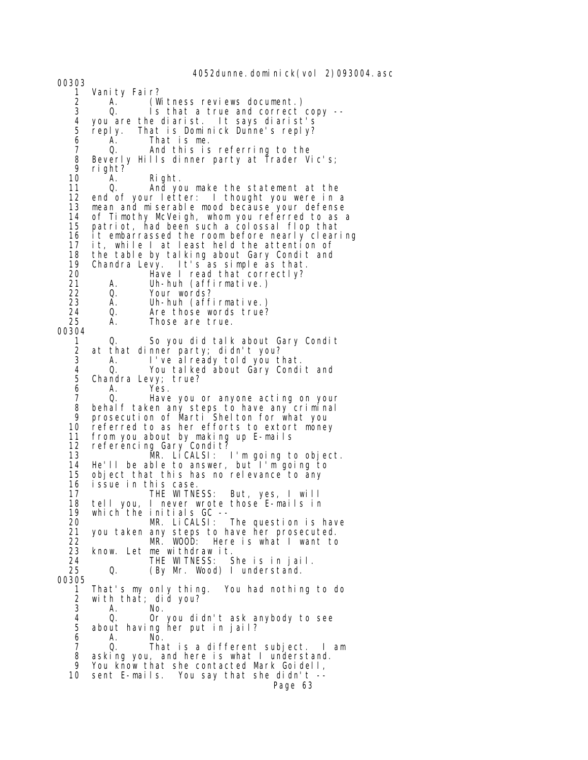00303

1 Vanity Fair?
2 A. (Witness reviews document.)
3 Q. Is that a true and correct copy --
4 you are the diarist. It says diarist's
5 reply. That is Dominick Dunne's reply?
6 A. That is me.
7 Q. And this is referring to the
8 Beverly Hills dinner party at Trader Vic's;
9 right?
10 A. Right.
11 Q. And you make the statement at the
12 end of your letter: I thought you were in a
13 mean and miserable mood because your defense
14 of Timothy McVeigh, whom you referred to as a
15 patriot, had been such a colossal flop that
16 it embarrassed the room before nearly clearing
17 it, while I at least held the attention of
18 the table by talking about Gary Condit and
19 Chandra Levy. It's as simple as that.
20 Have I read that correctly?
21 A. Uh-huh (affirmative.)
22 Q. Your words?
23 A. Uh-huh (affirmative.)
24 Q. Are those words true?
25 A. Those are true.

00304

1 Q. So you did talk about Gary Condit
2 at that dinner party; didn't you?
3 A. I've already told you that.
4 Q. You talked about Gary Condit and
5 Chandra Levy; true?
6 A. Yes.
7 Q. Have you or anyone acting on your
8 behalf taken any steps to have any criminal
9 prosecution of Marti Shelton for what you
10 referred to as her efforts to extort money
11 from you about by making up E-mails
12 referencing Gary Condit?
13 MR. LiCALSI: I'm going to object.
14 He'll be able to answer, but I'm going to
15 object that this has no relevance to any
16 issue in this case.
17 THE WITNESS: But, yes, I will
18 tell you, I never wrote those E-mails in
19 which the initials GC --
20 MR. LiCALSI: The question is have
21 you taken any steps to have her prosecuted.
22 MR. WOOD: Here is what I want to
23 know. Let me withdraw it.
24 THE WITNESS: She is in jail.
25 Q. (By Mr. Wood) I understand.

00305

1 That's my only thing. You had nothing to do
2 with that; did you?
3 A. No.
4 Q. Or you didn't ask anybody to see
5 about having her put in jail?
6 A. No.
7 Q. That is a different subject. I am
8 asking you, and here is what I understand.
9 You know that she contacted Mark Goidell,
10 sent E-mails. You say that she didn't --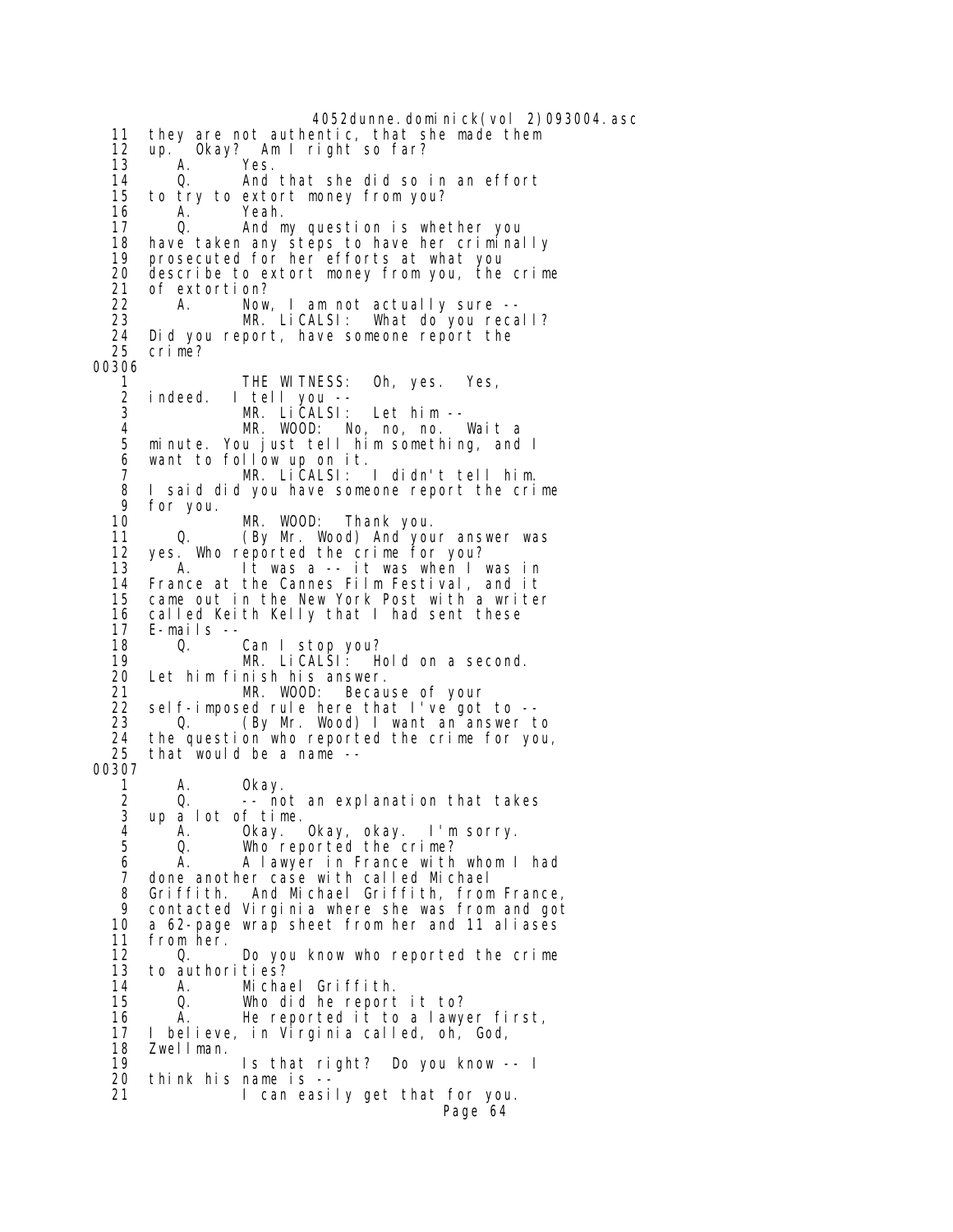11 they are not authentic, that she made them
12 up. Okay? Am I right so far?
13 A. Yes.
14 Q. And that she did so in an effort
15 to try to extort money from you?
16 A. Yeah.
17 Q. And my question is whether you
18 have taken any steps to have her criminally
19 prosecuted for her efforts at what you
20 describe to extort money from you, the crime
21 of extortion?
22 A. Now, I am not actually sure --
23 MR. LiCALSI: What do you recall?
24 Did you report, have someone report the
25 crime?

00306

1 THE WITNESS: Oh, yes. Yes,
2 indeed. I tell you --
3 MR. LiCALSI: Let him --
4 MR. WOOD: No, no, no. Wait a
5 minute. You just tell him something, and I
6 want to follow up on it.
7 MR. LiCALSI: I didn't tell him.
8 I said did you have someone report the crime
9 for you.
10 MR. WOOD: Thank you.
11 Q. (By Mr. Wood) And your answer was
12 yes. Who reported the crime for you?
13 A. It was a -- it was when I was in
14 France at the Cannes Film Festival, and it
15 came out in the New York Post with a writer
16 called Keith Kelly that I had sent these
17 E-mails --
18 Q. Can I stop you?
19 MR. LiCALSI: Hold on a second.
20 Let him finish his answer.
21 MR. WOOD: Because of your
22 self-imposed rule here that I've got to --
23 Q. (By Mr. Wood) I want an answer to
24 the question who reported the crime for you,
25 that would be a name --

00307

1 A. Okay.
2 Q. -- not an explanation that takes
3 up a lot of time.
4 A. Okay. Okay, okay. I'm sorry.
5 Q. Who reported the crime?
6 A. A lawyer in France with whom I had
7 done another case with called Michael
8 Griffith. And Michael Griffith, from France,
9 contacted Virginia where she was from and got
10 a 62-page wrap sheet from her and 11 aliases
11 from her.
12 Q. Do you know who reported the crime
13 to authorities?
14 A. Michael Griffith.
15 Q. Who did he report it to?
16 A. He reported it to a lawyer first,
17 I believe, in Virginia called, oh, God,
18 Zwellman.
19 Is that right? Do you know -- I
20 think his name is --
21 I can easily get that for you.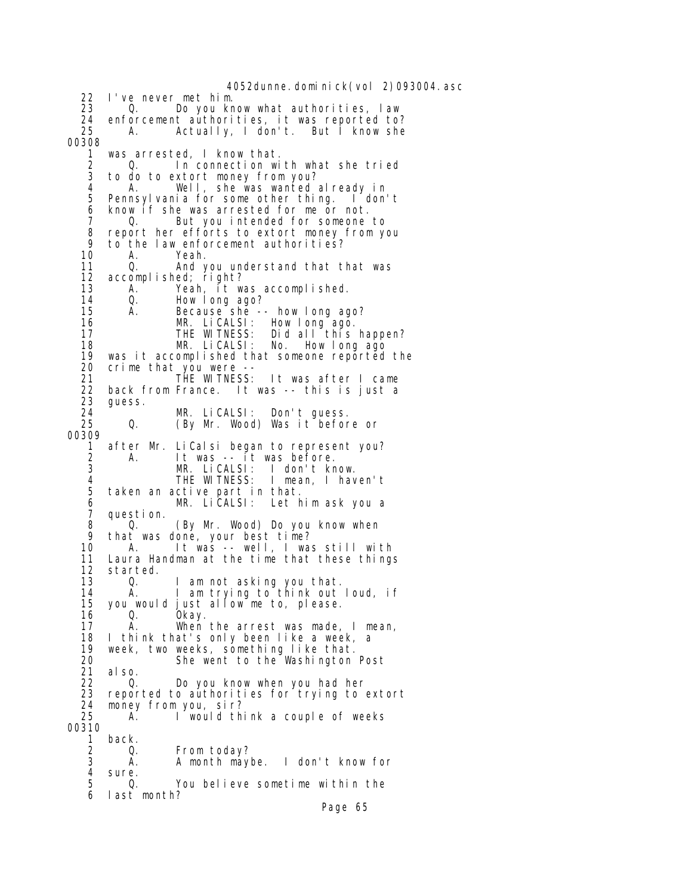22 I've never met him.
23 Q. Do you know what authorities, law
24 enforcement authorities, it was reported to?
25 A. Actually, I don't. But I know she
00308
1 was arrested, I know that.
2 Q. In connection with what she tried
3 to do to extort money from you?
4 A. Well, she was wanted already in
5 Pennsylvania for some other thing. I don't
6 know if she was arrested for me or not.
7 Q. But you intended for someone to
8 report her efforts to extort money from you
9 to the law enforcement authorities?
10 A. Yeah.
11 Q. And you understand that that was
12 accomplished; right?
13 A. Yeah, it was accomplished.
14 Q. How long ago?
15 A. Because she -- how long ago?
16 MR. LiCALSI: How long ago.
17 THE WITNESS: Did all this happen?
18 MR. LiCALSI: No. How long ago
19 was it accomplished that someone reported the
20 crime that you were --
21 THE WITNESS: It was after I came
22 back from France. It was -- this is just a
23 guess.
24 MR. LiCALSI: Don't guess.
25 Q. (By Mr. Wood) Was it before or
00309
1 after Mr. LiCalsi began to represent you?
2 A. It was -- it was before.
3 MR. LiCALSI: I don't know.
4 THE WITNESS: I mean, I haven't
5 taken an active part in that.
6 MR. LiCALSI: Let him ask you a
7 question.
8 Q. (By Mr. Wood) Do you know when
9 that was done, your best time?
10 A. It was -- well, I was still with
11 Laura Handman at the time that these things
12 started.
13 Q. I am not asking you that.
14 A. I am trying to think out loud, if
15 you would just allow me to, please.
16 Q. Okay.
17 A. When the arrest was made, I mean,
18 I think that's only been like a week, a
19 week, two weeks, something like that.
20 She went to the Washington Post
21 also.
22 Q. Do you know when you had her
23 reported to authorities for trying to extort
24 money from you, sir?
25 A. I would think a couple of weeks
00310
1 back.
2 Q. From today?
3 A. A month maybe. I don't know for
4 sure.
5 Q. You believe sometime within the
6 last month?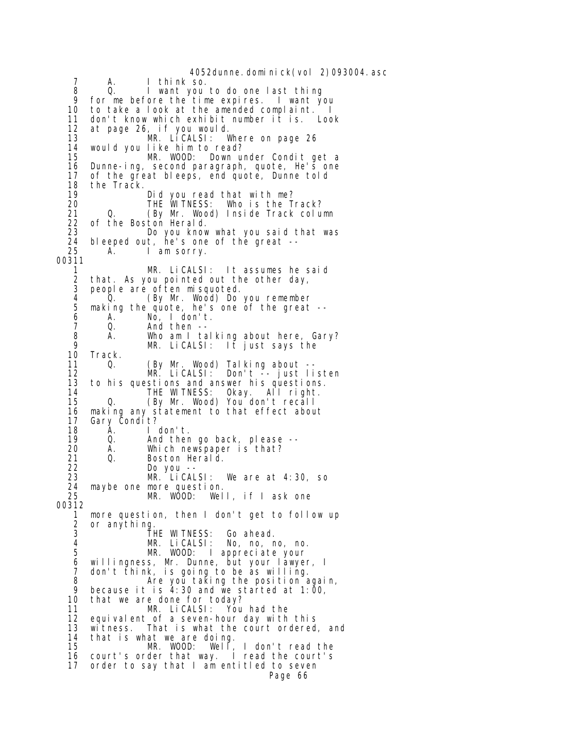```
 7      A.      I think so.
 8      Q.      I want you to do one last thing
 9   for me before the time expires.  I want you
10   to take a look at the amended complaint.  I
11   don't know which exhibit number it is.  Look
12   at page 26, if you would.
13              MR. LiCALSI:  Where on page 26
14   would you like him to read?
15              MR. WOOD:  Down under Condit get a
16   Dunne-ing, second paragraph, quote, He's one
17   of the great bleeps, end quote, Dunne told
18   the Track.
19              Did you read that with me?
20              THE WITNESS:  Who is the Track?
21      Q.      (By Mr. Wood) Inside Track column
22   of the Boston Herald.
23              Do you know what you said that was
24   bleeped out, he's one of the great --
25      A.      I am sorry.
00311
 1              MR. LiCALSI:  It assumes he said
 2   that. As you pointed out the other day,
 3   people are often misquoted.
 4      Q.      (By Mr. Wood) Do you remember
 5   making the quote, he's one of the great --
 6      A.      No, I don't.
 7      Q.      And then --
 8      A.      Who am I talking about here, Gary?
 9              MR. LiCALSI:  It just says the
10   Track.
11      Q.      (By Mr. Wood) Talking about --
12              MR. LiCALSI:  Don't -- just listen
13   to his questions and answer his questions.
14              THE WITNESS:  Okay.  All right.
15      Q.      (By Mr. Wood) You don't recall
16   making any statement to that effect about
17   Gary Condit?
18      A.      I don't.
19      Q.      And then go back, please --
20      A.      Which newspaper is that?
21      Q.      Boston Herald.
22              Do you --
23              MR. LiCALSI:  We are at 4:30, so
24   maybe one more question.
25              MR. WOOD:  Well, if I ask one
00312
 1   more question, then I don't get to follow up
 2   or anything.
 3              THE WITNESS:  Go ahead.
 4              MR. LiCALSI:  No, no, no, no.
 5              MR. WOOD:  I appreciate your
 6   willingness, Mr. Dunne, but your lawyer, I
 7   don't think, is going to be as willing.
 8              Are you taking the position again,
 9   because it is 4:30 and we started at 1:00,
10   that we are done for today?
11              MR. LiCALSI:  You had the
12   equivalent of a seven-hour day with this
13   witness.  That is what the court ordered, and
14   that is what we are doing.
15              MR. WOOD:  Well, I don't read the
16   court's order that way.  I read the court's
17   order to say that I am entitled to seven
```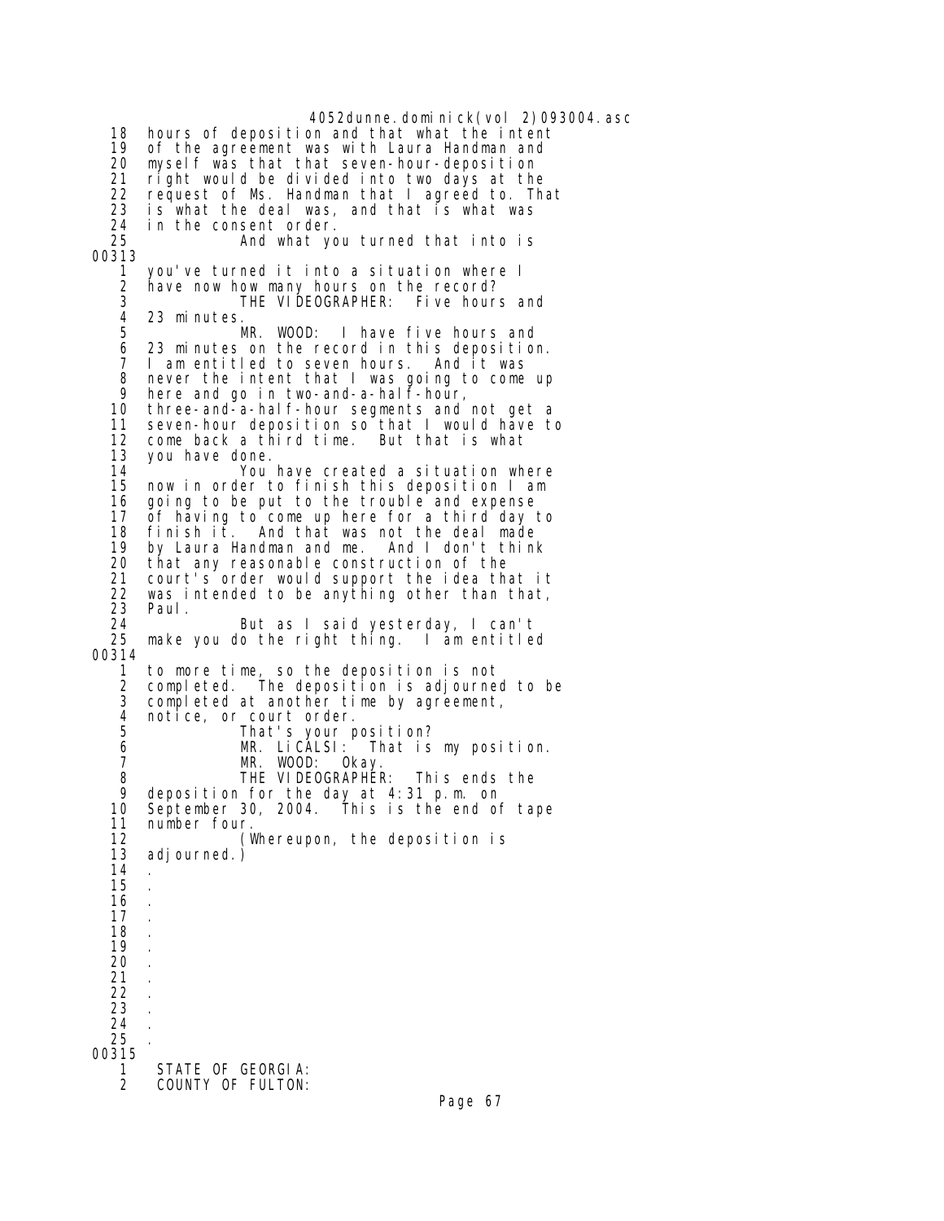```
   18  hours of deposition and that what the intent
   19  of the agreement was with Laura Handman and
   20  myself was that that seven-hour-deposition
   21  right would be divided into two days at the
   22  request of Ms. Handman that I agreed to. That
   23  is what the deal was, and that is what was
   24  in the consent order.
   25            And what you turned that into is
00313
    1  you've turned it into a situation where I
    2  have now how many hours on the record?
    3            THE VIDEOGRAPHER:  Five hours and
    4  23 minutes.
    5            MR. WOOD:  I have five hours and
    6  23 minutes on the record in this deposition.
    7  I am entitled to seven hours.  And it was
    8  never the intent that I was going to come up
    9  here and go in two-and-a-half-hour,
   10  three-and-a-half-hour segments and not get a
   11  seven-hour deposition so that I would have to
   12  come back a third time.  But that is what
   13  you have done.
   14            You have created a situation where
   15  now in order to finish this deposition I am
   16  going to be put to the trouble and expense
   17  of having to come up here for a third day to
   18  finish it.  And that was not the deal made
   19  by Laura Handman and me.  And I don't think
   20  that any reasonable construction of the
   21  court's order would support the idea that it
   22  was intended to be anything other than that,
   23  Paul.
   24            But as I said yesterday, I can't
   25  make you do the right thing.  I am entitled
00314
    1  to more time, so the deposition is not
    2  completed.  The deposition is adjourned to be
    3  completed at another time by agreement,
    4  notice, or court order.
    5            That's your position?
    6            MR. LiCALSI:  That is my position.
    7            MR. WOOD:  Okay.
    8            THE VIDEOGRAPHER:  This ends the
    9  deposition for the day at 4:31 p.m. on
   10  September 30, 2004.  This is the end of tape
   11  number four.
   12            (Whereupon, the deposition is
   13  adjourned.)
   14  .
   15  .
   16  .
   17  .
   18  .
   19  .
   20  .
   21  .
   22  .
   23  .
   24  .
   25  .
00315
    1   STATE OF GEORGIA:
    2   COUNTY OF FULTON:
```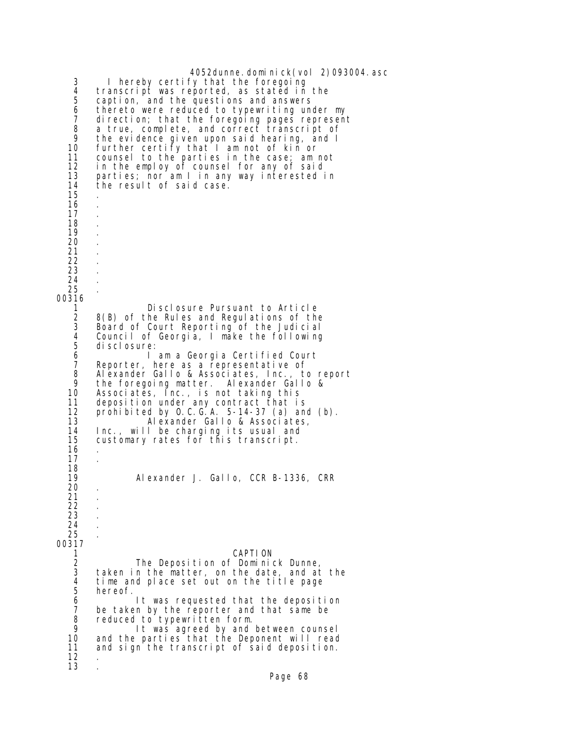4052dunne.dominick(vol 2)093004.asc

3 I hereby certify that the foregoing
4 transcript was reported, as stated in the
5 caption, and the questions and answers
6 thereto were reduced to typewriting under my
7 direction; that the foregoing pages represent
8 a true, complete, and correct transcript of
9 the evidence given upon said hearing, and I
10 further certify that I am not of kin or
11 counsel to the parties in the case; am not
12 in the employ of counsel for any of said
13 parties; nor am I in any way interested in
14 the result of said case.
15 .
16 .
17 .
18 .
19 .
20 .
21 .
22 .
23 .
24 .
25 .

00316

1 Disclosure Pursuant to Article
2 8(B) of the Rules and Regulations of the
3 Board of Court Reporting of the Judicial
4 Council of Georgia, I make the following
5 disclosure:
6 I am a Georgia Certified Court
7 Reporter, here as a representative of
8 Alexander Gallo & Associates, Inc., to report
9 the foregoing matter. Alexander Gallo &
10 Associates, Inc., is not taking this
11 deposition under any contract that is
12 prohibited by O.C.G.A. 5-14-37 (a) and (b).
13 Alexander Gallo & Associates,
14 Inc., will be charging its usual and
15 customary rates for this transcript.
16 .
17 .
18
19 Alexander J. Gallo, CCR B-1336, CRR
20 .
21 .
22 .
23 .
24 .
25 .

00317

1 CAPTION
2 The Deposition of Dominick Dunne,
3 taken in the matter, on the date, and at the
4 time and place set out on the title page
5 hereof.
6 It was requested that the deposition
7 be taken by the reporter and that same be
8 reduced to typewritten form.
9 It was agreed by and between counsel
10 and the parties that the Deponent will read
11 and sign the transcript of said deposition.
12 .
13 .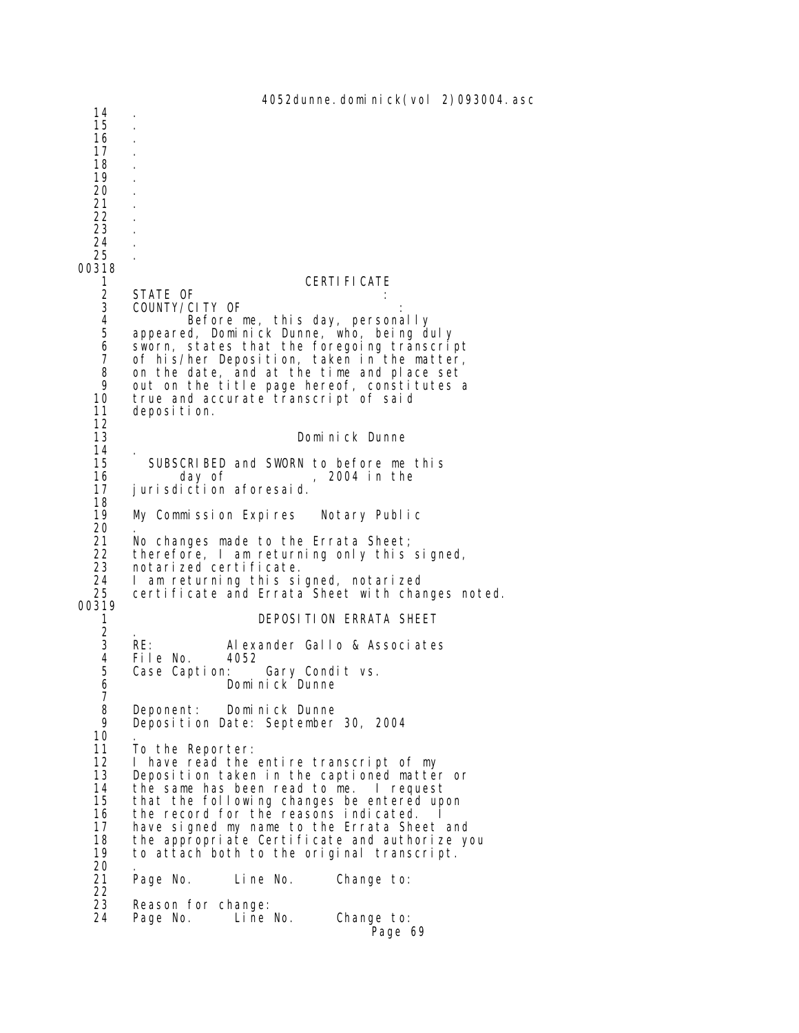14 .
15 .
16 .
17 .
18 .
19 .
20 .
21 .
22 .
23 .
24 .
25 .

00318

1 CERTIFICATE
2 STATE OF :
3 COUNTY/CITY OF :
4 Before me, this day, personally
5 appeared, Dominick Dunne, who, being duly
6 sworn, states that the foregoing transcript
7 of his/her Deposition, taken in the matter,
8 on the date, and at the time and place set
9 out on the title page hereof, constitutes a
10 true and accurate transcript of said
11 deposition.
12
13 Dominick Dunne
14 .
15 SUBSCRIBED and SWORN to before me this
16 day of , 2004 in the
17 jurisdiction aforesaid.
18
19 My Commission Expires Notary Public
20 .
21 No changes made to the Errata Sheet;
22 therefore, I am returning only this signed,
23 notarized certificate.
24 I am returning this signed, notarized
25 certificate and Errata Sheet with changes noted.

00319

1 DEPOSITION ERRATA SHEET
2 .
3 RE: Alexander Gallo & Associates
4 File No. 4052
5 Case Caption: Gary Condit vs.
6 Dominick Dunne
7
8 Deponent: Dominick Dunne
9 Deposition Date: September 30, 2004
10 .
11 To the Reporter:
12 I have read the entire transcript of my
13 Deposition taken in the captioned matter or
14 the same has been read to me. I request
15 that the following changes be entered upon
16 the record for the reasons indicated. I
17 have signed my name to the Errata Sheet and
18 the appropriate Certificate and authorize you
19 to attach both to the original transcript.
20 .
21 Page No. Line No. Change to:
22
23 Reason for change:
24 Page No. Line No. Change to: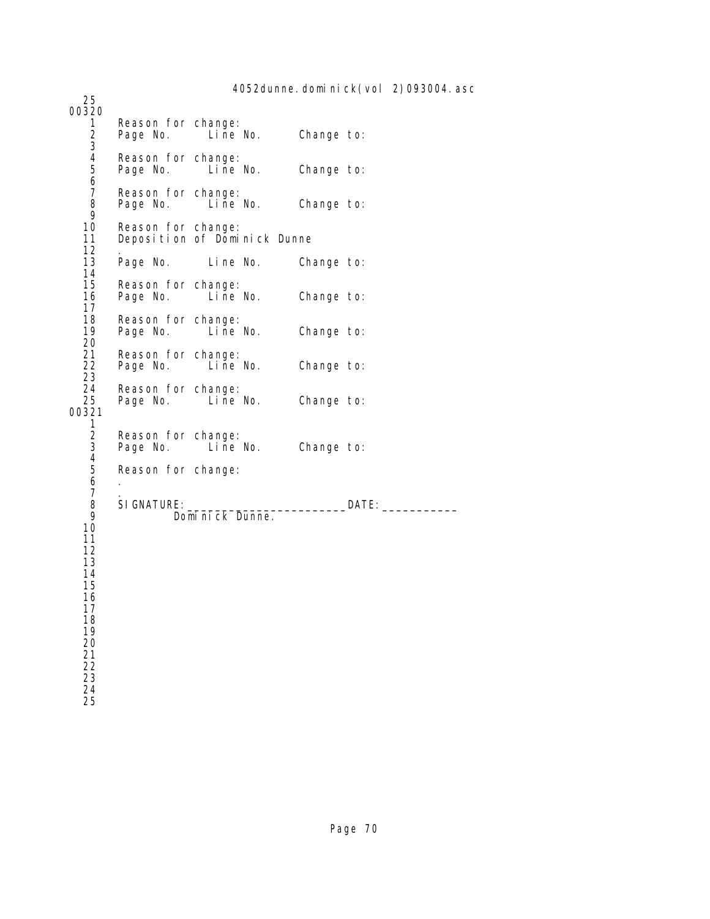```
  25
00320
   1    Reason for change:
   2    Page No.      Line No.      Change to:
   3
   4    Reason for change:
   5    Page No.      Line No.      Change to:
   6
   7    Reason for change:
   8    Page No.      Line No.      Change to:
   9
  10    Reason for change:
  11    Deposition of Dominick Dunne
  12    .
  13    Page No.      Line No.      Change to:
  14
  15    Reason for change:
  16    Page No.      Line No.      Change to:
  17
  18    Reason for change:
  19    Page No.      Line No.      Change to:
  20
  21    Reason for change:
  22    Page No.      Line No.      Change to:
  23
  24    Reason for change:
  25    Page No.      Line No.      Change to:
00321
   1
   2    Reason for change:
   3    Page No.      Line No.      Change to:
   4
   5    Reason for change:
   6    .
   7    .
   8    SIGNATURE:_______________________DATE:___________
   9              Dominick Dunne.
  10
  11
  12
  13
  14
  15
  16
  17
  18
  19
  20
  21
  22
  23
  24
  25
```